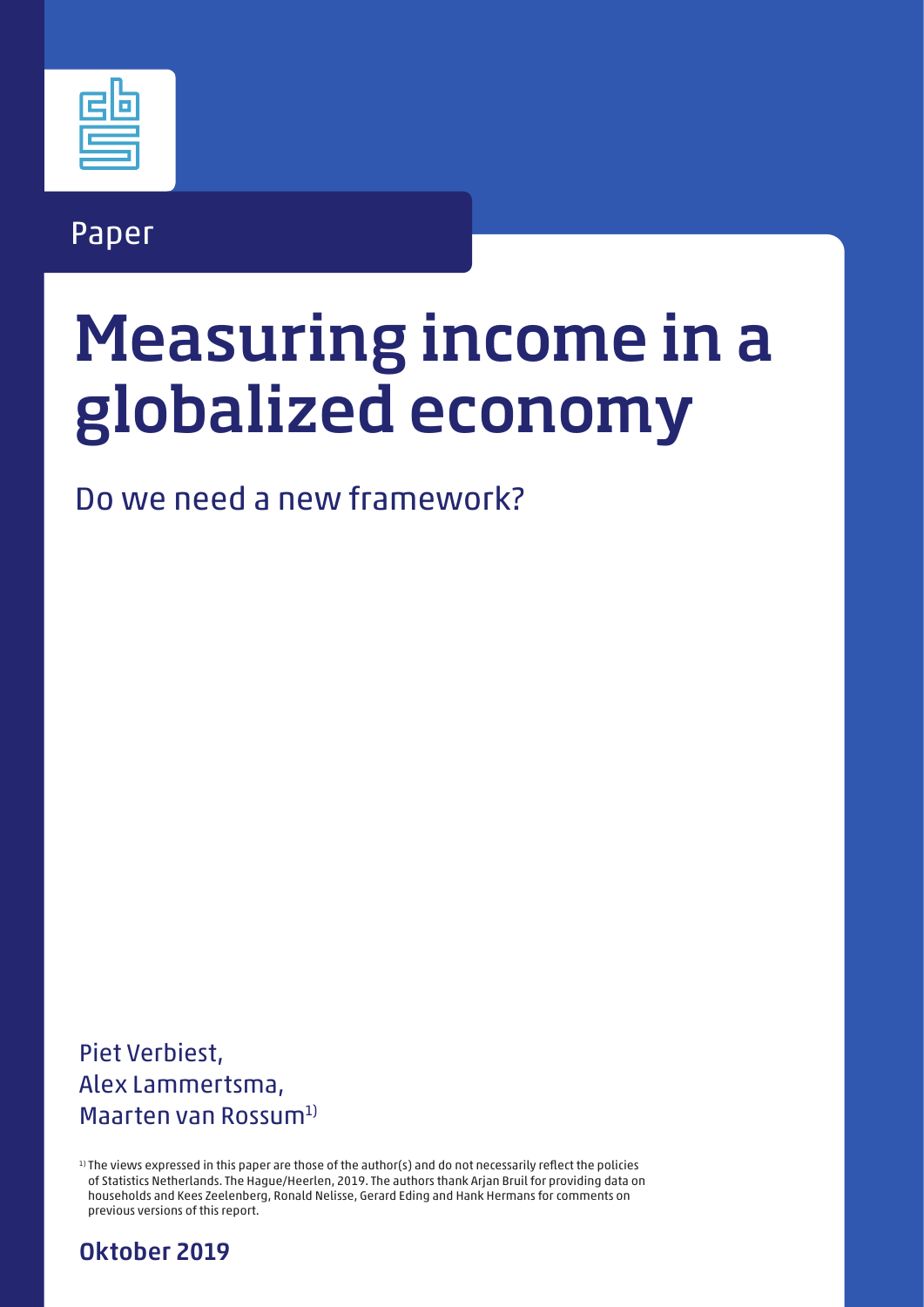Paper

# Measuring income in a globalized economy

## Do we need a new framework?

Piet Verbiest,
Alex Lammertsma,
Maarten van Rossum[1)]

[1)] The views expressed in this paper are those of the author(s) and do not necessarily reflect the policies of Statistics Netherlands. The Hague/Heerlen, 2019. The authors thank Arjan Bruil for providing data on households and Kees Zeelenberg, Ronald Nelisse, Gerard Eding and Hank Hermans for comments on previous versions of this report.

**Oktober 2019**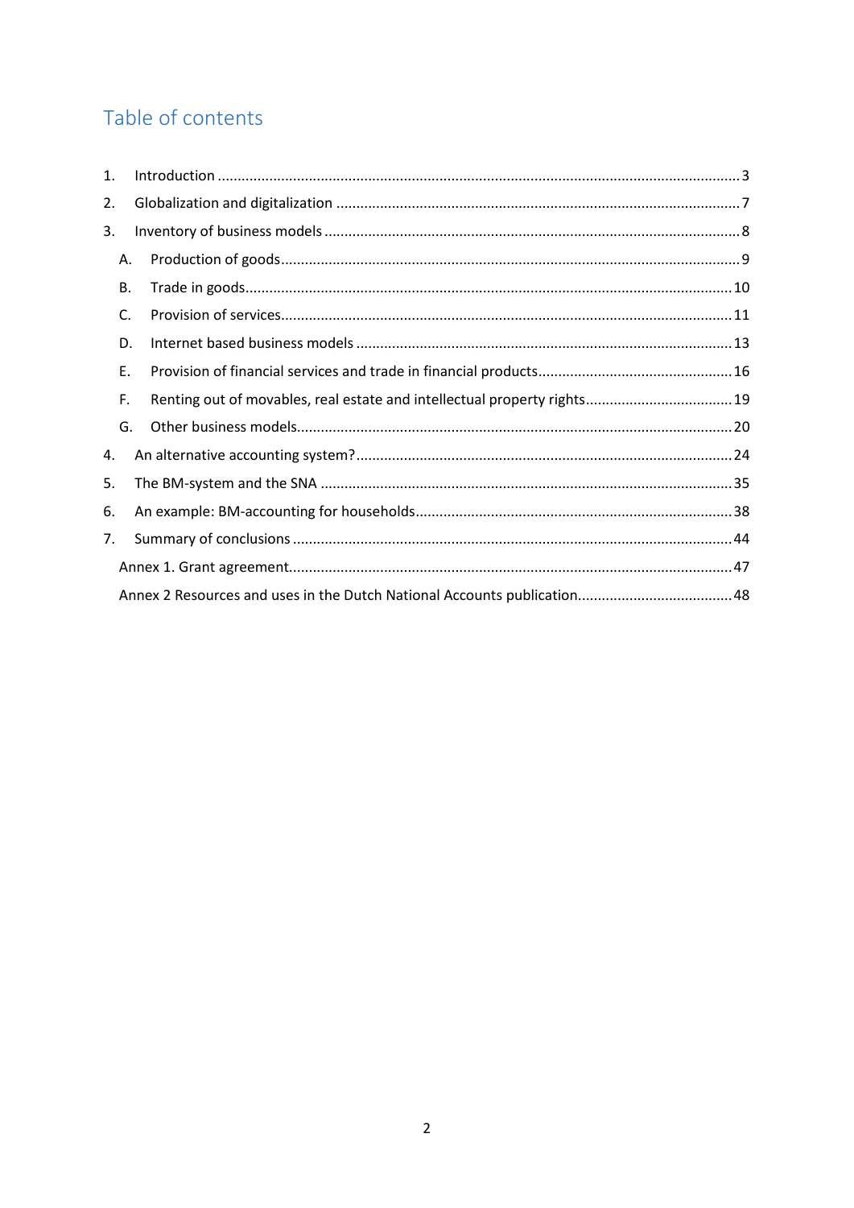# Table of contents

1. Introduction ..... 3
2. Globalization and digitalization ..... 7
3. Inventory of business models ..... 8
   - A. Production of goods ..... 9
   - B. Trade in goods ..... 10
   - C. Provision of services ..... 11
   - D. Internet based business models ..... 13
   - E. Provision of financial services and trade in financial products ..... 16
   - F. Renting out of movables, real estate and intellectual property rights ..... 19
   - G. Other business models ..... 20
4. An alternative accounting system? ..... 24
5. The BM-system and the SNA ..... 35
6. An example: BM-accounting for households ..... 38
7. Summary of conclusions ..... 44

Annex 1. Grant agreement ..... 47

Annex 2 Resources and uses in the Dutch National Accounts publication ..... 48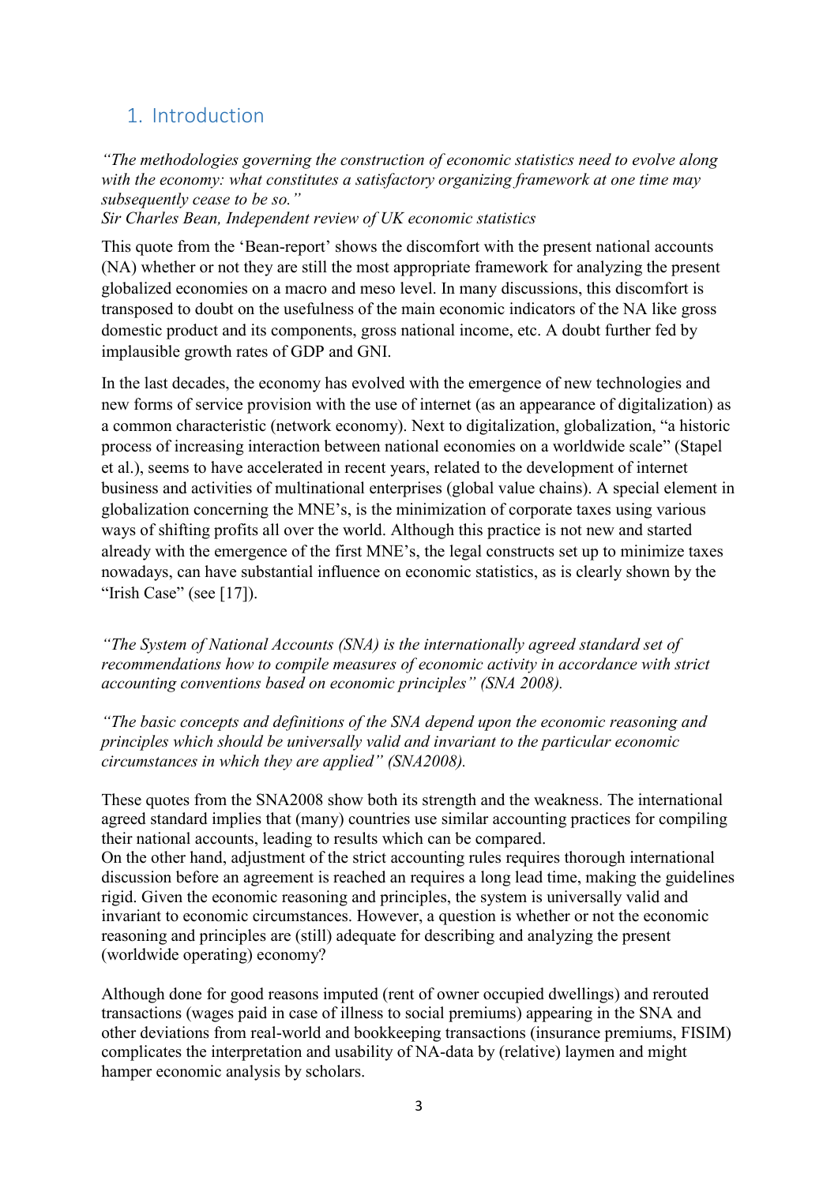## 1. Introduction

*"The methodologies governing the construction of economic statistics need to evolve along with the economy: what constitutes a satisfactory organizing framework at one time may subsequently cease to be so."*
*Sir Charles Bean, Independent review of UK economic statistics*

This quote from the 'Bean-report' shows the discomfort with the present national accounts (NA) whether or not they are still the most appropriate framework for analyzing the present globalized economies on a macro and meso level. In many discussions, this discomfort is transposed to doubt on the usefulness of the main economic indicators of the NA like gross domestic product and its components, gross national income, etc. A doubt further fed by implausible growth rates of GDP and GNI.

In the last decades, the economy has evolved with the emergence of new technologies and new forms of service provision with the use of internet (as an appearance of digitalization) as a common characteristic (network economy). Next to digitalization, globalization, "a historic process of increasing interaction between national economies on a worldwide scale" (Stapel et al.), seems to have accelerated in recent years, related to the development of internet business and activities of multinational enterprises (global value chains). A special element in globalization concerning the MNE's, is the minimization of corporate taxes using various ways of shifting profits all over the world. Although this practice is not new and started already with the emergence of the first MNE's, the legal constructs set up to minimize taxes nowadays, can have substantial influence on economic statistics, as is clearly shown by the "Irish Case" (see [17]).

*"The System of National Accounts (SNA) is the internationally agreed standard set of recommendations how to compile measures of economic activity in accordance with strict accounting conventions based on economic principles" (SNA 2008).*

*"The basic concepts and definitions of the SNA depend upon the economic reasoning and principles which should be universally valid and invariant to the particular economic circumstances in which they are applied" (SNA2008).*

These quotes from the SNA2008 show both its strength and the weakness. The international agreed standard implies that (many) countries use similar accounting practices for compiling their national accounts, leading to results which can be compared.
On the other hand, adjustment of the strict accounting rules requires thorough international discussion before an agreement is reached an requires a long lead time, making the guidelines rigid. Given the economic reasoning and principles, the system is universally valid and invariant to economic circumstances. However, a question is whether or not the economic reasoning and principles are (still) adequate for describing and analyzing the present (worldwide operating) economy?

Although done for good reasons imputed (rent of owner occupied dwellings) and rerouted transactions (wages paid in case of illness to social premiums) appearing in the SNA and other deviations from real-world and bookkeeping transactions (insurance premiums, FISIM) complicates the interpretation and usability of NA-data by (relative) laymen and might hamper economic analysis by scholars.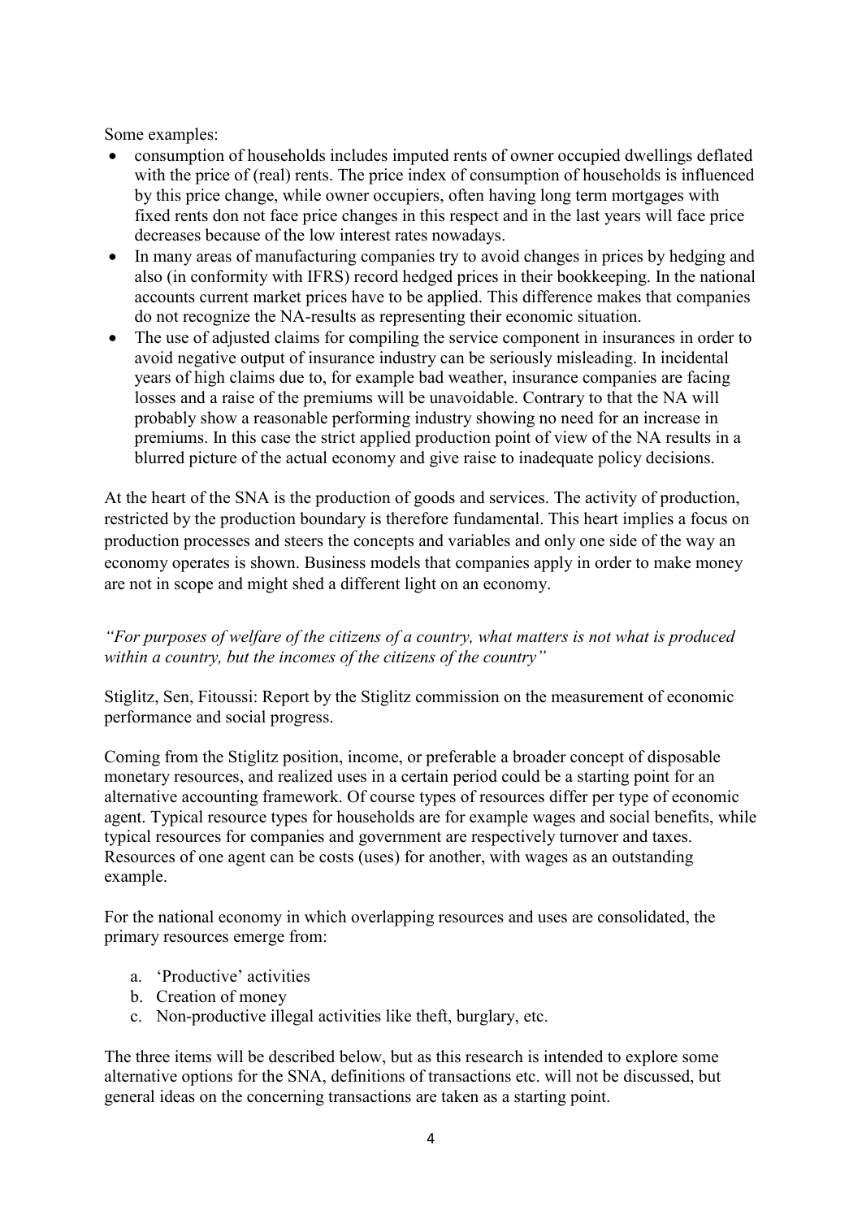Some examples:

- consumption of households includes imputed rents of owner occupied dwellings deflated with the price of (real) rents. The price index of consumption of households is influenced by this price change, while owner occupiers, often having long term mortgages with fixed rents don not face price changes in this respect and in the last years will face price decreases because of the low interest rates nowadays.
- In many areas of manufacturing companies try to avoid changes in prices by hedging and also (in conformity with IFRS) record hedged prices in their bookkeeping. In the national accounts current market prices have to be applied. This difference makes that companies do not recognize the NA-results as representing their economic situation.
- The use of adjusted claims for compiling the service component in insurances in order to avoid negative output of insurance industry can be seriously misleading. In incidental years of high claims due to, for example bad weather, insurance companies are facing losses and a raise of the premiums will be unavoidable. Contrary to that the NA will probably show a reasonable performing industry showing no need for an increase in premiums. In this case the strict applied production point of view of the NA results in a blurred picture of the actual economy and give raise to inadequate policy decisions.

At the heart of the SNA is the production of goods and services. The activity of production, restricted by the production boundary is therefore fundamental. This heart implies a focus on production processes and steers the concepts and variables and only one side of the way an economy operates is shown. Business models that companies apply in order to make money are not in scope and might shed a different light on an economy.

*"For purposes of welfare of the citizens of a country, what matters is not what is produced within a country, but the incomes of the citizens of the country"*

Stiglitz, Sen, Fitoussi: Report by the Stiglitz commission on the measurement of economic performance and social progress.

Coming from the Stiglitz position, income, or preferable a broader concept of disposable monetary resources, and realized uses in a certain period could be a starting point for an alternative accounting framework. Of course types of resources differ per type of economic agent. Typical resource types for households are for example wages and social benefits, while typical resources for companies and government are respectively turnover and taxes. Resources of one agent can be costs (uses) for another, with wages as an outstanding example.

For the national economy in which overlapping resources and uses are consolidated, the primary resources emerge from:

a. 'Productive' activities
b. Creation of money
c. Non-productive illegal activities like theft, burglary, etc.

The three items will be described below, but as this research is intended to explore some alternative options for the SNA, definitions of transactions etc. will not be discussed, but general ideas on the concerning transactions are taken as a starting point.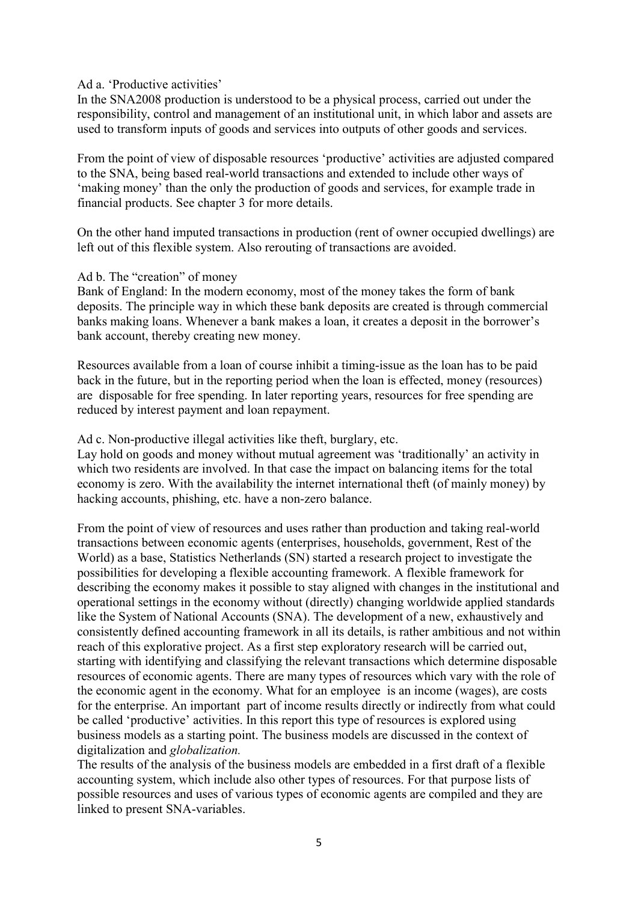Ad a. 'Productive activities'

In the SNA2008 production is understood to be a physical process, carried out under the responsibility, control and management of an institutional unit, in which labor and assets are used to transform inputs of goods and services into outputs of other goods and services.

From the point of view of disposable resources 'productive' activities are adjusted compared to the SNA, being based real-world transactions and extended to include other ways of 'making money' than the only the production of goods and services, for example trade in financial products. See chapter 3 for more details.

On the other hand imputed transactions in production (rent of owner occupied dwellings) are left out of this flexible system. Also rerouting of transactions are avoided.

Ad b. The "creation" of money

Bank of England: In the modern economy, most of the money takes the form of bank deposits. The principle way in which these bank deposits are created is through commercial banks making loans. Whenever a bank makes a loan, it creates a deposit in the borrower's bank account, thereby creating new money.

Resources available from a loan of course inhibit a timing-issue as the loan has to be paid back in the future, but in the reporting period when the loan is effected, money (resources) are disposable for free spending. In later reporting years, resources for free spending are reduced by interest payment and loan repayment.

Ad c. Non-productive illegal activities like theft, burglary, etc.

Lay hold on goods and money without mutual agreement was 'traditionally' an activity in which two residents are involved. In that case the impact on balancing items for the total economy is zero. With the availability the internet international theft (of mainly money) by hacking accounts, phishing, etc. have a non-zero balance.

From the point of view of resources and uses rather than production and taking real-world transactions between economic agents (enterprises, households, government, Rest of the World) as a base, Statistics Netherlands (SN) started a research project to investigate the possibilities for developing a flexible accounting framework. A flexible framework for describing the economy makes it possible to stay aligned with changes in the institutional and operational settings in the economy without (directly) changing worldwide applied standards like the System of National Accounts (SNA). The development of a new, exhaustively and consistently defined accounting framework in all its details, is rather ambitious and not within reach of this explorative project. As a first step exploratory research will be carried out, starting with identifying and classifying the relevant transactions which determine disposable resources of economic agents. There are many types of resources which vary with the role of the economic agent in the economy. What for an employee is an income (wages), are costs for the enterprise. An important part of income results directly or indirectly from what could be called 'productive' activities. In this report this type of resources is explored using business models as a starting point. The business models are discussed in the context of digitalization and *globalization.*

The results of the analysis of the business models are embedded in a first draft of a flexible accounting system, which include also other types of resources. For that purpose lists of possible resources and uses of various types of economic agents are compiled and they are linked to present SNA-variables.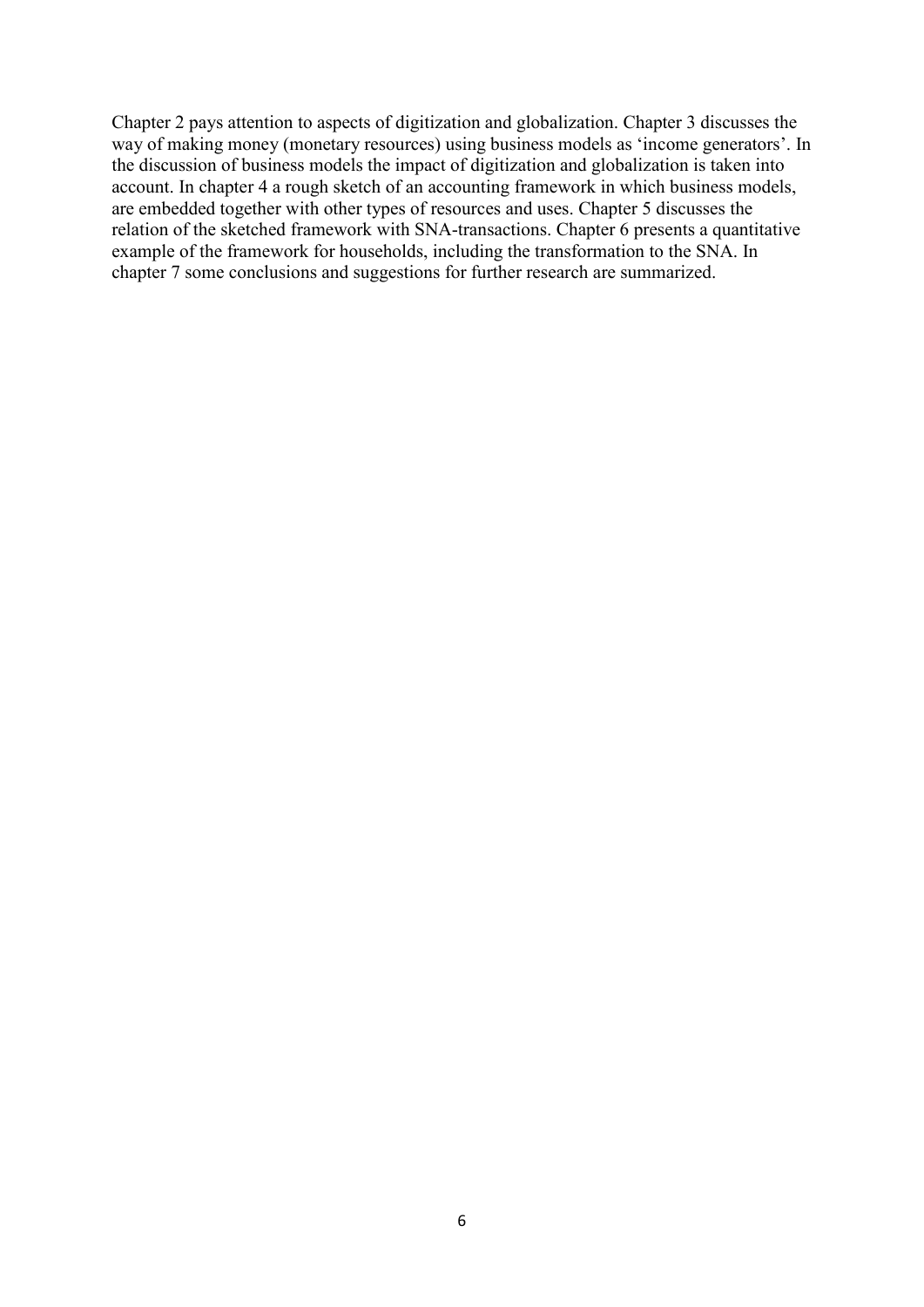Chapter 2 pays attention to aspects of digitization and globalization. Chapter 3 discusses the way of making money (monetary resources) using business models as 'income generators'. In the discussion of business models the impact of digitization and globalization is taken into account. In chapter 4 a rough sketch of an accounting framework in which business models, are embedded together with other types of resources and uses. Chapter 5 discusses the relation of the sketched framework with SNA-transactions. Chapter 6 presents a quantitative example of the framework for households, including the transformation to the SNA. In chapter 7 some conclusions and suggestions for further research are summarized.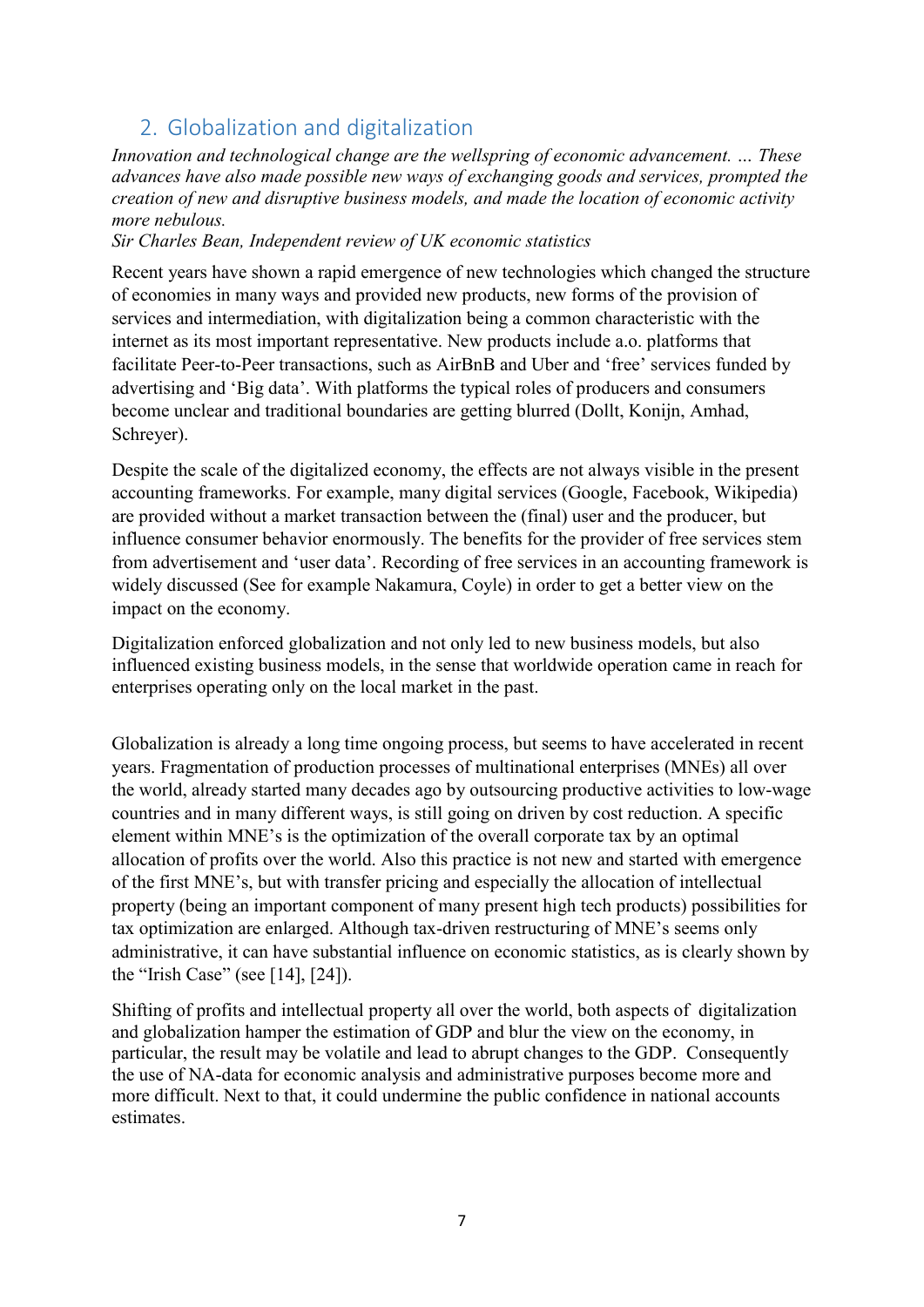## 2. Globalization and digitalization

*Innovation and technological change are the wellspring of economic advancement. … These advances have also made possible new ways of exchanging goods and services, prompted the creation of new and disruptive business models, and made the location of economic activity more nebulous.*
*Sir Charles Bean, Independent review of UK economic statistics*

Recent years have shown a rapid emergence of new technologies which changed the structure of economies in many ways and provided new products, new forms of the provision of services and intermediation, with digitalization being a common characteristic with the internet as its most important representative. New products include a.o. platforms that facilitate Peer-to-Peer transactions, such as AirBnB and Uber and 'free' services funded by advertising and 'Big data'. With platforms the typical roles of producers and consumers become unclear and traditional boundaries are getting blurred (Dollt, Konijn, Amhad, Schreyer).

Despite the scale of the digitalized economy, the effects are not always visible in the present accounting frameworks. For example, many digital services (Google, Facebook, Wikipedia) are provided without a market transaction between the (final) user and the producer, but influence consumer behavior enormously. The benefits for the provider of free services stem from advertisement and 'user data'. Recording of free services in an accounting framework is widely discussed (See for example Nakamura, Coyle) in order to get a better view on the impact on the economy.

Digitalization enforced globalization and not only led to new business models, but also influenced existing business models, in the sense that worldwide operation came in reach for enterprises operating only on the local market in the past.

Globalization is already a long time ongoing process, but seems to have accelerated in recent years. Fragmentation of production processes of multinational enterprises (MNEs) all over the world, already started many decades ago by outsourcing productive activities to low-wage countries and in many different ways, is still going on driven by cost reduction. A specific element within MNE's is the optimization of the overall corporate tax by an optimal allocation of profits over the world. Also this practice is not new and started with emergence of the first MNE's, but with transfer pricing and especially the allocation of intellectual property (being an important component of many present high tech products) possibilities for tax optimization are enlarged. Although tax-driven restructuring of MNE's seems only administrative, it can have substantial influence on economic statistics, as is clearly shown by the "Irish Case" (see [14], [24]).

Shifting of profits and intellectual property all over the world, both aspects of digitalization and globalization hamper the estimation of GDP and blur the view on the economy, in particular, the result may be volatile and lead to abrupt changes to the GDP. Consequently the use of NA-data for economic analysis and administrative purposes become more and more difficult. Next to that, it could undermine the public confidence in national accounts estimates.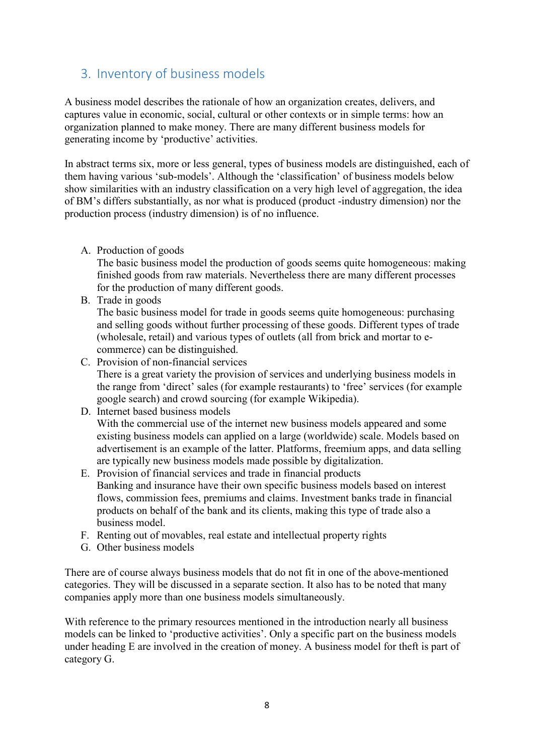## 3. Inventory of business models

A business model describes the rationale of how an organization creates, delivers, and captures value in economic, social, cultural or other contexts or in simple terms: how an organization planned to make money. There are many different business models for generating income by 'productive' activities.

In abstract terms six, more or less general, types of business models are distinguished, each of them having various 'sub-models'. Although the 'classification' of business models below show similarities with an industry classification on a very high level of aggregation, the idea of BM's differs substantially, as nor what is produced (product -industry dimension) nor the production process (industry dimension) is of no influence.

A. Production of goods
   The basic business model the production of goods seems quite homogeneous: making finished goods from raw materials. Nevertheless there are many different processes for the production of many different goods.
B. Trade in goods
   The basic business model for trade in goods seems quite homogeneous: purchasing and selling goods without further processing of these goods. Different types of trade (wholesale, retail) and various types of outlets (all from brick and mortar to e-commerce) can be distinguished.
C. Provision of non-financial services
   There is a great variety the provision of services and underlying business models in the range from 'direct' sales (for example restaurants) to 'free' services (for example google search) and crowd sourcing (for example Wikipedia).
D. Internet based business models
   With the commercial use of the internet new business models appeared and some existing business models can applied on a large (worldwide) scale. Models based on advertisement is an example of the latter. Platforms, freemium apps, and data selling are typically new business models made possible by digitalization.
E. Provision of financial services and trade in financial products
   Banking and insurance have their own specific business models based on interest flows, commission fees, premiums and claims. Investment banks trade in financial products on behalf of the bank and its clients, making this type of trade also a business model.
F. Renting out of movables, real estate and intellectual property rights
G. Other business models

There are of course always business models that do not fit in one of the above-mentioned categories. They will be discussed in a separate section. It also has to be noted that many companies apply more than one business models simultaneously.

With reference to the primary resources mentioned in the introduction nearly all business models can be linked to 'productive activities'. Only a specific part on the business models under heading E are involved in the creation of money. A business model for theft is part of category G.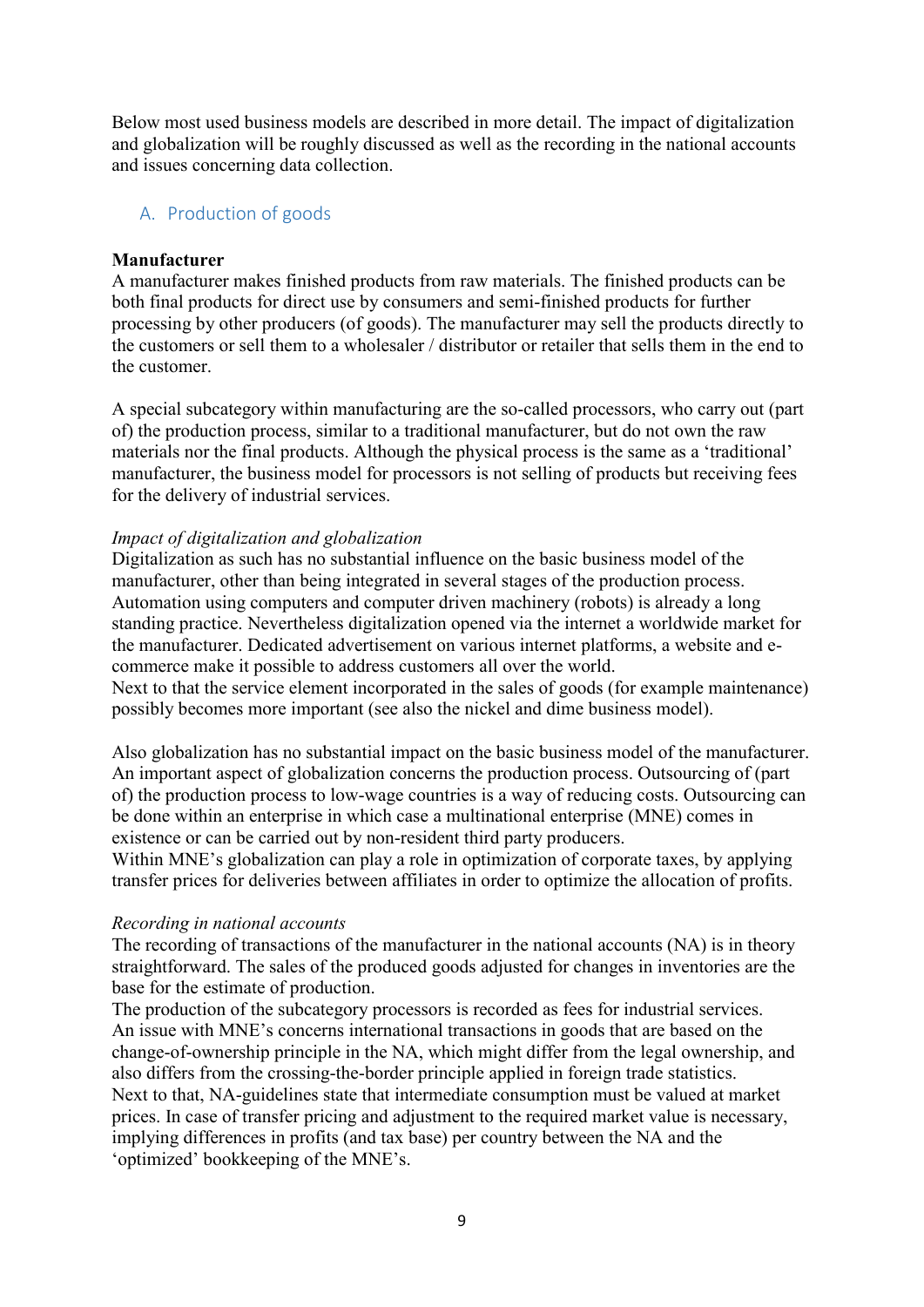Below most used business models are described in more detail. The impact of digitalization and globalization will be roughly discussed as well as the recording in the national accounts and issues concerning data collection.

## A. Production of goods

**Manufacturer**

A manufacturer makes finished products from raw materials. The finished products can be both final products for direct use by consumers and semi-finished products for further processing by other producers (of goods). The manufacturer may sell the products directly to the customers or sell them to a wholesaler / distributor or retailer that sells them in the end to the customer.

A special subcategory within manufacturing are the so-called processors, who carry out (part of) the production process, similar to a traditional manufacturer, but do not own the raw materials nor the final products. Although the physical process is the same as a 'traditional' manufacturer, the business model for processors is not selling of products but receiving fees for the delivery of industrial services.

*Impact of digitalization and globalization*

Digitalization as such has no substantial influence on the basic business model of the manufacturer, other than being integrated in several stages of the production process. Automation using computers and computer driven machinery (robots) is already a long standing practice. Nevertheless digitalization opened via the internet a worldwide market for the manufacturer. Dedicated advertisement on various internet platforms, a website and e-commerce make it possible to address customers all over the world.

Next to that the service element incorporated in the sales of goods (for example maintenance) possibly becomes more important (see also the nickel and dime business model).

Also globalization has no substantial impact on the basic business model of the manufacturer. An important aspect of globalization concerns the production process. Outsourcing of (part of) the production process to low-wage countries is a way of reducing costs. Outsourcing can be done within an enterprise in which case a multinational enterprise (MNE) comes in existence or can be carried out by non-resident third party producers.

Within MNE's globalization can play a role in optimization of corporate taxes, by applying transfer prices for deliveries between affiliates in order to optimize the allocation of profits.

*Recording in national accounts*

The recording of transactions of the manufacturer in the national accounts (NA) is in theory straightforward. The sales of the produced goods adjusted for changes in inventories are the base for the estimate of production.

The production of the subcategory processors is recorded as fees for industrial services.

An issue with MNE's concerns international transactions in goods that are based on the change-of-ownership principle in the NA, which might differ from the legal ownership, and also differs from the crossing-the-border principle applied in foreign trade statistics.

Next to that, NA-guidelines state that intermediate consumption must be valued at market prices. In case of transfer pricing and adjustment to the required market value is necessary, implying differences in profits (and tax base) per country between the NA and the 'optimized' bookkeeping of the MNE's.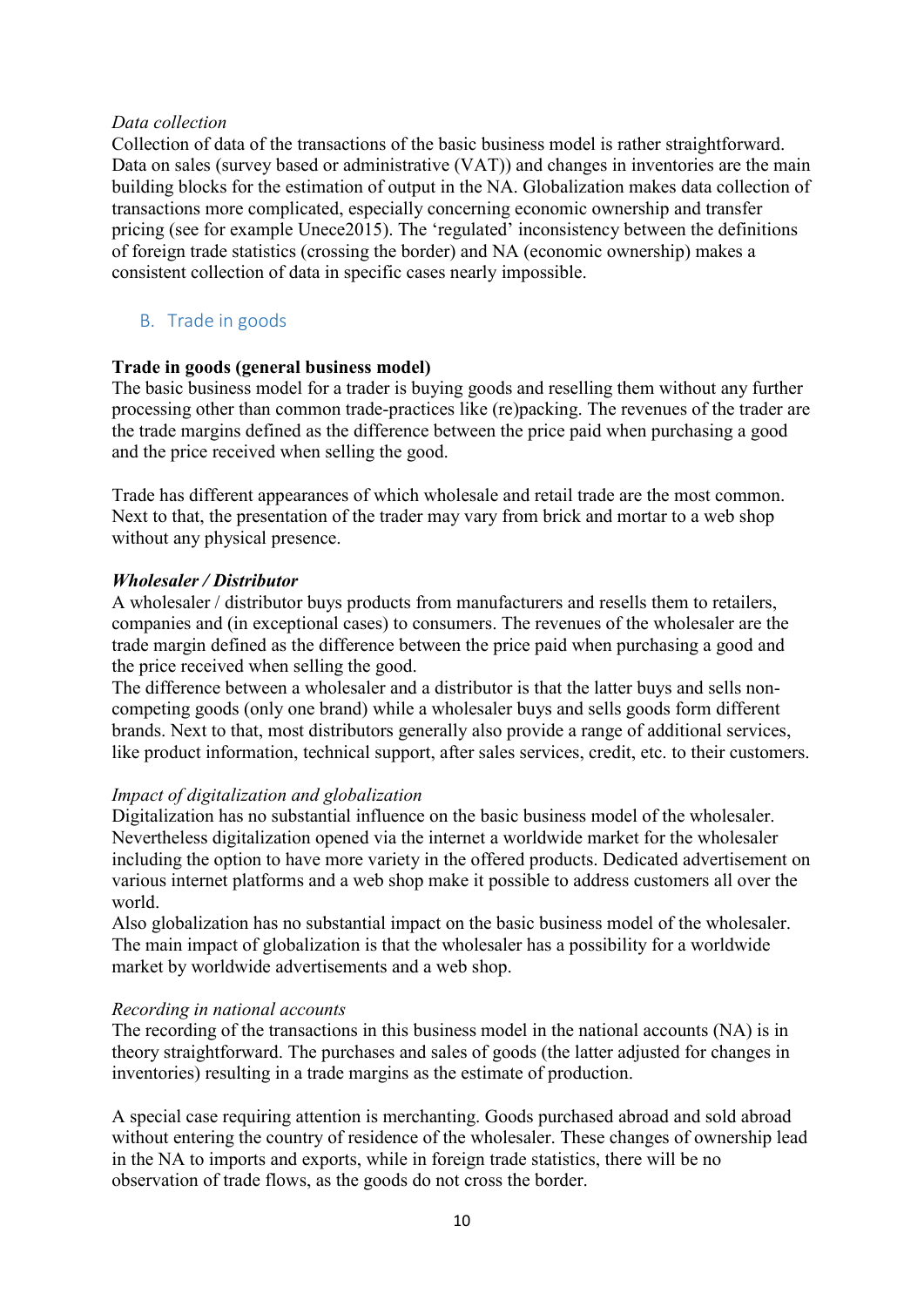*Data collection*

Collection of data of the transactions of the basic business model is rather straightforward. Data on sales (survey based or administrative (VAT)) and changes in inventories are the main building blocks for the estimation of output in the NA. Globalization makes data collection of transactions more complicated, especially concerning economic ownership and transfer pricing (see for example Unece2015). The 'regulated' inconsistency between the definitions of foreign trade statistics (crossing the border) and NA (economic ownership) makes a consistent collection of data in specific cases nearly impossible.

## B. Trade in goods

**Trade in goods (general business model)**

The basic business model for a trader is buying goods and reselling them without any further processing other than common trade-practices like (re)packing. The revenues of the trader are the trade margins defined as the difference between the price paid when purchasing a good and the price received when selling the good.

Trade has different appearances of which wholesale and retail trade are the most common. Next to that, the presentation of the trader may vary from brick and mortar to a web shop without any physical presence.

***Wholesaler / Distributor***

A wholesaler / distributor buys products from manufacturers and resells them to retailers, companies and (in exceptional cases) to consumers. The revenues of the wholesaler are the trade margin defined as the difference between the price paid when purchasing a good and the price received when selling the good.
The difference between a wholesaler and a distributor is that the latter buys and sells non-competing goods (only one brand) while a wholesaler buys and sells goods form different brands. Next to that, most distributors generally also provide a range of additional services, like product information, technical support, after sales services, credit, etc. to their customers.

*Impact of digitalization and globalization*

Digitalization has no substantial influence on the basic business model of the wholesaler. Nevertheless digitalization opened via the internet a worldwide market for the wholesaler including the option to have more variety in the offered products. Dedicated advertisement on various internet platforms and a web shop make it possible to address customers all over the world.
Also globalization has no substantial impact on the basic business model of the wholesaler. The main impact of globalization is that the wholesaler has a possibility for a worldwide market by worldwide advertisements and a web shop.

*Recording in national accounts*

The recording of the transactions in this business model in the national accounts (NA) is in theory straightforward. The purchases and sales of goods (the latter adjusted for changes in inventories) resulting in a trade margins as the estimate of production.

A special case requiring attention is merchanting. Goods purchased abroad and sold abroad without entering the country of residence of the wholesaler. These changes of ownership lead in the NA to imports and exports, while in foreign trade statistics, there will be no observation of trade flows, as the goods do not cross the border.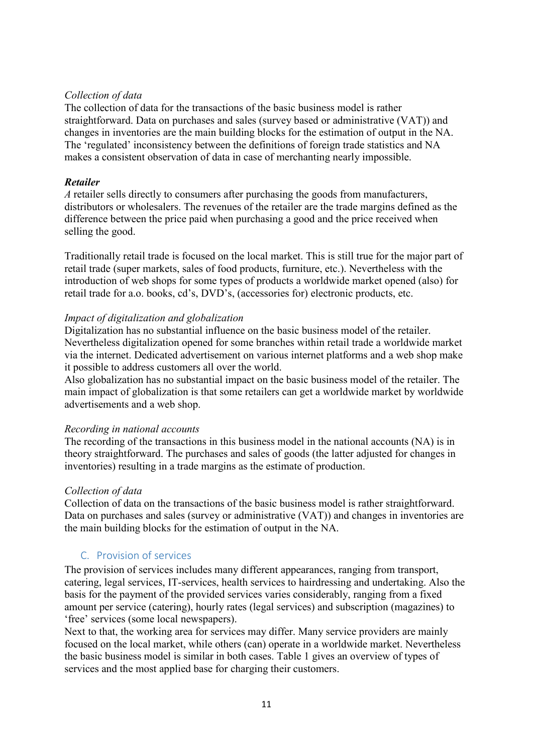*Collection of data*

The collection of data for the transactions of the basic business model is rather straightforward. Data on purchases and sales (survey based or administrative (VAT)) and changes in inventories are the main building blocks for the estimation of output in the NA. The 'regulated' inconsistency between the definitions of foreign trade statistics and NA makes a consistent observation of data in case of merchanting nearly impossible.

***Retailer***

*A* retailer sells directly to consumers after purchasing the goods from manufacturers, distributors or wholesalers. The revenues of the retailer are the trade margins defined as the difference between the price paid when purchasing a good and the price received when selling the good.

Traditionally retail trade is focused on the local market. This is still true for the major part of retail trade (super markets, sales of food products, furniture, etc.). Nevertheless with the introduction of web shops for some types of products a worldwide market opened (also) for retail trade for a.o. books, cd's, DVD's, (accessories for) electronic products, etc.

*Impact of digitalization and globalization*

Digitalization has no substantial influence on the basic business model of the retailer. Nevertheless digitalization opened for some branches within retail trade a worldwide market via the internet. Dedicated advertisement on various internet platforms and a web shop make it possible to address customers all over the world.
Also globalization has no substantial impact on the basic business model of the retailer. The main impact of globalization is that some retailers can get a worldwide market by worldwide advertisements and a web shop.

*Recording in national accounts*

The recording of the transactions in this business model in the national accounts (NA) is in theory straightforward. The purchases and sales of goods (the latter adjusted for changes in inventories) resulting in a trade margins as the estimate of production.

*Collection of data*

Collection of data on the transactions of the basic business model is rather straightforward. Data on purchases and sales (survey or administrative (VAT)) and changes in inventories are the main building blocks for the estimation of output in the NA.

## C. Provision of services

The provision of services includes many different appearances, ranging from transport, catering, legal services, IT-services, health services to hairdressing and undertaking. Also the basis for the payment of the provided services varies considerably, ranging from a fixed amount per service (catering), hourly rates (legal services) and subscription (magazines) to 'free' services (some local newspapers).
Next to that, the working area for services may differ. Many service providers are mainly focused on the local market, while others (can) operate in a worldwide market. Nevertheless the basic business model is similar in both cases. Table 1 gives an overview of types of services and the most applied base for charging their customers.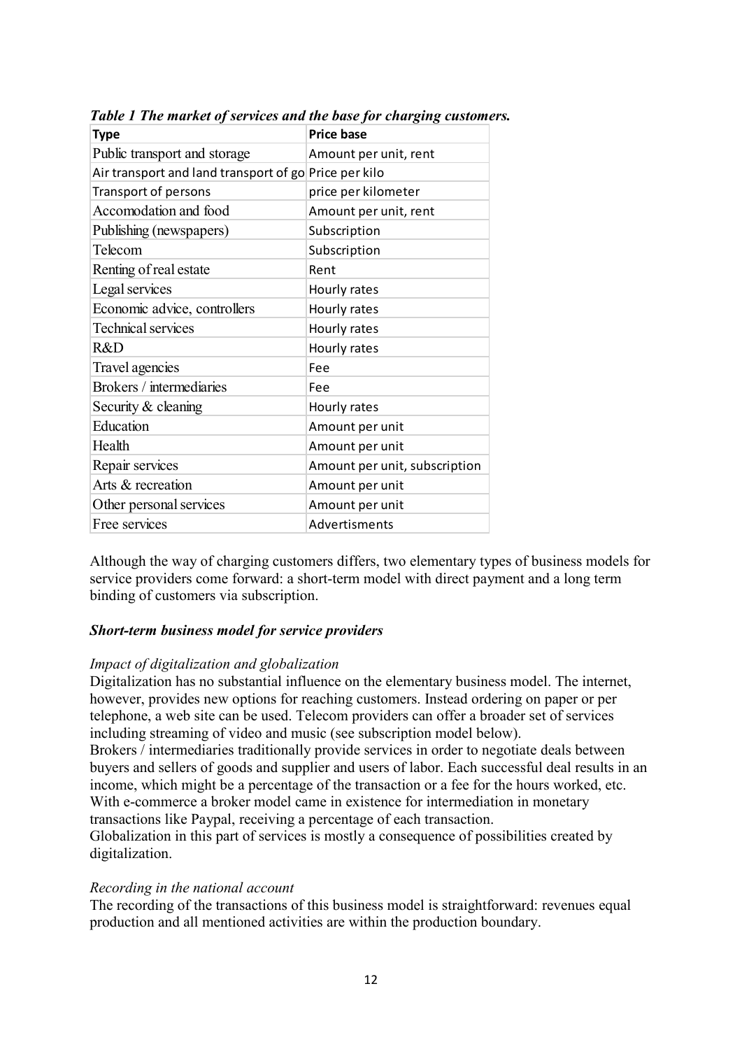*Table 1 The market of services and the base for charging customers.*

| Type | Price base |
| --- | --- |
| Public transport and storage | Amount per unit, rent |
| Air transport and land transport of go | Price per kilo |
| Transport of persons | price per kilometer |
| Accomodation and food | Amount per unit, rent |
| Publishing (newspapers) | Subscription |
| Telecom | Subscription |
| Renting of real estate | Rent |
| Legal services | Hourly rates |
| Economic advice, controllers | Hourly rates |
| Technical services | Hourly rates |
| R&D | Hourly rates |
| Travel agencies | Fee |
| Brokers / intermediaries | Fee |
| Security & cleaning | Hourly rates |
| Education | Amount per unit |
| Health | Amount per unit |
| Repair services | Amount per unit, subscription |
| Arts & recreation | Amount per unit |
| Other personal services | Amount per unit |
| Free services | Advertisments |

Although the way of charging customers differs, two elementary types of business models for service providers come forward: a short-term model with direct payment and a long term binding of customers via subscription.

### *Short-term business model for service providers*

*Impact of digitalization and globalization*

Digitalization has no substantial influence on the elementary business model. The internet, however, provides new options for reaching customers. Instead ordering on paper or per telephone, a web site can be used. Telecom providers can offer a broader set of services including streaming of video and music (see subscription model below).

Brokers / intermediaries traditionally provide services in order to negotiate deals between buyers and sellers of goods and supplier and users of labor. Each successful deal results in an income, which might be a percentage of the transaction or a fee for the hours worked, etc. With e-commerce a broker model came in existence for intermediation in monetary transactions like Paypal, receiving a percentage of each transaction.

Globalization in this part of services is mostly a consequence of possibilities created by digitalization.

*Recording in the national account*

The recording of the transactions of this business model is straightforward: revenues equal production and all mentioned activities are within the production boundary.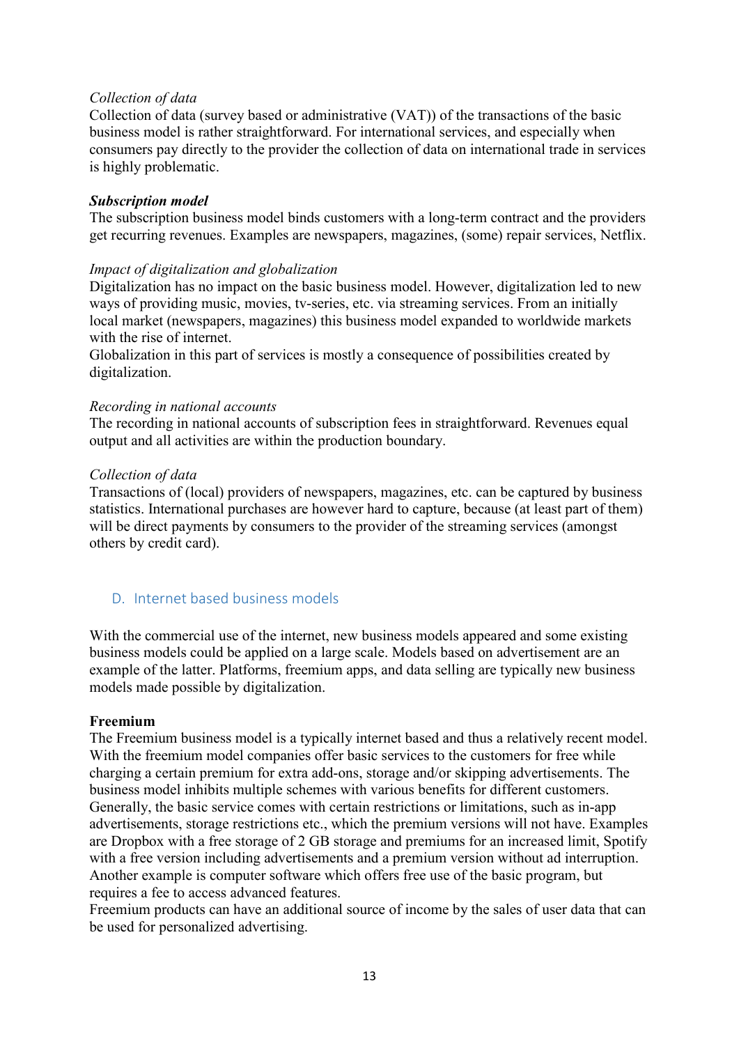*Collection of data*
Collection of data (survey based or administrative (VAT)) of the transactions of the basic business model is rather straightforward. For international services, and especially when consumers pay directly to the provider the collection of data on international trade in services is highly problematic.

***Subscription model***
The subscription business model binds customers with a long-term contract and the providers get recurring revenues. Examples are newspapers, magazines, (some) repair services, Netflix.

*Impact of digitalization and globalization*
Digitalization has no impact on the basic business model. However, digitalization led to new ways of providing music, movies, tv-series, etc. via streaming services. From an initially local market (newspapers, magazines) this business model expanded to worldwide markets with the rise of internet.
Globalization in this part of services is mostly a consequence of possibilities created by digitalization.

*Recording in national accounts*
The recording in national accounts of subscription fees in straightforward. Revenues equal output and all activities are within the production boundary.

*Collection of data*
Transactions of (local) providers of newspapers, magazines, etc. can be captured by business statistics. International purchases are however hard to capture, because (at least part of them) will be direct payments by consumers to the provider of the streaming services (amongst others by credit card).

## D. Internet based business models

With the commercial use of the internet, new business models appeared and some existing business models could be applied on a large scale. Models based on advertisement are an example of the latter. Platforms, freemium apps, and data selling are typically new business models made possible by digitalization.

**Freemium**
The Freemium business model is a typically internet based and thus a relatively recent model. With the freemium model companies offer basic services to the customers for free while charging a certain premium for extra add-ons, storage and/or skipping advertisements. The business model inhibits multiple schemes with various benefits for different customers. Generally, the basic service comes with certain restrictions or limitations, such as in-app advertisements, storage restrictions etc., which the premium versions will not have. Examples are Dropbox with a free storage of 2 GB storage and premiums for an increased limit, Spotify with a free version including advertisements and a premium version without ad interruption. Another example is computer software which offers free use of the basic program, but requires a fee to access advanced features.
Freemium products can have an additional source of income by the sales of user data that can be used for personalized advertising.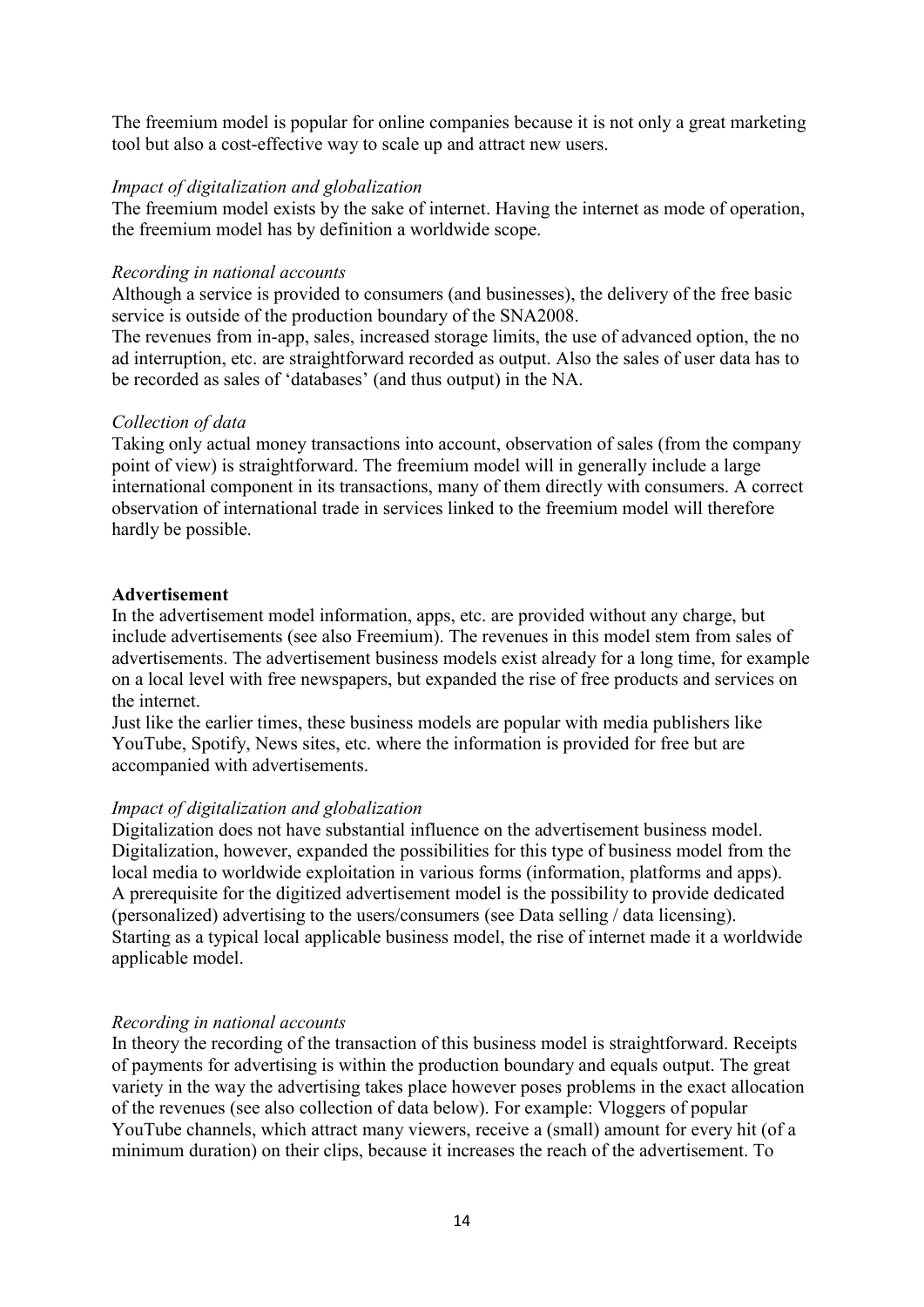The freemium model is popular for online companies because it is not only a great marketing tool but also a cost-effective way to scale up and attract new users.

*Impact of digitalization and globalization*

The freemium model exists by the sake of internet. Having the internet as mode of operation, the freemium model has by definition a worldwide scope.

*Recording in national accounts*

Although a service is provided to consumers (and businesses), the delivery of the free basic service is outside of the production boundary of the SNA2008.

The revenues from in-app, sales, increased storage limits, the use of advanced option, the no ad interruption, etc. are straightforward recorded as output. Also the sales of user data has to be recorded as sales of 'databases' (and thus output) in the NA.

*Collection of data*

Taking only actual money transactions into account, observation of sales (from the company point of view) is straightforward. The freemium model will in generally include a large international component in its transactions, many of them directly with consumers. A correct observation of international trade in services linked to the freemium model will therefore hardly be possible.

**Advertisement**

In the advertisement model information, apps, etc. are provided without any charge, but include advertisements (see also Freemium). The revenues in this model stem from sales of advertisements. The advertisement business models exist already for a long time, for example on a local level with free newspapers, but expanded the rise of free products and services on the internet.

Just like the earlier times, these business models are popular with media publishers like YouTube, Spotify, News sites, etc. where the information is provided for free but are accompanied with advertisements.

*Impact of digitalization and globalization*

Digitalization does not have substantial influence on the advertisement business model. Digitalization, however, expanded the possibilities for this type of business model from the local media to worldwide exploitation in various forms (information, platforms and apps). A prerequisite for the digitized advertisement model is the possibility to provide dedicated (personalized) advertising to the users/consumers (see Data selling / data licensing). Starting as a typical local applicable business model, the rise of internet made it a worldwide applicable model.

*Recording in national accounts*

In theory the recording of the transaction of this business model is straightforward. Receipts of payments for advertising is within the production boundary and equals output. The great variety in the way the advertising takes place however poses problems in the exact allocation of the revenues (see also collection of data below). For example: Vloggers of popular YouTube channels, which attract many viewers, receive a (small) amount for every hit (of a minimum duration) on their clips, because it increases the reach of the advertisement. To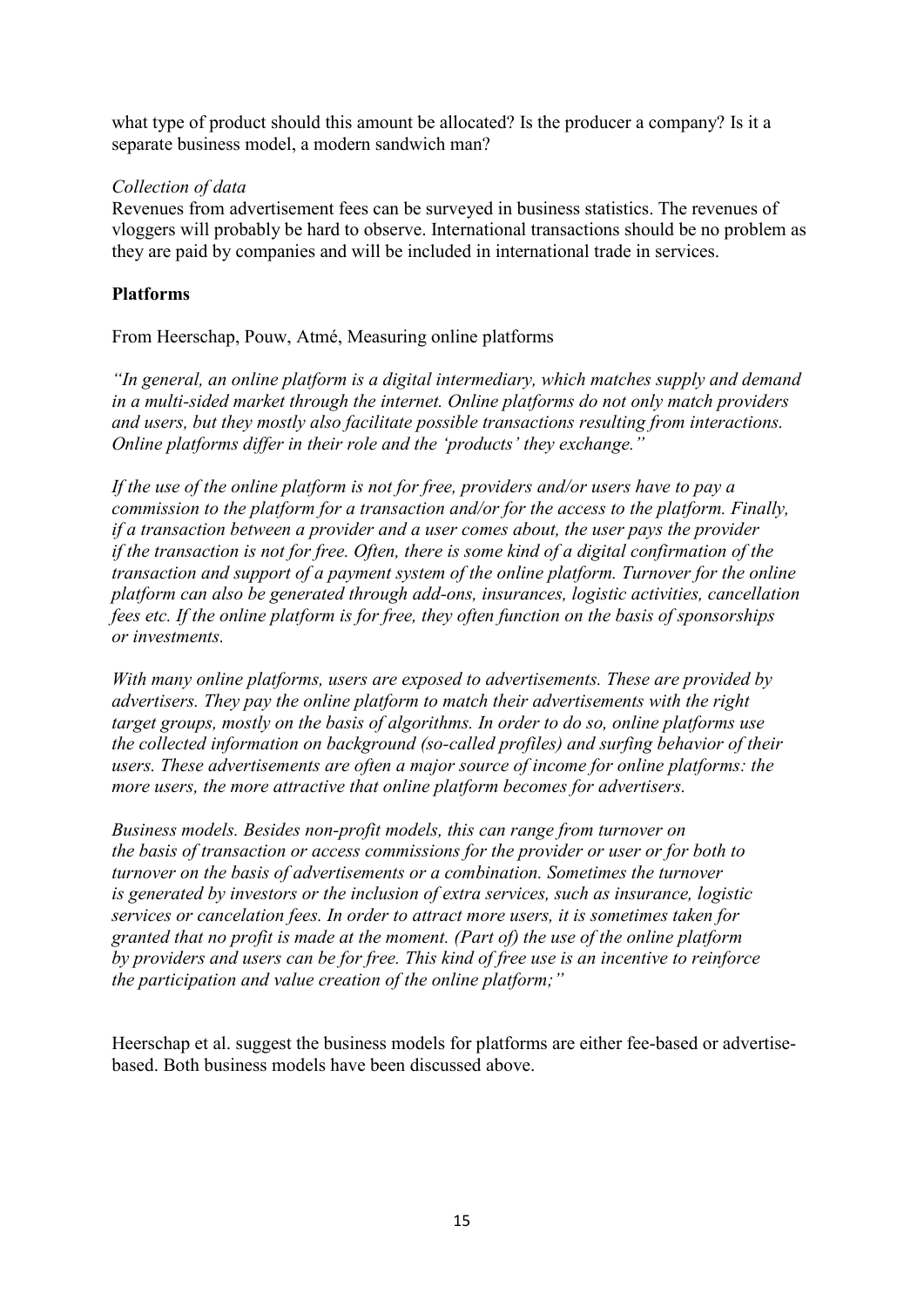what type of product should this amount be allocated? Is the producer a company? Is it a separate business model, a modern sandwich man?

*Collection of data*

Revenues from advertisement fees can be surveyed in business statistics. The revenues of vloggers will probably be hard to observe. International transactions should be no problem as they are paid by companies and will be included in international trade in services.

**Platforms**

From Heerschap, Pouw, Atmé, Measuring online platforms

*"In general, an online platform is a digital intermediary, which matches supply and demand in a multi-sided market through the internet. Online platforms do not only match providers and users, but they mostly also facilitate possible transactions resulting from interactions. Online platforms differ in their role and the 'products' they exchange."*

*If the use of the online platform is not for free, providers and/or users have to pay a commission to the platform for a transaction and/or for the access to the platform. Finally, if a transaction between a provider and a user comes about, the user pays the provider if the transaction is not for free. Often, there is some kind of a digital confirmation of the transaction and support of a payment system of the online platform. Turnover for the online platform can also be generated through add-ons, insurances, logistic activities, cancellation fees etc. If the online platform is for free, they often function on the basis of sponsorships or investments.*

*With many online platforms, users are exposed to advertisements. These are provided by advertisers. They pay the online platform to match their advertisements with the right target groups, mostly on the basis of algorithms. In order to do so, online platforms use the collected information on background (so-called profiles) and surfing behavior of their users. These advertisements are often a major source of income for online platforms: the more users, the more attractive that online platform becomes for advertisers.*

*Business models. Besides non-profit models, this can range from turnover on the basis of transaction or access commissions for the provider or user or for both to turnover on the basis of advertisements or a combination. Sometimes the turnover is generated by investors or the inclusion of extra services, such as insurance, logistic services or cancelation fees. In order to attract more users, it is sometimes taken for granted that no profit is made at the moment. (Part of) the use of the online platform by providers and users can be for free. This kind of free use is an incentive to reinforce the participation and value creation of the online platform;"*

Heerschap et al. suggest the business models for platforms are either fee-based or advertise-based. Both business models have been discussed above.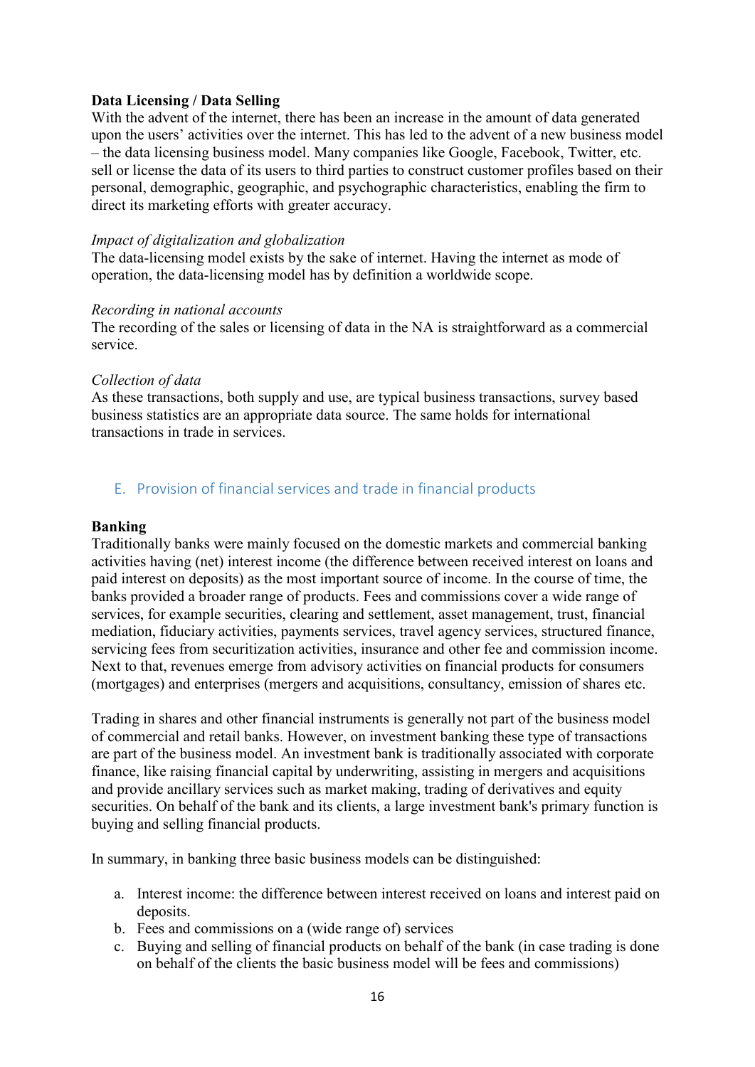**Data Licensing / Data Selling**

With the advent of the internet, there has been an increase in the amount of data generated upon the users' activities over the internet. This has led to the advent of a new business model – the data licensing business model. Many companies like Google, Facebook, Twitter, etc. sell or license the data of its users to third parties to construct customer profiles based on their personal, demographic, geographic, and psychographic characteristics, enabling the firm to direct its marketing efforts with greater accuracy.

*Impact of digitalization and globalization*

The data-licensing model exists by the sake of internet. Having the internet as mode of operation, the data-licensing model has by definition a worldwide scope.

*Recording in national accounts*

The recording of the sales or licensing of data in the NA is straightforward as a commercial service.

*Collection of data*

As these transactions, both supply and use, are typical business transactions, survey based business statistics are an appropriate data source. The same holds for international transactions in trade in services.

## E. Provision of financial services and trade in financial products

**Banking**

Traditionally banks were mainly focused on the domestic markets and commercial banking activities having (net) interest income (the difference between received interest on loans and paid interest on deposits) as the most important source of income. In the course of time, the banks provided a broader range of products. Fees and commissions cover a wide range of services, for example securities, clearing and settlement, asset management, trust, financial mediation, fiduciary activities, payments services, travel agency services, structured finance, servicing fees from securitization activities, insurance and other fee and commission income. Next to that, revenues emerge from advisory activities on financial products for consumers (mortgages) and enterprises (mergers and acquisitions, consultancy, emission of shares etc.

Trading in shares and other financial instruments is generally not part of the business model of commercial and retail banks. However, on investment banking these type of transactions are part of the business model. An investment bank is traditionally associated with corporate finance, like raising financial capital by underwriting, assisting in mergers and acquisitions and provide ancillary services such as market making, trading of derivatives and equity securities. On behalf of the bank and its clients, a large investment bank's primary function is buying and selling financial products.

In summary, in banking three basic business models can be distinguished:

a. Interest income: the difference between interest received on loans and interest paid on deposits.
b. Fees and commissions on a (wide range of) services
c. Buying and selling of financial products on behalf of the bank (in case trading is done on behalf of the clients the basic business model will be fees and commissions)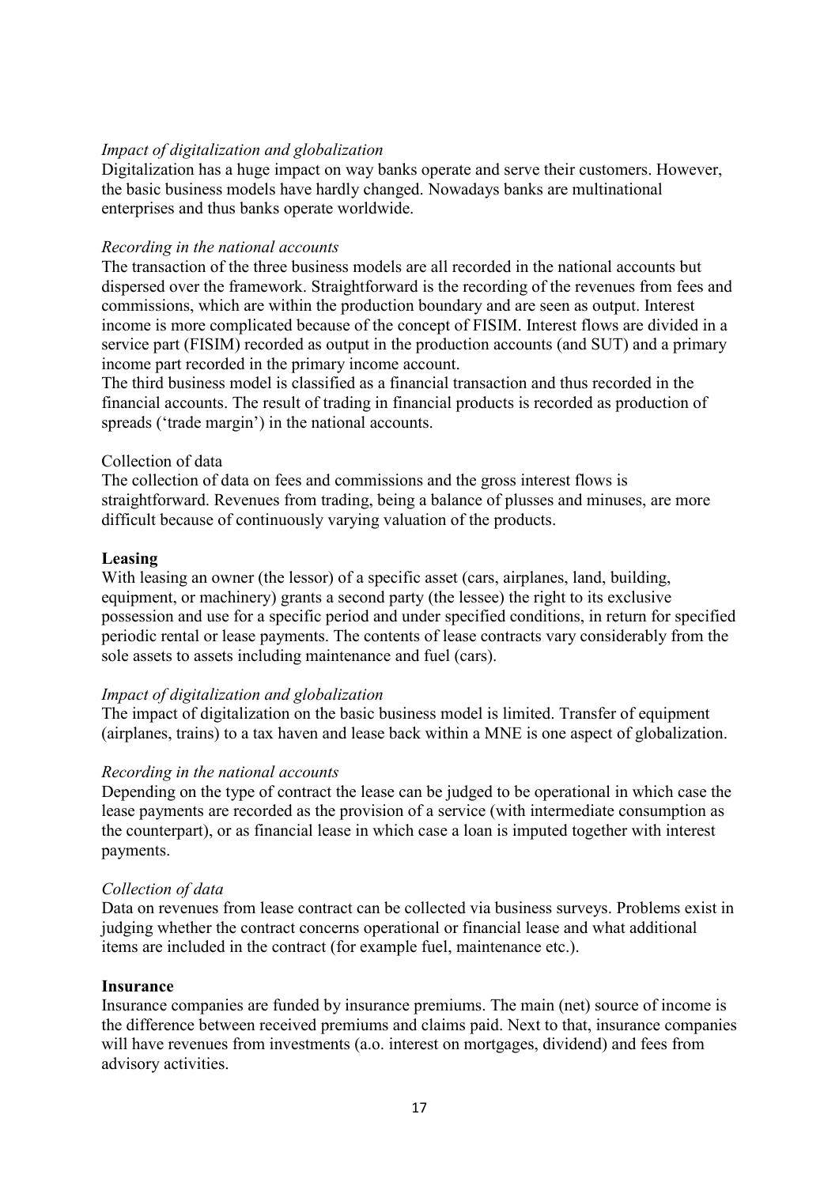*Impact of digitalization and globalization*

Digitalization has a huge impact on way banks operate and serve their customers. However, the basic business models have hardly changed. Nowadays banks are multinational enterprises and thus banks operate worldwide.

*Recording in the national accounts*

The transaction of the three business models are all recorded in the national accounts but dispersed over the framework. Straightforward is the recording of the revenues from fees and commissions, which are within the production boundary and are seen as output. Interest income is more complicated because of the concept of FISIM. Interest flows are divided in a service part (FISIM) recorded as output in the production accounts (and SUT) and a primary income part recorded in the primary income account.

The third business model is classified as a financial transaction and thus recorded in the financial accounts. The result of trading in financial products is recorded as production of spreads ('trade margin') in the national accounts.

Collection of data

The collection of data on fees and commissions and the gross interest flows is straightforward. Revenues from trading, being a balance of plusses and minuses, are more difficult because of continuously varying valuation of the products.

**Leasing**

With leasing an owner (the lessor) of a specific asset (cars, airplanes, land, building, equipment, or machinery) grants a second party (the lessee) the right to its exclusive possession and use for a specific period and under specified conditions, in return for specified periodic rental or lease payments. The contents of lease contracts vary considerably from the sole assets to assets including maintenance and fuel (cars).

*Impact of digitalization and globalization*

The impact of digitalization on the basic business model is limited. Transfer of equipment (airplanes, trains) to a tax haven and lease back within a MNE is one aspect of globalization.

*Recording in the national accounts*

Depending on the type of contract the lease can be judged to be operational in which case the lease payments are recorded as the provision of a service (with intermediate consumption as the counterpart), or as financial lease in which case a loan is imputed together with interest payments.

*Collection of data*

Data on revenues from lease contract can be collected via business surveys. Problems exist in judging whether the contract concerns operational or financial lease and what additional items are included in the contract (for example fuel, maintenance etc.).

**Insurance**

Insurance companies are funded by insurance premiums. The main (net) source of income is the difference between received premiums and claims paid. Next to that, insurance companies will have revenues from investments (a.o. interest on mortgages, dividend) and fees from advisory activities.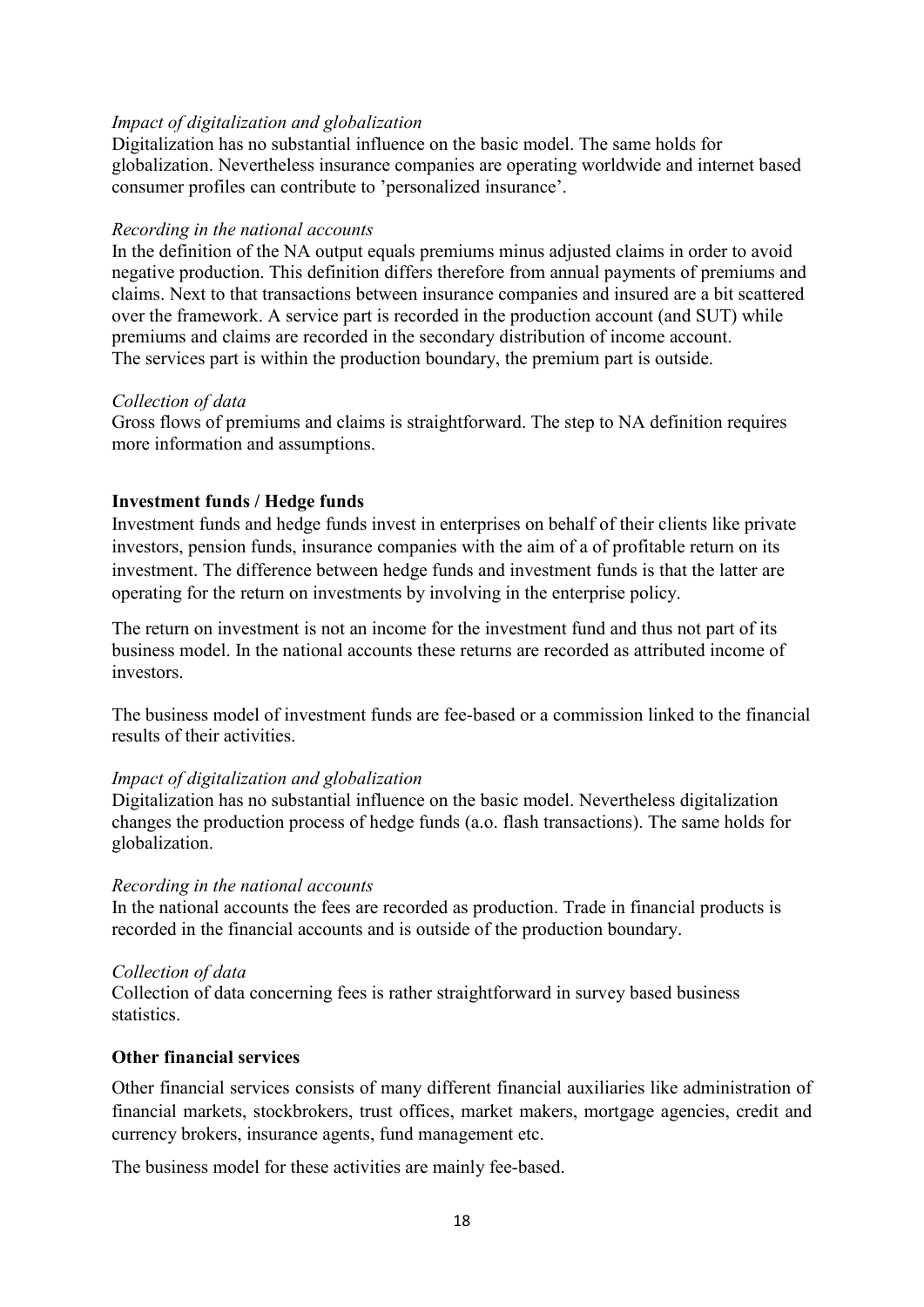*Impact of digitalization and globalization*

Digitalization has no substantial influence on the basic model. The same holds for globalization. Nevertheless insurance companies are operating worldwide and internet based consumer profiles can contribute to 'personalized insurance'.

*Recording in the national accounts*

In the definition of the NA output equals premiums minus adjusted claims in order to avoid negative production. This definition differs therefore from annual payments of premiums and claims. Next to that transactions between insurance companies and insured are a bit scattered over the framework. A service part is recorded in the production account (and SUT) while premiums and claims are recorded in the secondary distribution of income account.
The services part is within the production boundary, the premium part is outside.

*Collection of data*

Gross flows of premiums and claims is straightforward. The step to NA definition requires more information and assumptions.

**Investment funds / Hedge funds**

Investment funds and hedge funds invest in enterprises on behalf of their clients like private investors, pension funds, insurance companies with the aim of a of profitable return on its investment. The difference between hedge funds and investment funds is that the latter are operating for the return on investments by involving in the enterprise policy.

The return on investment is not an income for the investment fund and thus not part of its business model. In the national accounts these returns are recorded as attributed income of investors.

The business model of investment funds are fee-based or a commission linked to the financial results of their activities.

*Impact of digitalization and globalization*

Digitalization has no substantial influence on the basic model. Nevertheless digitalization changes the production process of hedge funds (a.o. flash transactions). The same holds for globalization.

*Recording in the national accounts*

In the national accounts the fees are recorded as production. Trade in financial products is recorded in the financial accounts and is outside of the production boundary.

*Collection of data*

Collection of data concerning fees is rather straightforward in survey based business statistics.

**Other financial services**

Other financial services consists of many different financial auxiliaries like administration of financial markets, stockbrokers, trust offices, market makers, mortgage agencies, credit and currency brokers, insurance agents, fund management etc.

The business model for these activities are mainly fee-based.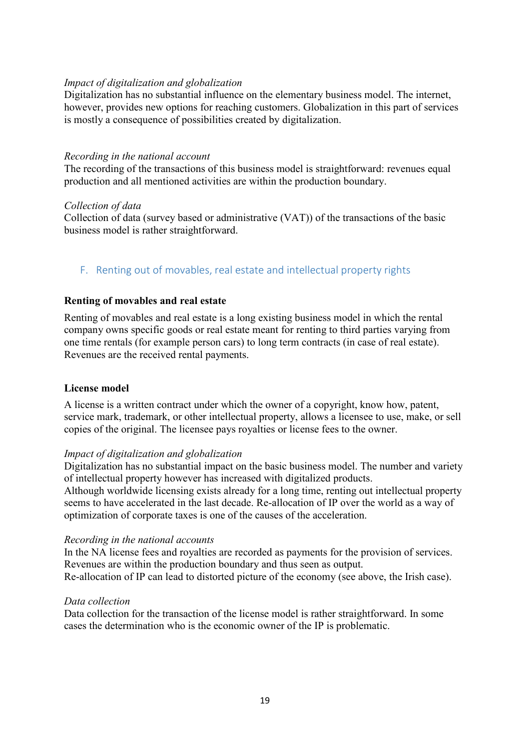*Impact of digitalization and globalization*

Digitalization has no substantial influence on the elementary business model. The internet, however, provides new options for reaching customers. Globalization in this part of services is mostly a consequence of possibilities created by digitalization.

*Recording in the national account*

The recording of the transactions of this business model is straightforward: revenues equal production and all mentioned activities are within the production boundary.

*Collection of data*

Collection of data (survey based or administrative (VAT)) of the transactions of the basic business model is rather straightforward.

## F. Renting out of movables, real estate and intellectual property rights

**Renting of movables and real estate**

Renting of movables and real estate is a long existing business model in which the rental company owns specific goods or real estate meant for renting to third parties varying from one time rentals (for example person cars) to long term contracts (in case of real estate). Revenues are the received rental payments.

**License model**

A license is a written contract under which the owner of a copyright, know how, patent, service mark, trademark, or other intellectual property, allows a licensee to use, make, or sell copies of the original. The licensee pays royalties or license fees to the owner.

*Impact of digitalization and globalization*

Digitalization has no substantial impact on the basic business model. The number and variety of intellectual property however has increased with digitalized products.
Although worldwide licensing exists already for a long time, renting out intellectual property seems to have accelerated in the last decade. Re-allocation of IP over the world as a way of optimization of corporate taxes is one of the causes of the acceleration.

*Recording in the national accounts*

In the NA license fees and royalties are recorded as payments for the provision of services. Revenues are within the production boundary and thus seen as output.
Re-allocation of IP can lead to distorted picture of the economy (see above, the Irish case).

*Data collection*

Data collection for the transaction of the license model is rather straightforward. In some cases the determination who is the economic owner of the IP is problematic.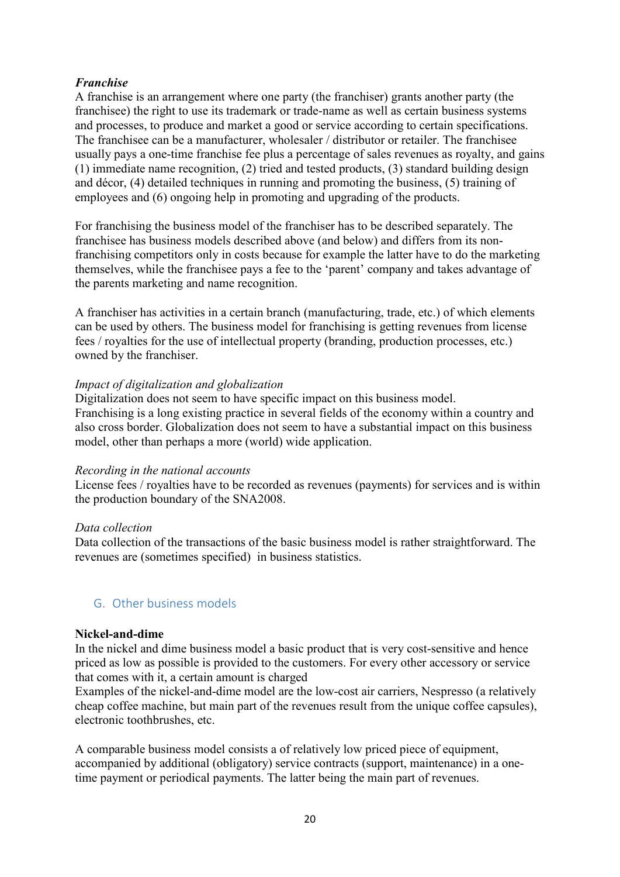***Franchise***

A franchise is an arrangement where one party (the franchiser) grants another party (the franchisee) the right to use its trademark or trade-name as well as certain business systems and processes, to produce and market a good or service according to certain specifications. The franchisee can be a manufacturer, wholesaler / distributor or retailer. The franchisee usually pays a one-time franchise fee plus a percentage of sales revenues as royalty, and gains (1) immediate name recognition, (2) tried and tested products, (3) standard building design and décor, (4) detailed techniques in running and promoting the business, (5) training of employees and (6) ongoing help in promoting and upgrading of the products.

For franchising the business model of the franchiser has to be described separately. The franchisee has business models described above (and below) and differs from its non-franchising competitors only in costs because for example the latter have to do the marketing themselves, while the franchisee pays a fee to the 'parent' company and takes advantage of the parents marketing and name recognition.

A franchiser has activities in a certain branch (manufacturing, trade, etc.) of which elements can be used by others. The business model for franchising is getting revenues from license fees / royalties for the use of intellectual property (branding, production processes, etc.) owned by the franchiser.

*Impact of digitalization and globalization*

Digitalization does not seem to have specific impact on this business model.
Franchising is a long existing practice in several fields of the economy within a country and also cross border. Globalization does not seem to have a substantial impact on this business model, other than perhaps a more (world) wide application.

*Recording in the national accounts*

License fees / royalties have to be recorded as revenues (payments) for services and is within the production boundary of the SNA2008.

*Data collection*

Data collection of the transactions of the basic business model is rather straightforward. The revenues are (sometimes specified) in business statistics.

## G. Other business models

**Nickel-and-dime**

In the nickel and dime business model a basic product that is very cost-sensitive and hence priced as low as possible is provided to the customers. For every other accessory or service that comes with it, a certain amount is charged
Examples of the nickel-and-dime model are the low-cost air carriers, Nespresso (a relatively cheap coffee machine, but main part of the revenues result from the unique coffee capsules), electronic toothbrushes, etc.

A comparable business model consists a of relatively low priced piece of equipment, accompanied by additional (obligatory) service contracts (support, maintenance) in a one-time payment or periodical payments. The latter being the main part of revenues.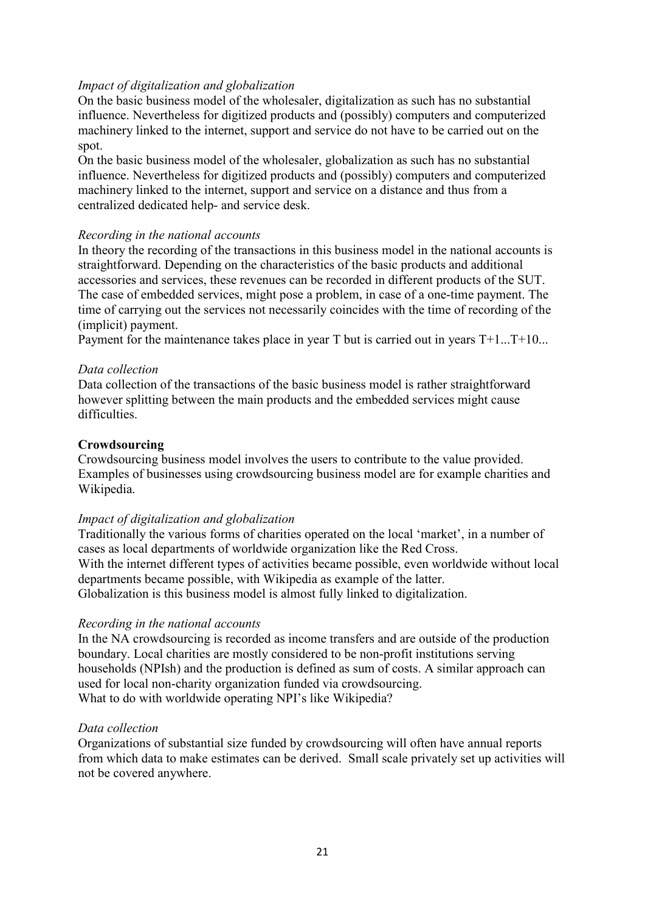*Impact of digitalization and globalization*

On the basic business model of the wholesaler, digitalization as such has no substantial influence. Nevertheless for digitized products and (possibly) computers and computerized machinery linked to the internet, support and service do not have to be carried out on the spot.

On the basic business model of the wholesaler, globalization as such has no substantial influence. Nevertheless for digitized products and (possibly) computers and computerized machinery linked to the internet, support and service on a distance and thus from a centralized dedicated help- and service desk.

*Recording in the national accounts*

In theory the recording of the transactions in this business model in the national accounts is straightforward. Depending on the characteristics of the basic products and additional accessories and services, these revenues can be recorded in different products of the SUT. The case of embedded services, might pose a problem, in case of a one-time payment. The time of carrying out the services not necessarily coincides with the time of recording of the (implicit) payment.

Payment for the maintenance takes place in year T but is carried out in years T+1...T+10...

*Data collection*

Data collection of the transactions of the basic business model is rather straightforward however splitting between the main products and the embedded services might cause difficulties.

**Crowdsourcing**

Crowdsourcing business model involves the users to contribute to the value provided. Examples of businesses using crowdsourcing business model are for example charities and Wikipedia.

*Impact of digitalization and globalization*

Traditionally the various forms of charities operated on the local 'market', in a number of cases as local departments of worldwide organization like the Red Cross.

With the internet different types of activities became possible, even worldwide without local departments became possible, with Wikipedia as example of the latter.

Globalization is this business model is almost fully linked to digitalization.

*Recording in the national accounts*

In the NA crowdsourcing is recorded as income transfers and are outside of the production boundary. Local charities are mostly considered to be non-profit institutions serving households (NPIsh) and the production is defined as sum of costs. A similar approach can used for local non-charity organization funded via crowdsourcing.

What to do with worldwide operating NPI's like Wikipedia?

*Data collection*

Organizations of substantial size funded by crowdsourcing will often have annual reports from which data to make estimates can be derived. Small scale privately set up activities will not be covered anywhere.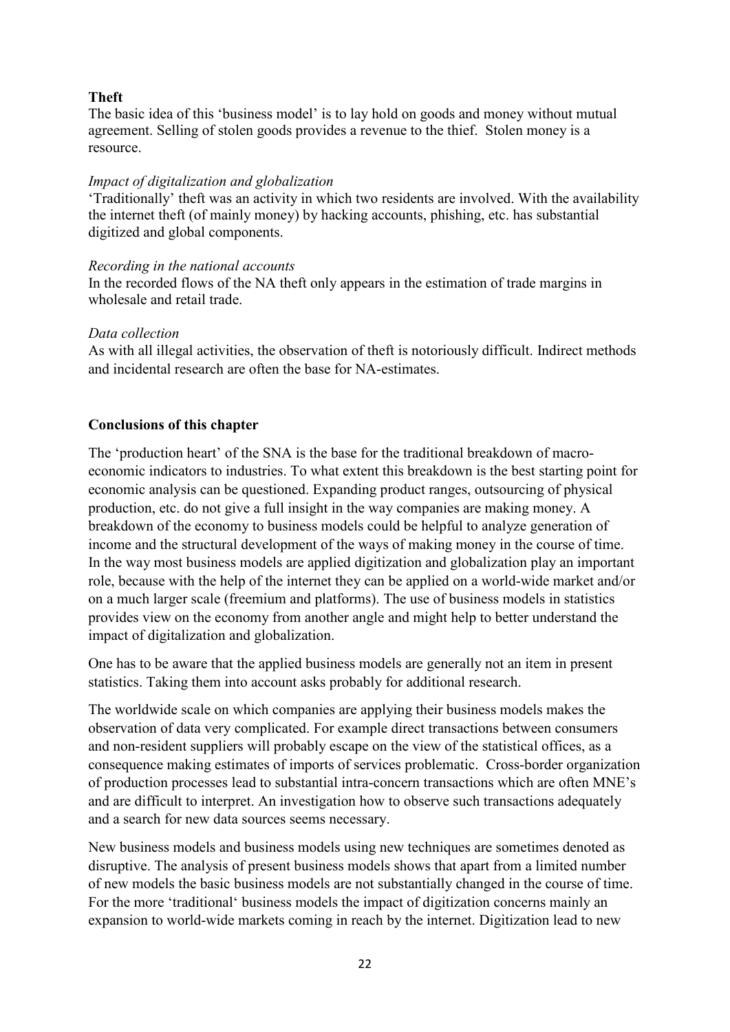**Theft**

The basic idea of this 'business model' is to lay hold on goods and money without mutual agreement. Selling of stolen goods provides a revenue to the thief. Stolen money is a resource.

*Impact of digitalization and globalization*

'Traditionally' theft was an activity in which two residents are involved. With the availability the internet theft (of mainly money) by hacking accounts, phishing, etc. has substantial digitized and global components.

*Recording in the national accounts*

In the recorded flows of the NA theft only appears in the estimation of trade margins in wholesale and retail trade.

*Data collection*

As with all illegal activities, the observation of theft is notoriously difficult. Indirect methods and incidental research are often the base for NA-estimates.

**Conclusions of this chapter**

The 'production heart' of the SNA is the base for the traditional breakdown of macro-economic indicators to industries. To what extent this breakdown is the best starting point for economic analysis can be questioned. Expanding product ranges, outsourcing of physical production, etc. do not give a full insight in the way companies are making money. A breakdown of the economy to business models could be helpful to analyze generation of income and the structural development of the ways of making money in the course of time. In the way most business models are applied digitization and globalization play an important role, because with the help of the internet they can be applied on a world-wide market and/or on a much larger scale (freemium and platforms). The use of business models in statistics provides view on the economy from another angle and might help to better understand the impact of digitalization and globalization.

One has to be aware that the applied business models are generally not an item in present statistics. Taking them into account asks probably for additional research.

The worldwide scale on which companies are applying their business models makes the observation of data very complicated. For example direct transactions between consumers and non-resident suppliers will probably escape on the view of the statistical offices, as a consequence making estimates of imports of services problematic. Cross-border organization of production processes lead to substantial intra-concern transactions which are often MNE's and are difficult to interpret. An investigation how to observe such transactions adequately and a search for new data sources seems necessary.

New business models and business models using new techniques are sometimes denoted as disruptive. The analysis of present business models shows that apart from a limited number of new models the basic business models are not substantially changed in the course of time. For the more 'traditional' business models the impact of digitization concerns mainly an expansion to world-wide markets coming in reach by the internet. Digitization lead to new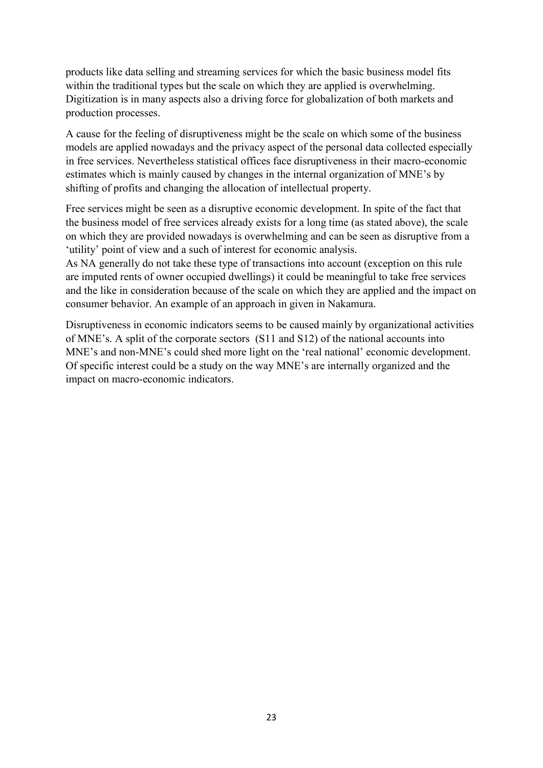products like data selling and streaming services for which the basic business model fits within the traditional types but the scale on which they are applied is overwhelming. Digitization is in many aspects also a driving force for globalization of both markets and production processes.

A cause for the feeling of disruptiveness might be the scale on which some of the business models are applied nowadays and the privacy aspect of the personal data collected especially in free services. Nevertheless statistical offices face disruptiveness in their macro-economic estimates which is mainly caused by changes in the internal organization of MNE's by shifting of profits and changing the allocation of intellectual property.

Free services might be seen as a disruptive economic development. In spite of the fact that the business model of free services already exists for a long time (as stated above), the scale on which they are provided nowadays is overwhelming and can be seen as disruptive from a 'utility' point of view and a such of interest for economic analysis.
As NA generally do not take these type of transactions into account (exception on this rule are imputed rents of owner occupied dwellings) it could be meaningful to take free services and the like in consideration because of the scale on which they are applied and the impact on consumer behavior. An example of an approach in given in Nakamura.

Disruptiveness in economic indicators seems to be caused mainly by organizational activities of MNE's. A split of the corporate sectors (S11 and S12) of the national accounts into MNE's and non-MNE's could shed more light on the 'real national' economic development. Of specific interest could be a study on the way MNE's are internally organized and the impact on macro-economic indicators.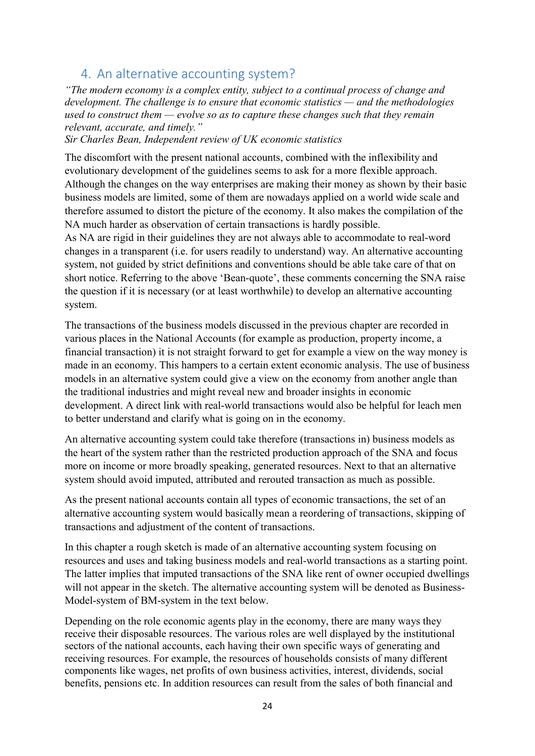## 4. An alternative accounting system?

*"The modern economy is a complex entity, subject to a continual process of change and development. The challenge is to ensure that economic statistics — and the methodologies used to construct them — evolve so as to capture these changes such that they remain relevant, accurate, and timely."*
*Sir Charles Bean, Independent review of UK economic statistics*

The discomfort with the present national accounts, combined with the inflexibility and evolutionary development of the guidelines seems to ask for a more flexible approach. Although the changes on the way enterprises are making their money as shown by their basic business models are limited, some of them are nowadays applied on a world wide scale and therefore assumed to distort the picture of the economy. It also makes the compilation of the NA much harder as observation of certain transactions is hardly possible.
As NA are rigid in their guidelines they are not always able to accommodate to real-word changes in a transparent (i.e. for users readily to understand) way. An alternative accounting system, not guided by strict definitions and conventions should be able take care of that on short notice. Referring to the above 'Bean-quote', these comments concerning the SNA raise the question if it is necessary (or at least worthwhile) to develop an alternative accounting system.

The transactions of the business models discussed in the previous chapter are recorded in various places in the National Accounts (for example as production, property income, a financial transaction) it is not straight forward to get for example a view on the way money is made in an economy. This hampers to a certain extent economic analysis. The use of business models in an alternative system could give a view on the economy from another angle than the traditional industries and might reveal new and broader insights in economic development. A direct link with real-world transactions would also be helpful for leach men to better understand and clarify what is going on in the economy.

An alternative accounting system could take therefore (transactions in) business models as the heart of the system rather than the restricted production approach of the SNA and focus more on income or more broadly speaking, generated resources. Next to that an alternative system should avoid imputed, attributed and rerouted transaction as much as possible.

As the present national accounts contain all types of economic transactions, the set of an alternative accounting system would basically mean a reordering of transactions, skipping of transactions and adjustment of the content of transactions.

In this chapter a rough sketch is made of an alternative accounting system focusing on resources and uses and taking business models and real-world transactions as a starting point. The latter implies that imputed transactions of the SNA like rent of owner occupied dwellings will not appear in the sketch. The alternative accounting system will be denoted as Business-Model-system of BM-system in the text below.

Depending on the role economic agents play in the economy, there are many ways they receive their disposable resources. The various roles are well displayed by the institutional sectors of the national accounts, each having their own specific ways of generating and receiving resources. For example, the resources of households consists of many different components like wages, net profits of own business activities, interest, dividends, social benefits, pensions etc. In addition resources can result from the sales of both financial and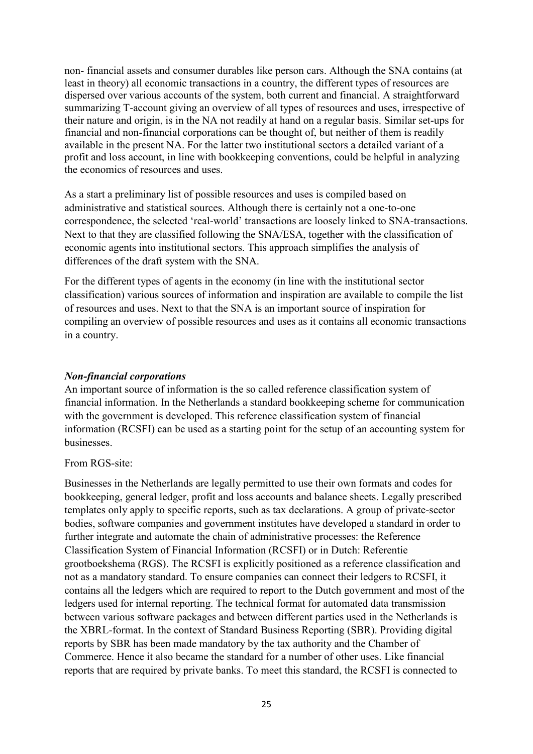non- financial assets and consumer durables like person cars. Although the SNA contains (at least in theory) all economic transactions in a country, the different types of resources are dispersed over various accounts of the system, both current and financial. A straightforward summarizing T-account giving an overview of all types of resources and uses, irrespective of their nature and origin, is in the NA not readily at hand on a regular basis. Similar set-ups for financial and non-financial corporations can be thought of, but neither of them is readily available in the present NA. For the latter two institutional sectors a detailed variant of a profit and loss account, in line with bookkeeping conventions, could be helpful in analyzing the economics of resources and uses.

As a start a preliminary list of possible resources and uses is compiled based on administrative and statistical sources. Although there is certainly not a one-to-one correspondence, the selected 'real-world' transactions are loosely linked to SNA-transactions. Next to that they are classified following the SNA/ESA, together with the classification of economic agents into institutional sectors. This approach simplifies the analysis of differences of the draft system with the SNA.

For the different types of agents in the economy (in line with the institutional sector classification) various sources of information and inspiration are available to compile the list of resources and uses. Next to that the SNA is an important source of inspiration for compiling an overview of possible resources and uses as it contains all economic transactions in a country.

***Non-financial corporations***

An important source of information is the so called reference classification system of financial information. In the Netherlands a standard bookkeeping scheme for communication with the government is developed. This reference classification system of financial information (RCSFI) can be used as a starting point for the setup of an accounting system for businesses.

From RGS-site:

Businesses in the Netherlands are legally permitted to use their own formats and codes for bookkeeping, general ledger, profit and loss accounts and balance sheets. Legally prescribed templates only apply to specific reports, such as tax declarations. A group of private-sector bodies, software companies and government institutes have developed a standard in order to further integrate and automate the chain of administrative processes: the Reference Classification System of Financial Information (RCSFI) or in Dutch: Referentie grootboekshema (RGS). The RCSFI is explicitly positioned as a reference classification and not as a mandatory standard. To ensure companies can connect their ledgers to RCSFI, it contains all the ledgers which are required to report to the Dutch government and most of the ledgers used for internal reporting. The technical format for automated data transmission between various software packages and between different parties used in the Netherlands is the XBRL-format. In the context of Standard Business Reporting (SBR). Providing digital reports by SBR has been made mandatory by the tax authority and the Chamber of Commerce. Hence it also became the standard for a number of other uses. Like financial reports that are required by private banks. To meet this standard, the RCSFI is connected to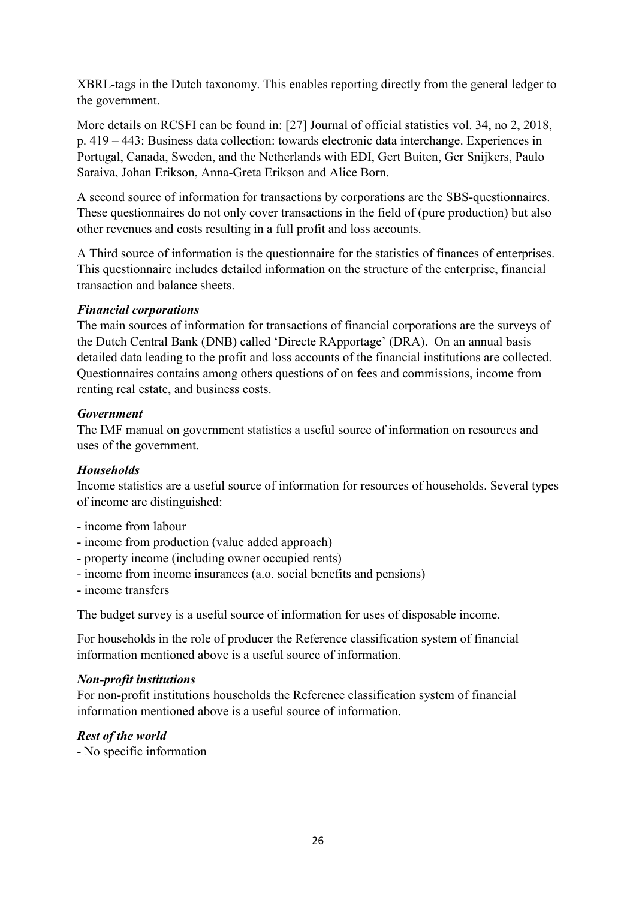XBRL-tags in the Dutch taxonomy. This enables reporting directly from the general ledger to the government.

More details on RCSFI can be found in: [27] Journal of official statistics vol. 34, no 2, 2018, p. 419 – 443: Business data collection: towards electronic data interchange. Experiences in Portugal, Canada, Sweden, and the Netherlands with EDI, Gert Buiten, Ger Snijkers, Paulo Saraiva, Johan Erikson, Anna-Greta Erikson and Alice Born.

A second source of information for transactions by corporations are the SBS-questionnaires. These questionnaires do not only cover transactions in the field of (pure production) but also other revenues and costs resulting in a full profit and loss accounts.

A Third source of information is the questionnaire for the statistics of finances of enterprises. This questionnaire includes detailed information on the structure of the enterprise, financial transaction and balance sheets.

***Financial corporations***

The main sources of information for transactions of financial corporations are the surveys of the Dutch Central Bank (DNB) called 'Directe RApportage' (DRA). On an annual basis detailed data leading to the profit and loss accounts of the financial institutions are collected. Questionnaires contains among others questions of on fees and commissions, income from renting real estate, and business costs.

***Government***

The IMF manual on government statistics a useful source of information on resources and uses of the government.

***Households***

Income statistics are a useful source of information for resources of households. Several types of income are distinguished:

- income from labour
- income from production (value added approach)
- property income (including owner occupied rents)
- income from income insurances (a.o. social benefits and pensions)
- income transfers

The budget survey is a useful source of information for uses of disposable income.

For households in the role of producer the Reference classification system of financial information mentioned above is a useful source of information.

***Non-profit institutions***

For non-profit institutions households the Reference classification system of financial information mentioned above is a useful source of information.

***Rest of the world***

- No specific information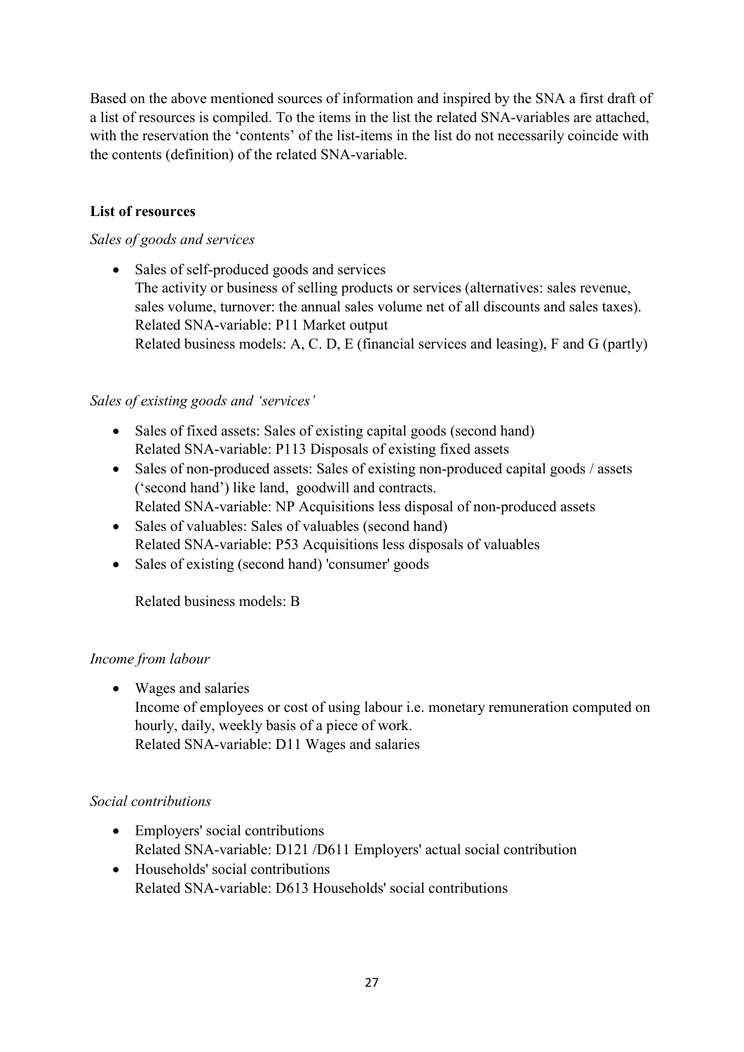Based on the above mentioned sources of information and inspired by the SNA a first draft of a list of resources is compiled. To the items in the list the related SNA-variables are attached, with the reservation the 'contents' of the list-items in the list do not necessarily coincide with the contents (definition) of the related SNA-variable.

**List of resources**

*Sales of goods and services*

- Sales of self-produced goods and services
  The activity or business of selling products or services (alternatives: sales revenue, sales volume, turnover: the annual sales volume net of all discounts and sales taxes).
  Related SNA-variable: P11 Market output
  Related business models: A, C. D, E (financial services and leasing), F and G (partly)

*Sales of existing goods and 'services'*

- Sales of fixed assets: Sales of existing capital goods (second hand)
  Related SNA-variable: P113 Disposals of existing fixed assets
- Sales of non-produced assets: Sales of existing non-produced capital goods / assets ('second hand') like land, goodwill and contracts.
  Related SNA-variable: NP Acquisitions less disposal of non-produced assets
- Sales of valuables: Sales of valuables (second hand)
  Related SNA-variable: P53 Acquisitions less disposals of valuables
- Sales of existing (second hand) 'consumer' goods

  Related business models: B

*Income from labour*

- Wages and salaries
  Income of employees or cost of using labour i.e. monetary remuneration computed on hourly, daily, weekly basis of a piece of work.
  Related SNA-variable: D11 Wages and salaries

*Social contributions*

- Employers' social contributions
  Related SNA-variable: D121 /D611 Employers' actual social contribution
- Households' social contributions
  Related SNA-variable: D613 Households' social contributions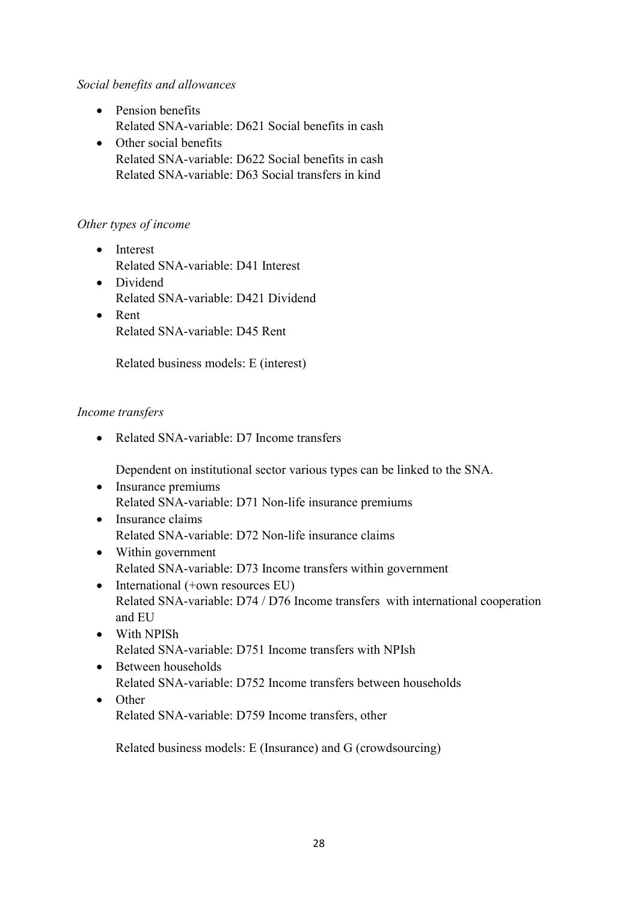*Social benefits and allowances*

- Pension benefits
  Related SNA-variable: D621 Social benefits in cash
- Other social benefits
  Related SNA-variable: D622 Social benefits in cash
  Related SNA-variable: D63 Social transfers in kind

*Other types of income*

- Interest
  Related SNA-variable: D41 Interest
- Dividend
  Related SNA-variable: D421 Dividend
- Rent
  Related SNA-variable: D45 Rent

  Related business models: E (interest)

*Income transfers*

- Related SNA-variable: D7 Income transfers

  Dependent on institutional sector various types can be linked to the SNA.
- Insurance premiums
  Related SNA-variable: D71 Non-life insurance premiums
- Insurance claims
  Related SNA-variable: D72 Non-life insurance claims
- Within government
  Related SNA-variable: D73 Income transfers within government
- International (+own resources EU)
  Related SNA-variable: D74 / D76 Income transfers with international cooperation and EU
- With NPISh
  Related SNA-variable: D751 Income transfers with NPIsh
- Between households
  Related SNA-variable: D752 Income transfers between households
- Other
  Related SNA-variable: D759 Income transfers, other

  Related business models: E (Insurance) and G (crowdsourcing)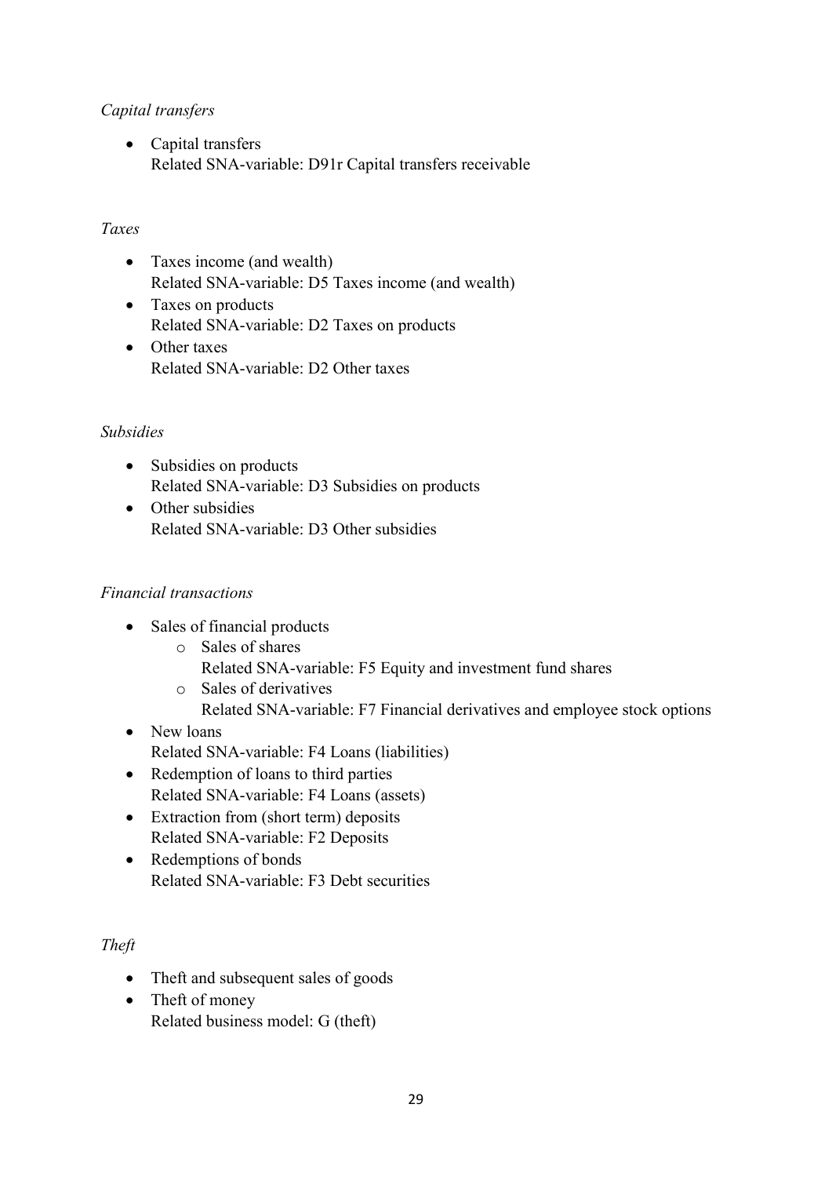*Capital transfers*

- Capital transfers
  Related SNA-variable: D91r Capital transfers receivable

*Taxes*

- Taxes income (and wealth)
  Related SNA-variable: D5 Taxes income (and wealth)
- Taxes on products
  Related SNA-variable: D2 Taxes on products
- Other taxes
  Related SNA-variable: D2 Other taxes

*Subsidies*

- Subsidies on products
  Related SNA-variable: D3 Subsidies on products
- Other subsidies
  Related SNA-variable: D3 Other subsidies

*Financial transactions*

- Sales of financial products
  - Sales of shares
    Related SNA-variable: F5 Equity and investment fund shares
  - Sales of derivatives
    Related SNA-variable: F7 Financial derivatives and employee stock options
- New loans
  Related SNA-variable: F4 Loans (liabilities)
- Redemption of loans to third parties
  Related SNA-variable: F4 Loans (assets)
- Extraction from (short term) deposits
  Related SNA-variable: F2 Deposits
- Redemptions of bonds
  Related SNA-variable: F3 Debt securities

*Theft*

- Theft and subsequent sales of goods
- Theft of money
  Related business model: G (theft)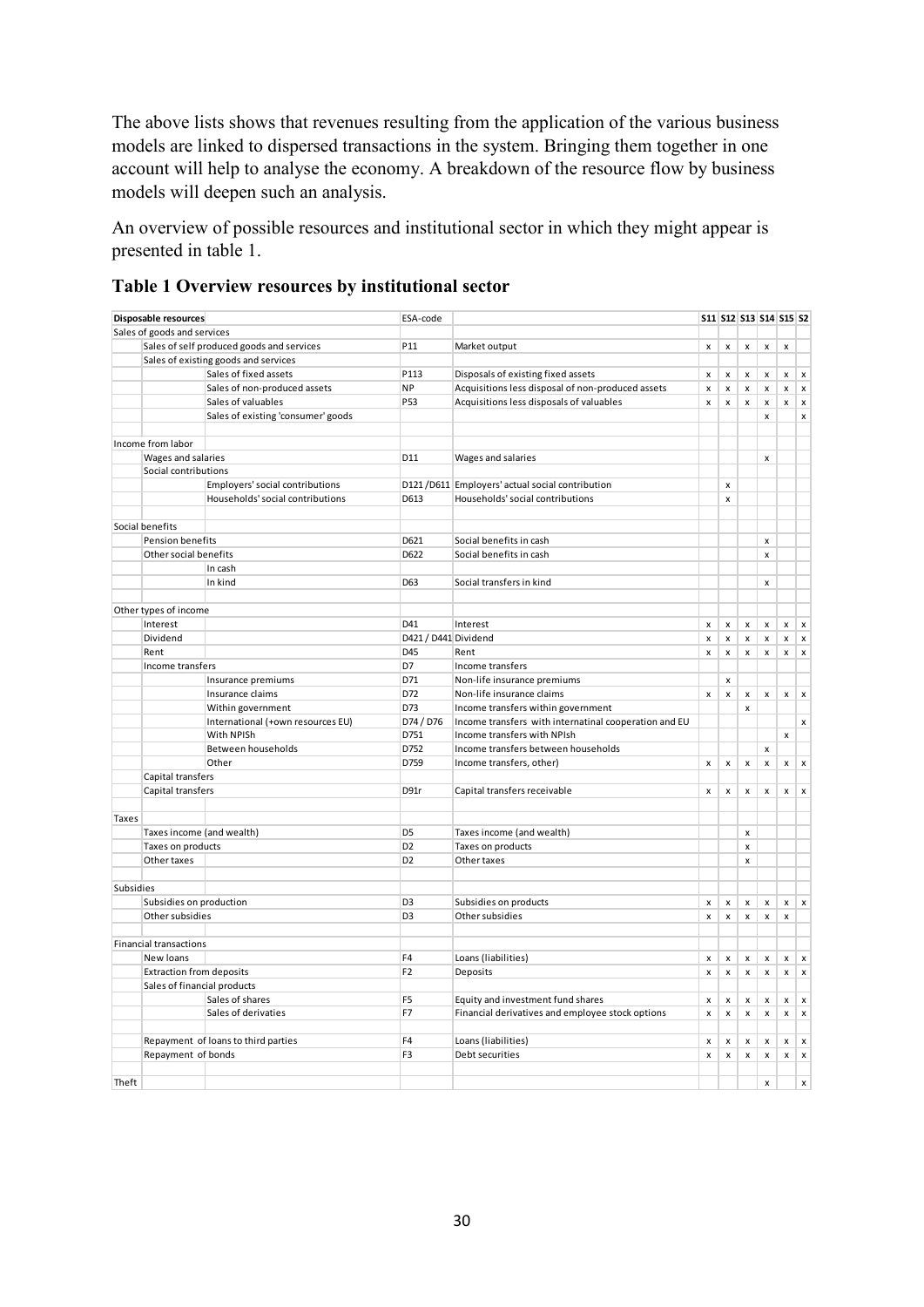The above lists shows that revenues resulting from the application of the various business models are linked to dispersed transactions in the system. Bringing them together in one account will help to analyse the economy. A breakdown of the resource flow by business models will deepen such an analysis.

An overview of possible resources and institutional sector in which they might appear is presented in table 1.

### Table 1 Overview resources by institutional sector

| Disposable resources | | | ESA-code | | S11 | S12 | S13 | S14 | S15 | S2 |
|---|---|---|---|---|---|---|---|---|---|---|
| Sales of goods and services | | | | | | | | | | |
| | Sales of self produced goods and services | | P11 | Market output | x | x | x | x | x | |
| | Sales of existing goods and services | | | | | | | | | |
| | | Sales of fixed assets | P113 | Disposals of existing fixed assets | x | x | x | x | x | x |
| | | Sales of non-produced assets | NP | Acquisitions less disposal of non-produced assets | x | x | x | x | x | x |
| | | Sales of valuables | P53 | Acquisitions less disposals of valuables | x | x | x | x | x | x |
| | | Sales of existing 'consumer' goods | | | | | | x | | x |
| | | | | | | | | | | |
| Income from labor | | | | | | | | | | |
| | Wages and salaries | | D11 | Wages and salaries | | | | x | | |
| | Social contributions | | | | | | | | | |
| | | Employers' social contributions | D121 /D611 | Employers' actual social contribution | | x | | | | |
| | | Households' social contributions | D613 | Households' social contributions | | x | | | | |
| | | | | | | | | | | |
| Social benefits | | | | | | | | | | |
| | Pension benefits | | D621 | Social benefits in cash | | | | x | | |
| | Other social benefits | | D622 | Social benefits in cash | | | | x | | |
| | | In cash | | | | | | | | |
| | | In kind | D63 | Social transfers in kind | | | | x | | |
| | | | | | | | | | | |
| Other types of income | | | | | | | | | | |
| | Interest | | D41 | Interest | x | x | x | x | x | x |
| | Dividend | | D421 / D441 | Dividend | x | x | x | x | x | x |
| | Rent | | D45 | Rent | x | x | x | x | x | x |
| | Income transfers | | D7 | Income transfers | | | | | | |
| | | Insurance premiums | D71 | Non-life insurance premiums | | x | | | | |
| | | Insurance claims | D72 | Non-life insurance claims | x | x | x | x | x | x |
| | | Within government | D73 | Income transfers within government | | | x | | | |
| | | International (+own resources EU) | D74 / D76 | Income transfers with internatinal cooperation and EU | | | | | | x |
| | | With NPISh | D751 | Income transfers with NPIsh | | | | | x | |
| | | Between households | D752 | Income transfers between households | | | | x | | |
| | | Other | D759 | Income transfers, other) | x | x | x | x | x | x |
| | Capital transfers | | | | | | | | | |
| | Capital transfers | | D91r | Capital transfers receivable | x | x | x | x | x | x |
| | | | | | | | | | | |
| Taxes | | | | | | | | | | |
| | Taxes income (and wealth) | | D5 | Taxes income (and wealth) | | | x | | | |
| | Taxes on products | | D2 | Taxes on products | | | x | | | |
| | Other taxes | | D2 | Other taxes | | | x | | | |
| | | | | | | | | | | |
| Subsidies | | | | | | | | | | |
| | Subsidies on production | | D3 | Subsidies on products | x | x | x | x | x | x |
| | Other subsidies | | D3 | Other subsidies | x | x | x | x | x | |
| | | | | | | | | | | |
| Financial transactions | | | | | | | | | | |
| | New loans | | F4 | Loans (liabilities) | x | x | x | x | x | x |
| | Extraction from deposits | | F2 | Deposits | x | x | x | x | x | x |
| | Sales of financial products | | | | | | | | | |
| | | Sales of shares | F5 | Equity and investment fund shares | x | x | x | x | x | x |
| | | Sales of derivaties | F7 | Financial derivatives and employee stock options | x | x | x | x | x | x |
| | | | | | | | | | | |
| | Repayment of loans to third parties | | F4 | Loans (liabilities) | x | x | x | x | x | x |
| | Repayment of bonds | | F3 | Debt securities | x | x | x | x | x | x |
| | | | | | | | | | | |
| Theft | | | | | | | | x | | x |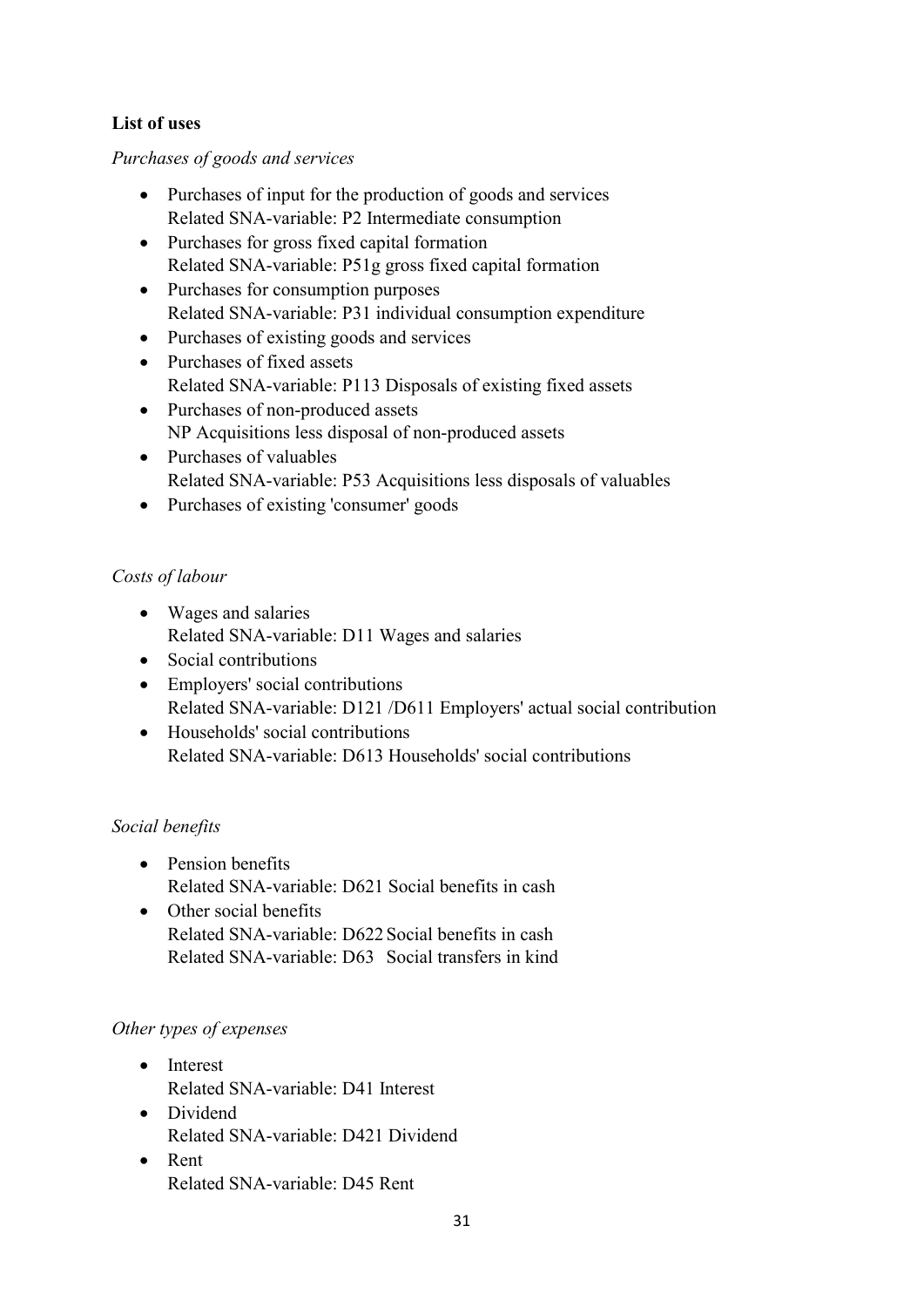**List of uses**

*Purchases of goods and services*

- Purchases of input for the production of goods and services
  Related SNA-variable: P2 Intermediate consumption
- Purchases for gross fixed capital formation
  Related SNA-variable: P51g gross fixed capital formation
- Purchases for consumption purposes
  Related SNA-variable: P31 individual consumption expenditure
- Purchases of existing goods and services
- Purchases of fixed assets
  Related SNA-variable: P113 Disposals of existing fixed assets
- Purchases of non-produced assets
  NP Acquisitions less disposal of non-produced assets
- Purchases of valuables
  Related SNA-variable: P53 Acquisitions less disposals of valuables
- Purchases of existing 'consumer' goods

*Costs of labour*

- Wages and salaries
  Related SNA-variable: D11 Wages and salaries
- Social contributions
- Employers' social contributions
  Related SNA-variable: D121 /D611 Employers' actual social contribution
- Households' social contributions
  Related SNA-variable: D613 Households' social contributions

*Social benefits*

- Pension benefits
  Related SNA-variable: D621 Social benefits in cash
- Other social benefits
  Related SNA-variable: D622 Social benefits in cash
  Related SNA-variable: D63 Social transfers in kind

*Other types of expenses*

- Interest
  Related SNA-variable: D41 Interest
- Dividend
  Related SNA-variable: D421 Dividend
- Rent
  Related SNA-variable: D45 Rent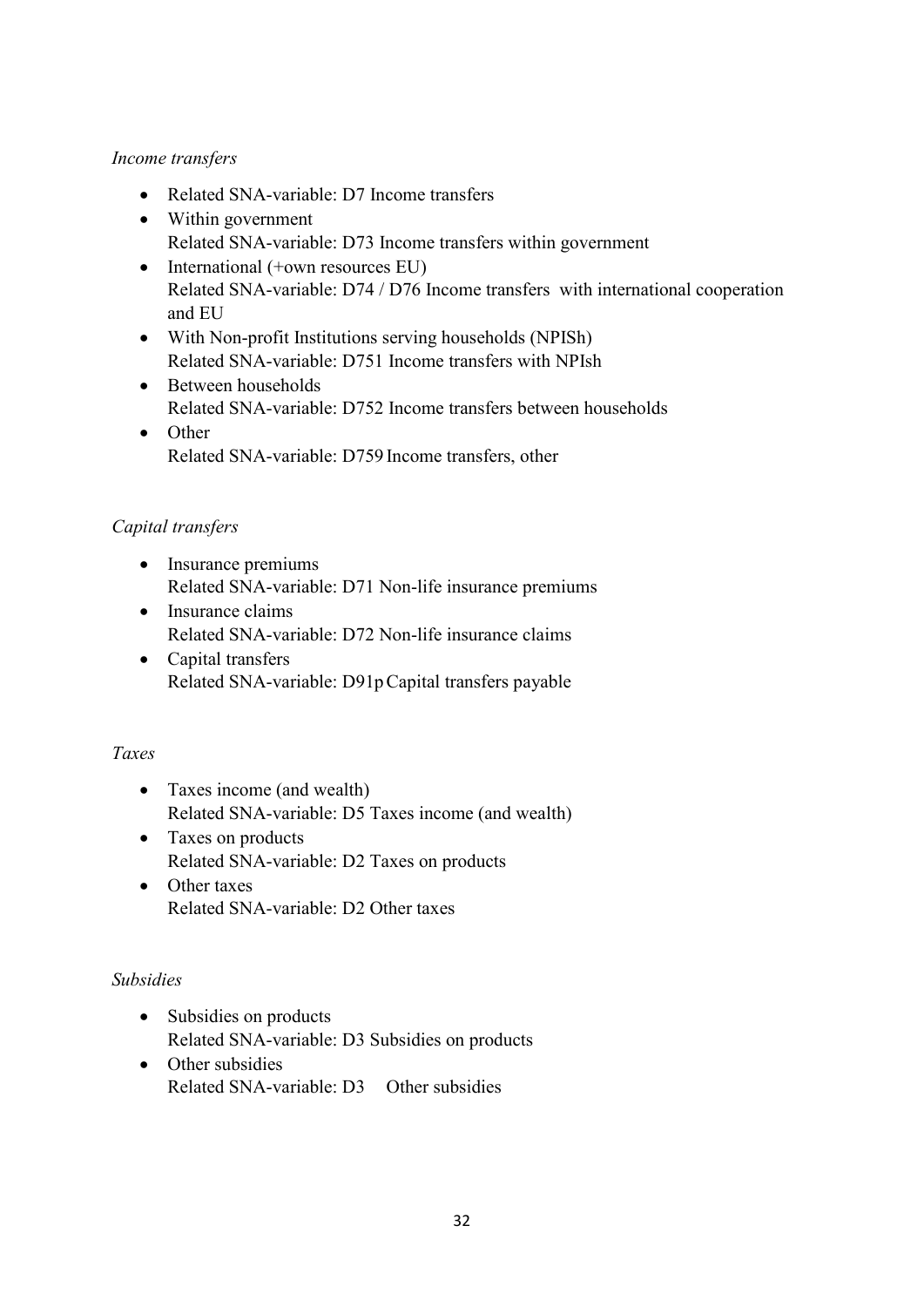*Income transfers*

- Related SNA-variable: D7 Income transfers
- Within government
  Related SNA-variable: D73 Income transfers within government
- International (+own resources EU)
  Related SNA-variable: D74 / D76 Income transfers with international cooperation and EU
- With Non-profit Institutions serving households (NPISh)
  Related SNA-variable: D751 Income transfers with NPIsh
- Between households
  Related SNA-variable: D752 Income transfers between households
- Other
  Related SNA-variable: D759 Income transfers, other

*Capital transfers*

- Insurance premiums
  Related SNA-variable: D71 Non-life insurance premiums
- Insurance claims
  Related SNA-variable: D72 Non-life insurance claims
- Capital transfers
  Related SNA-variable: D91p Capital transfers payable

*Taxes*

- Taxes income (and wealth)
  Related SNA-variable: D5 Taxes income (and wealth)
- Taxes on products
  Related SNA-variable: D2 Taxes on products
- Other taxes
  Related SNA-variable: D2 Other taxes

*Subsidies*

- Subsidies on products
  Related SNA-variable: D3 Subsidies on products
- Other subsidies
  Related SNA-variable: D3 Other subsidies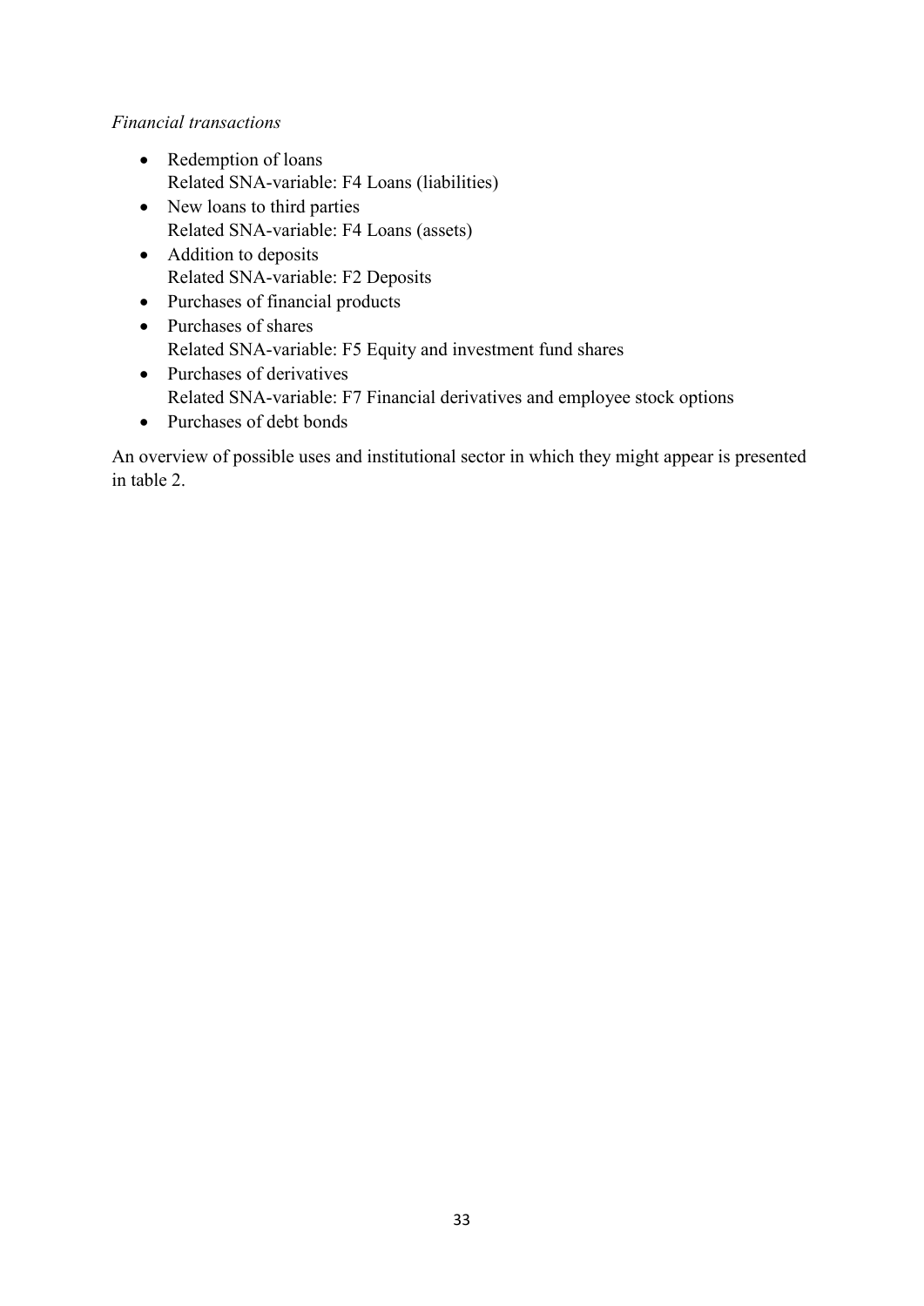*Financial transactions*

- Redemption of loans
  Related SNA-variable: F4 Loans (liabilities)
- New loans to third parties
  Related SNA-variable: F4 Loans (assets)
- Addition to deposits
  Related SNA-variable: F2 Deposits
- Purchases of financial products
- Purchases of shares
  Related SNA-variable: F5 Equity and investment fund shares
- Purchases of derivatives
  Related SNA-variable: F7 Financial derivatives and employee stock options
- Purchases of debt bonds

An overview of possible uses and institutional sector in which they might appear is presented in table 2.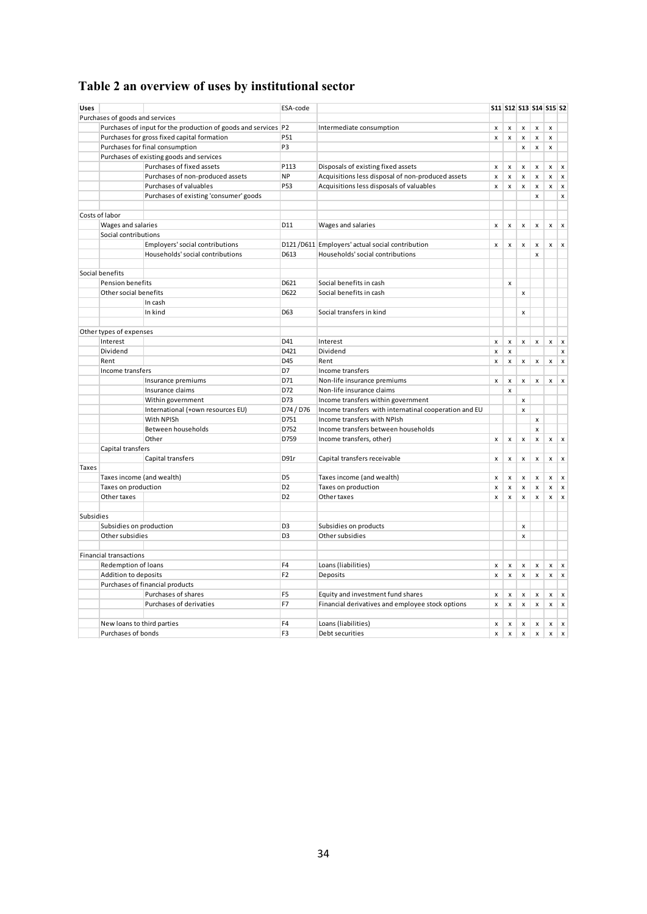# Table 2 an overview of uses by institutional sector

| Uses | | | ESA-code | | S11 | S12 | S13 | S14 | S15 | S2 |
|---|---|---|---|---|---|---|---|---|---|---|
| Purchases of goods and services | | | | | | | | | | |
| | Purchases of input for the production of goods and services | | P2 | Intermediate consumption | x | x | x | x | x | |
| | Purchases for gross fixed capital formation | | P51 | | x | x | x | x | x | |
| | Purchases for final consumption | | P3 | | | | x | x | x | |
| | Purchases of existing goods and services | | | | | | | | | |
| | | Purchases of fixed assets | P113 | Disposals of existing fixed assets | x | x | x | x | x | x |
| | | Purchases of non-produced assets | NP | Acquisitions less disposal of non-produced assets | x | x | x | x | x | x |
| | | Purchases of valuables | P53 | Acquisitions less disposals of valuables | x | x | x | x | x | x |
| | | Purchases of existing 'consumer' goods | | | | | | x | | x |
| | | | | | | | | | | |
| Costs of labor | | | | | | | | | | |
| | Wages and salaries | | D11 | Wages and salaries | x | x | x | x | x | x |
| | Social contributions | | | | | | | | | |
| | | Employers' social contributions | D121 /D611 | Employers' actual social contribution | x | x | x | x | x | x |
| | | Households' social contributions | D613 | Households' social contributions | | | | x | | |
| | | | | | | | | | | |
| Social benefits | | | | | | | | | | |
| | Pension benefits | | D621 | Social benefits in cash | | x | | | | |
| | Other social benefits | | D622 | Social benefits in cash | | | x | | | |
| | | In cash | | | | | | | | |
| | | In kind | D63 | Social transfers in kind | | | x | | | |
| | | | | | | | | | | |
| Other types of expenses | | | | | | | | | | |
| | Interest | | D41 | Interest | x | x | x | x | x | x |
| | Dividend | | D421 | Dividend | x | x | | | | x |
| | Rent | | D45 | Rent | x | x | x | x | x | x |
| | Income transfers | | D7 | Income transfers | | | | | | |
| | | Insurance premiums | D71 | Non-life insurance premiums | x | x | x | x | x | x |
| | | Insurance claims | D72 | Non-life insurance claims | | x | | | | |
| | | Within government | D73 | Income transfers within government | | | x | | | |
| | | International (+own resources EU) | D74 / D76 | Income transfers with internatinal cooperation and EU | | | x | | | |
| | | With NPISh | D751 | Income transfers with NPIsh | | | | x | | |
| | | Between households | D752 | Income transfers between households | | | | x | | |
| | | Other | D759 | Income transfers, other) | x | x | x | x | x | x |
| | Capital transfers | | | | | | | | | |
| | | Capital transfers | D91r | Capital transfers receivable | x | x | x | x | x | x |
| Taxes | | | | | | | | | | |
| | Taxes income (and wealth) | | D5 | Taxes income (and wealth) | x | x | x | x | x | x |
| | Taxes on production | | D2 | Taxes on production | x | x | x | x | x | x |
| | Other taxes | | D2 | Other taxes | x | x | x | x | x | x |
| | | | | | | | | | | |
| Subsidies | | | | | | | | | | |
| | Subsidies on production | | D3 | Subsidies on products | | | x | | | |
| | Other subsidies | | D3 | Other subsidies | | | x | | | |
| | | | | | | | | | | |
| Financial transactions | | | | | | | | | | |
| | Redemption of loans | | F4 | Loans (liabilities) | x | x | x | x | x | x |
| | Addition to deposits | | F2 | Deposits | x | x | x | x | x | x |
| | Purchases of financial products | | | | | | | | | |
| | | Purchases of shares | F5 | Equity and investment fund shares | x | x | x | x | x | x |
| | | Purchases of derivaties | F7 | Financial derivatives and employee stock options | x | x | x | x | x | x |
| | | | | | | | | | | |
| | New loans to third parties | | F4 | Loans (liabilities) | x | x | x | x | x | x |
| | Purchases of bonds | | F3 | Debt securities | x | x | x | x | x | x |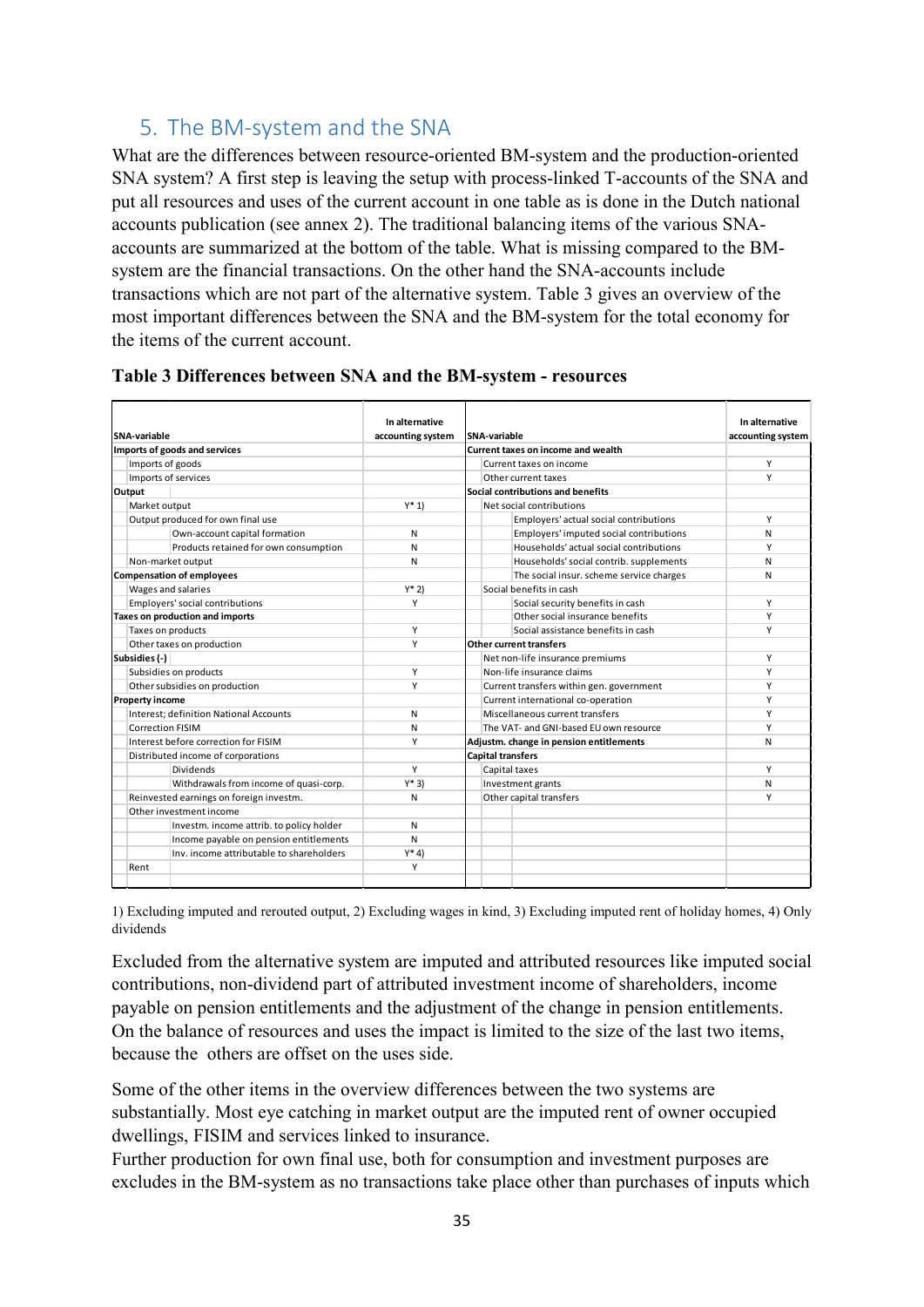## 5. The BM-system and the SNA

What are the differences between resource-oriented BM-system and the production-oriented SNA system? A first step is leaving the setup with process-linked T-accounts of the SNA and put all resources and uses of the current account in one table as is done in the Dutch national accounts publication (see annex 2). The traditional balancing items of the various SNA-accounts are summarized at the bottom of the table. What is missing compared to the BM-system are the financial transactions. On the other hand the SNA-accounts include transactions which are not part of the alternative system. Table 3 gives an overview of the most important differences between the SNA and the BM-system for the total economy for the items of the current account.

**Table 3 Differences between SNA and the BM-system - resources**

| SNA-variable | In alternative accounting system | SNA-variable | In alternative accounting system |
|---|---|---|---|
| **Imports of goods and services** | | **Current taxes on income and wealth** | |
| Imports of goods | | Current taxes on income | Y |
| Imports of services | | Other current taxes | Y |
| **Output** | | **Social contributions and benefits** | |
| Market output | Y* 1) | Net social contributions | |
| Output produced for own final use | | Employers' actual social contributions | Y |
| Own-account capital formation | N | Employers' imputed social contributions | N |
| Products retained for own consumption | N | Households' actual social contributions | Y |
| Non-market output | N | Households' social contrib. supplements | N |
| **Compensation of employees** | | The social insur. scheme service charges | N |
| Wages and salaries | Y* 2) | Social benefits in cash | |
| Employers' social contributions | Y | Social security benefits in cash | Y |
| **Taxes on production and imports** | | Other social insurance benefits | Y |
| Taxes on products | Y | Social assistance benefits in cash | Y |
| Other taxes on production | Y | **Other current transfers** | |
| **Subsidies (-)** | | Net non-life insurance premiums | Y |
| Subsidies on products | Y | Non-life insurance claims | Y |
| Other subsidies on production | Y | Current transfers within gen. government | Y |
| **Property income** | | Current international co-operation | Y |
| Interest; definition National Accounts | N | Miscellaneous current transfers | Y |
| Correction FISIM | N | The VAT- and GNI-based EU own resource | Y |
| Interest before correction for FISIM | Y | **Adjustm. change in pension entitlements** | N |
| Distributed income of corporations | | **Capital transfers** | |
| Dividends | Y | Capital taxes | Y |
| Withdrawals from income of quasi-corp. | Y* 3) | Investment grants | N |
| Reinvested earnings on foreign investm. | N | Other capital transfers | Y |
| Other investment income | | | |
| Investm. income attrib. to policy holder | N | | |
| Income payable on pension entitlements | N | | |
| Inv. income attributable to shareholders | Y* 4) | | |
| Rent | Y | | |

1) Excluding imputed and rerouted output, 2) Excluding wages in kind, 3) Excluding imputed rent of holiday homes, 4) Only dividends

Excluded from the alternative system are imputed and attributed resources like imputed social contributions, non-dividend part of attributed investment income of shareholders, income payable on pension entitlements and the adjustment of the change in pension entitlements. On the balance of resources and uses the impact is limited to the size of the last two items, because the others are offset on the uses side.

Some of the other items in the overview differences between the two systems are substantially. Most eye catching in market output are the imputed rent of owner occupied dwellings, FISIM and services linked to insurance.

Further production for own final use, both for consumption and investment purposes are excludes in the BM-system as no transactions take place other than purchases of inputs which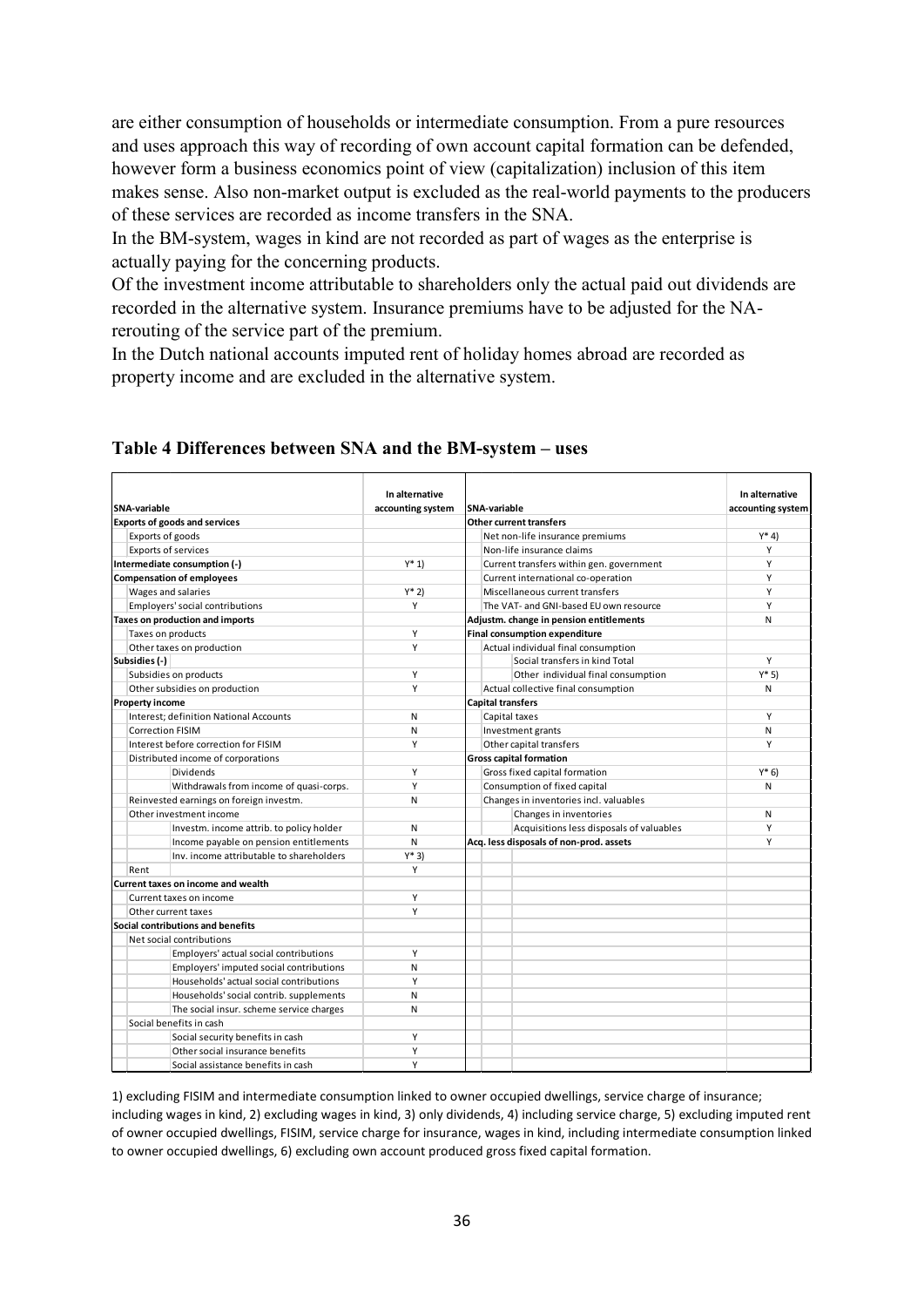are either consumption of households or intermediate consumption. From a pure resources and uses approach this way of recording of own account capital formation can be defended, however form a business economics point of view (capitalization) inclusion of this item makes sense. Also non-market output is excluded as the real-world payments to the producers of these services are recorded as income transfers in the SNA.

In the BM-system, wages in kind are not recorded as part of wages as the enterprise is actually paying for the concerning products.

Of the investment income attributable to shareholders only the actual paid out dividends are recorded in the alternative system. Insurance premiums have to be adjusted for the NA-rerouting of the service part of the premium.

In the Dutch national accounts imputed rent of holiday homes abroad are recorded as property income and are excluded in the alternative system.

**Table 4 Differences between SNA and the BM-system – uses**

| SNA-variable | In alternative accounting system | SNA-variable | In alternative accounting system |
|---|---|---|---|
| **Exports of goods and services** | | **Other current transfers** | |
| Exports of goods | | Net non-life insurance premiums | Y* 4) |
| Exports of services | | Non-life insurance claims | Y |
| **Intermediate consumption (-)** | Y* 1) | Current transfers within gen. government | Y |
| **Compensation of employees** | | Current international co-operation | Y |
| Wages and salaries | Y* 2) | Miscellaneous current transfers | Y |
| Employers' social contributions | Y | The VAT- and GNI-based EU own resource | Y |
| **Taxes on production and imports** | | **Adjustm. change in pension entitlements** | N |
| Taxes on products | Y | **Final consumption expenditure** | |
| Other taxes on production | Y | Actual individual final consumption | |
| **Subsidies (-)** | | Social transfers in kind Total | Y |
| Subsidies on products | Y | Other individual final consumption | Y* 5) |
| Other subsidies on production | Y | Actual collective final consumption | N |
| **Property income** | | **Capital transfers** | |
| Interest; definition National Accounts | N | Capital taxes | Y |
| Correction FISIM | N | Investment grants | N |
| Interest before correction for FISIM | Y | Other capital transfers | Y |
| Distributed income of corporations | | **Gross capital formation** | |
| Dividends | Y | Gross fixed capital formation | Y* 6) |
| Withdrawals from income of quasi-corps. | Y | Consumption of fixed capital | N |
| Reinvested earnings on foreign investm. | N | Changes in inventories incl. valuables | |
| Other investment income | | Changes in inventories | N |
| Investm. income attrib. to policy holder | N | Acquisitions less disposals of valuables | Y |
| Income payable on pension entitlements | N | **Acq. less disposals of non-prod. assets** | Y |
| Inv. income attributable to shareholders | Y* 3) | | |
| Rent | Y | | |
| **Current taxes on income and wealth** | | | |
| Current taxes on income | Y | | |
| Other current taxes | Y | | |
| **Social contributions and benefits** | | | |
| Net social contributions | | | |
| Employers' actual social contributions | Y | | |
| Employers' imputed social contributions | N | | |
| Households' actual social contributions | Y | | |
| Households' social contrib. supplements | N | | |
| The social insur. scheme service charges | N | | |
| Social benefits in cash | | | |
| Social security benefits in cash | Y | | |
| Other social insurance benefits | Y | | |
| Social assistance benefits in cash | Y | | |

1) excluding FISIM and intermediate consumption linked to owner occupied dwellings, service charge of insurance; including wages in kind, 2) excluding wages in kind, 3) only dividends, 4) including service charge, 5) excluding imputed rent of owner occupied dwellings, FISIM, service charge for insurance, wages in kind, including intermediate consumption linked to owner occupied dwellings, 6) excluding own account produced gross fixed capital formation.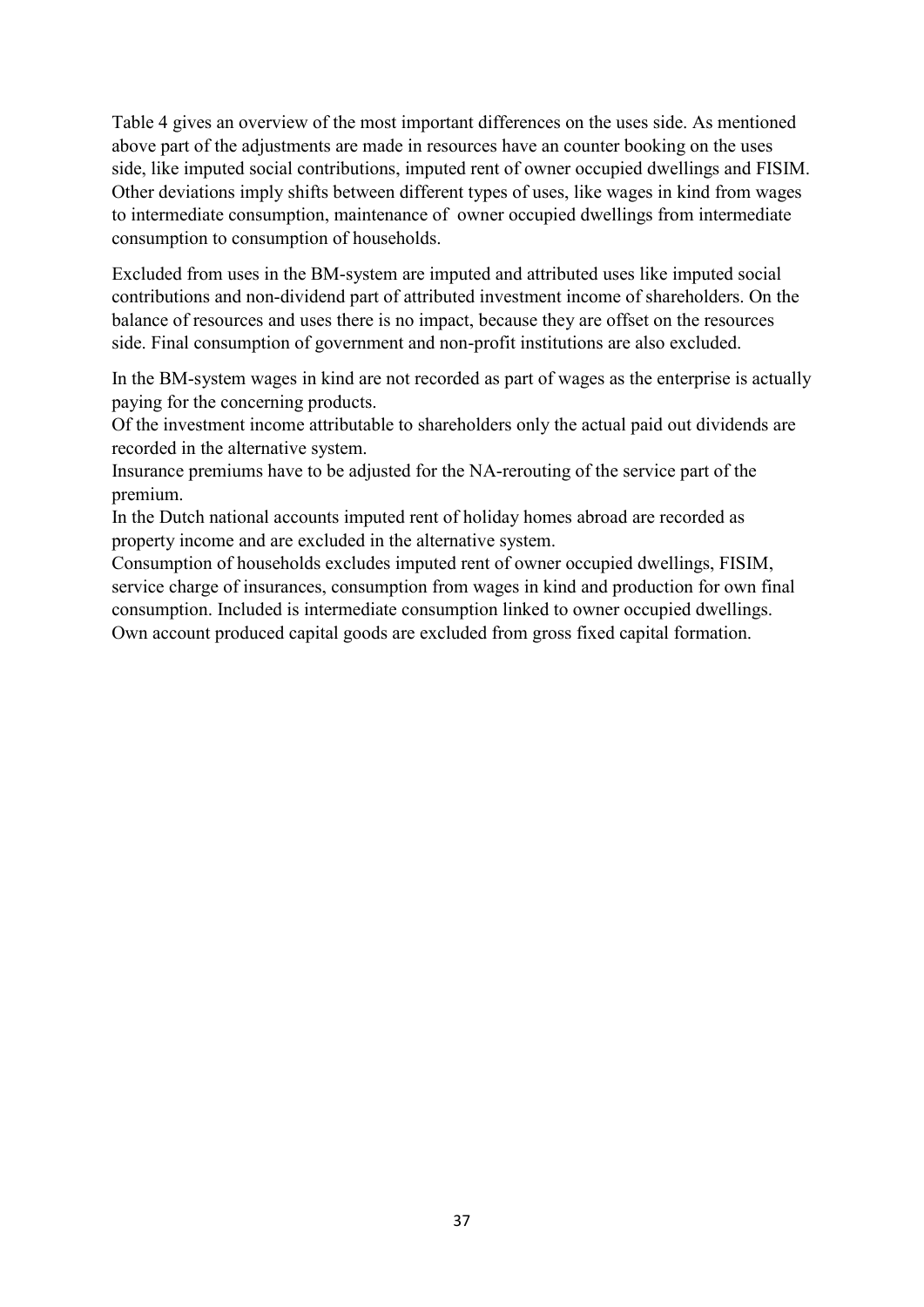Table 4 gives an overview of the most important differences on the uses side. As mentioned above part of the adjustments are made in resources have an counter booking on the uses side, like imputed social contributions, imputed rent of owner occupied dwellings and FISIM. Other deviations imply shifts between different types of uses, like wages in kind from wages to intermediate consumption, maintenance of owner occupied dwellings from intermediate consumption to consumption of households.

Excluded from uses in the BM-system are imputed and attributed uses like imputed social contributions and non-dividend part of attributed investment income of shareholders. On the balance of resources and uses there is no impact, because they are offset on the resources side. Final consumption of government and non-profit institutions are also excluded.

In the BM-system wages in kind are not recorded as part of wages as the enterprise is actually paying for the concerning products.
Of the investment income attributable to shareholders only the actual paid out dividends are recorded in the alternative system.
Insurance premiums have to be adjusted for the NA-rerouting of the service part of the premium.
In the Dutch national accounts imputed rent of holiday homes abroad are recorded as property income and are excluded in the alternative system.
Consumption of households excludes imputed rent of owner occupied dwellings, FISIM, service charge of insurances, consumption from wages in kind and production for own final consumption. Included is intermediate consumption linked to owner occupied dwellings.
Own account produced capital goods are excluded from gross fixed capital formation.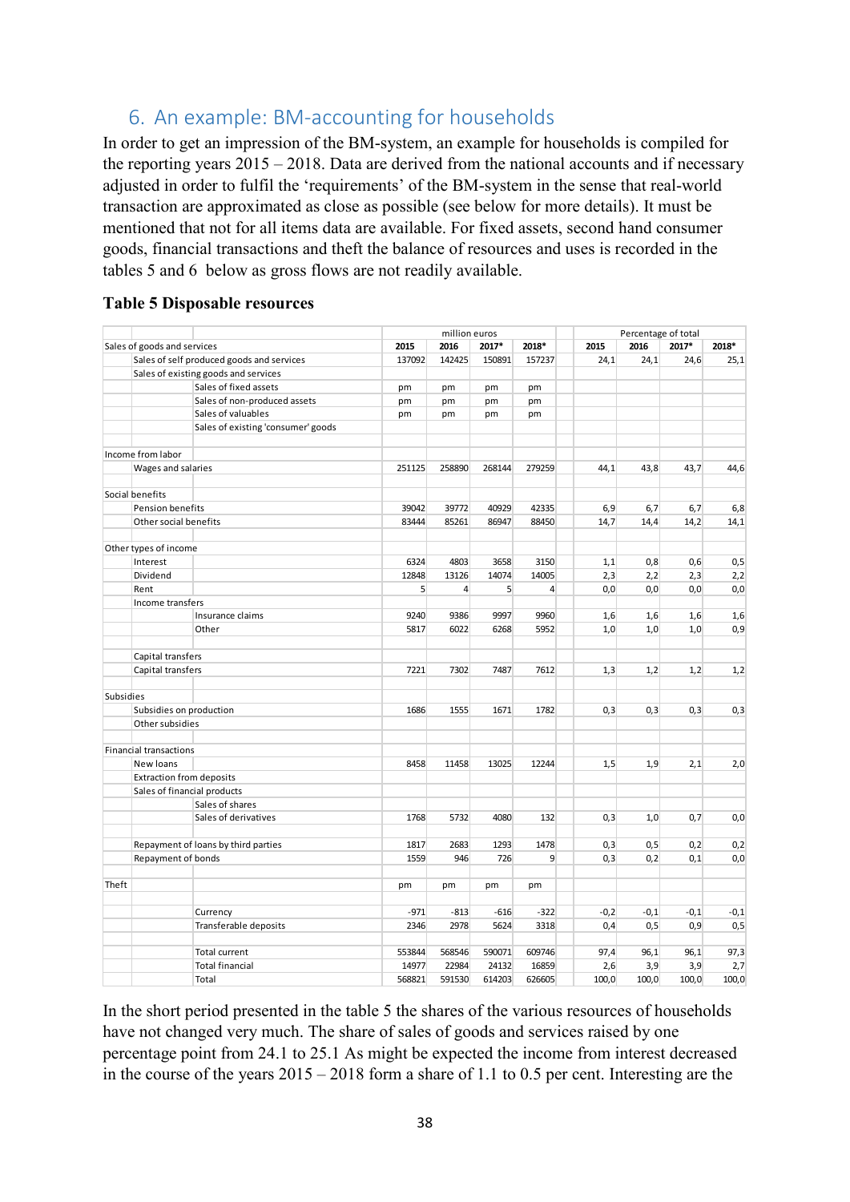## 6. An example: BM-accounting for households

In order to get an impression of the BM-system, an example for households is compiled for the reporting years 2015 – 2018. Data are derived from the national accounts and if necessary adjusted in order to fulfil the 'requirements' of the BM-system in the sense that real-world transaction are approximated as close as possible (see below for more details). It must be mentioned that not for all items data are available. For fixed assets, second hand consumer goods, financial transactions and theft the balance of resources and uses is recorded in the tables 5 and 6 below as gross flows are not readily available.

**Table 5 Disposable resources**

| | | | million euros | | | | Percentage of total | | | |
|---|---|---|---|---|---|---|---|---|---|---|
| Sales of goods and services | | | 2015 | 2016 | 2017* | 2018* | 2015 | 2016 | 2017* | 2018* |
| | Sales of self produced goods and services | | 137092 | 142425 | 150891 | 157237 | 24,1 | 24,1 | 24,6 | 25,1 |
| | Sales of existing goods and services | | | | | | | | | |
| | | Sales of fixed assets | pm | pm | pm | pm | | | | |
| | | Sales of non-produced assets | pm | pm | pm | pm | | | | |
| | | Sales of valuables | pm | pm | pm | pm | | | | |
| | | Sales of existing 'consumer' goods | | | | | | | | |
| | | | | | | | | | | |
| Income from labor | | | | | | | | | | |
| | Wages and salaries | | 251125 | 258890 | 268144 | 279259 | 44,1 | 43,8 | 43,7 | 44,6 |
| | | | | | | | | | | |
| Social benefits | | | | | | | | | | |
| | Pension benefits | | 39042 | 39772 | 40929 | 42335 | 6,9 | 6,7 | 6,7 | 6,8 |
| | Other social benefits | | 83444 | 85261 | 86947 | 88450 | 14,7 | 14,4 | 14,2 | 14,1 |
| | | | | | | | | | | |
| Other types of income | | | | | | | | | | |
| | Interest | | 6324 | 4803 | 3658 | 3150 | 1,1 | 0,8 | 0,6 | 0,5 |
| | Dividend | | 12848 | 13126 | 14074 | 14005 | 2,3 | 2,2 | 2,3 | 2,2 |
| | Rent | | 5 | 4 | 5 | 4 | 0,0 | 0,0 | 0,0 | 0,0 |
| | Income transfers | | | | | | | | | |
| | | Insurance claims | 9240 | 9386 | 9997 | 9960 | 1,6 | 1,6 | 1,6 | 1,6 |
| | | Other | 5817 | 6022 | 6268 | 5952 | 1,0 | 1,0 | 1,0 | 0,9 |
| | | | | | | | | | | |
| | Capital transfers | | | | | | | | | |
| | Capital transfers | | 7221 | 7302 | 7487 | 7612 | 1,3 | 1,2 | 1,2 | 1,2 |
| | | | | | | | | | | |
| Subsidies | | | | | | | | | | |
| | Subsidies on production | | 1686 | 1555 | 1671 | 1782 | 0,3 | 0,3 | 0,3 | 0,3 |
| | Other subsidies | | | | | | | | | |
| | | | | | | | | | | |
| Financial transactions | | | | | | | | | | |
| | New loans | | 8458 | 11458 | 13025 | 12244 | 1,5 | 1,9 | 2,1 | 2,0 |
| | Extraction from deposits | | | | | | | | | |
| | Sales of financial products | | | | | | | | | |
| | | Sales of shares | | | | | | | | |
| | | Sales of derivatives | 1768 | 5732 | 4080 | 132 | 0,3 | 1,0 | 0,7 | 0,0 |
| | | | | | | | | | | |
| | Repayment of loans by third parties | | 1817 | 2683 | 1293 | 1478 | 0,3 | 0,5 | 0,2 | 0,2 |
| | Repayment of bonds | | 1559 | 946 | 726 | 9 | 0,3 | 0,2 | 0,1 | 0,0 |
| | | | | | | | | | | |
| Theft | | | pm | pm | pm | pm | | | | |
| | | | | | | | | | | |
| | | Currency | -971 | -813 | -616 | -322 | -0,2 | -0,1 | -0,1 | -0,1 |
| | | Transferable deposits | 2346 | 2978 | 5624 | 3318 | 0,4 | 0,5 | 0,9 | 0,5 |
| | | | | | | | | | | |
| | | Total current | 553844 | 568546 | 590071 | 609746 | 97,4 | 96,1 | 96,1 | 97,3 |
| | | Total financial | 14977 | 22984 | 24132 | 16859 | 2,6 | 3,9 | 3,9 | 2,7 |
| | | Total | 568821 | 591530 | 614203 | 626605 | 100,0 | 100,0 | 100,0 | 100,0 |

In the short period presented in the table 5 the shares of the various resources of households have not changed very much. The share of sales of goods and services raised by one percentage point from 24.1 to 25.1 As might be expected the income from interest decreased in the course of the years 2015 – 2018 form a share of 1.1 to 0.5 per cent. Interesting are the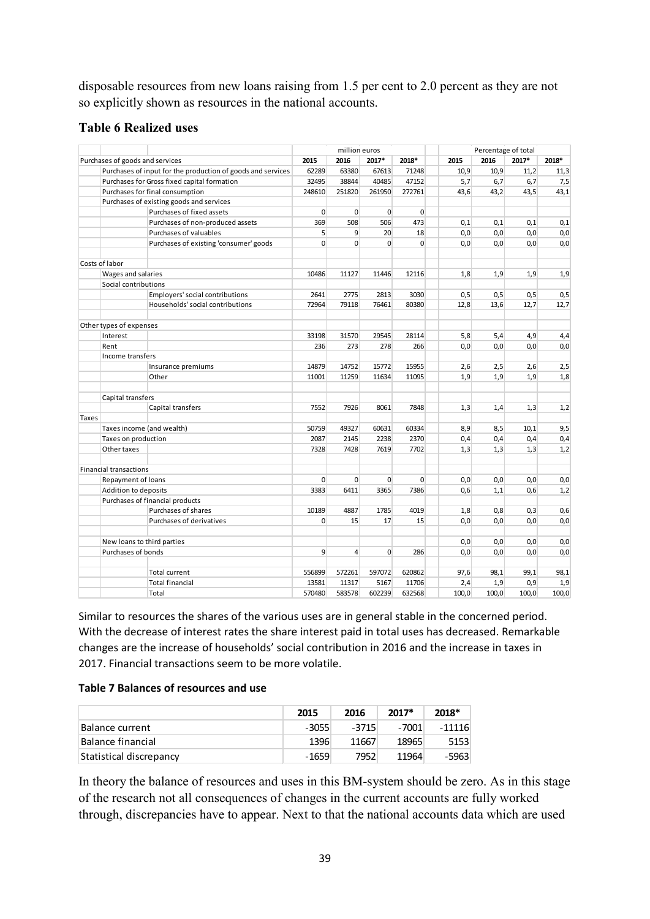disposable resources from new loans raising from 1.5 per cent to 2.0 percent as they are not so explicitly shown as resources in the national accounts.

### Table 6 Realized uses

| | | | million euros | | | | | Percentage of total | | | |
|---|---|---|---|---|---|---|---|---|---|---|---|
| Purchases of goods and services | | | 2015 | 2016 | 2017* | 2018* | | 2015 | 2016 | 2017* | 2018* |
| | Purchases of input for the production of goods and services | | 62289 | 63380 | 67613 | 71248 | | 10,9 | 10,9 | 11,2 | 11,3 |
| | Purchases for Gross fixed capital formation | | 32495 | 38844 | 40485 | 47152 | | 5,7 | 6,7 | 6,7 | 7,5 |
| | Purchases for final consumption | | 248610 | 251820 | 261950 | 272761 | | 43,6 | 43,2 | 43,5 | 43,1 |
| | Purchases of existing goods and services | | | | | | | | | | |
| | | Purchases of fixed assets | 0 | 0 | 0 | 0 | | | | | |
| | | Purchases of non-produced assets | 369 | 508 | 506 | 473 | | 0,1 | 0,1 | 0,1 | 0,1 |
| | | Purchases of valuables | 5 | 9 | 20 | 18 | | 0,0 | 0,0 | 0,0 | 0,0 |
| | | Purchases of existing 'consumer' goods | 0 | 0 | 0 | 0 | | 0,0 | 0,0 | 0,0 | 0,0 |
| Costs of labor | | | | | | | | | | | |
| | Wages and salaries | | 10486 | 11127 | 11446 | 12116 | | 1,8 | 1,9 | 1,9 | 1,9 |
| | Social contributions | | | | | | | | | | |
| | | Employers' social contributions | 2641 | 2775 | 2813 | 3030 | | 0,5 | 0,5 | 0,5 | 0,5 |
| | | Households' social contributions | 72964 | 79118 | 76461 | 80380 | | 12,8 | 13,6 | 12,7 | 12,7 |
| Other types of expenses | | | | | | | | | | | |
| | Interest | | 33198 | 31570 | 29545 | 28114 | | 5,8 | 5,4 | 4,9 | 4,4 |
| | Rent | | 236 | 273 | 278 | 266 | | 0,0 | 0,0 | 0,0 | 0,0 |
| | Income transfers | | | | | | | | | | |
| | | Insurance premiums | 14879 | 14752 | 15772 | 15955 | | 2,6 | 2,5 | 2,6 | 2,5 |
| | | Other | 11001 | 11259 | 11634 | 11095 | | 1,9 | 1,9 | 1,9 | 1,8 |
| | Capital transfers | | | | | | | | | | |
| | | Capital transfers | 7552 | 7926 | 8061 | 7848 | | 1,3 | 1,4 | 1,3 | 1,2 |
| Taxes | | | | | | | | | | | |
| | Taxes income (and wealth) | | 50759 | 49327 | 60631 | 60334 | | 8,9 | 8,5 | 10,1 | 9,5 |
| | Taxes on production | | 2087 | 2145 | 2238 | 2370 | | 0,4 | 0,4 | 0,4 | 0,4 |
| | Other taxes | | 7328 | 7428 | 7619 | 7702 | | 1,3 | 1,3 | 1,3 | 1,2 |
| Financial transactions | | | | | | | | | | | |
| | Repayment of loans | | 0 | 0 | 0 | 0 | | 0,0 | 0,0 | 0,0 | 0,0 |
| | Addition to deposits | | 3383 | 6411 | 3365 | 7386 | | 0,6 | 1,1 | 0,6 | 1,2 |
| | Purchases of financial products | | | | | | | | | | |
| | | Purchases of shares | 10189 | 4887 | 1785 | 4019 | | 1,8 | 0,8 | 0,3 | 0,6 |
| | | Purchases of derivatives | 0 | 15 | 17 | 15 | | 0,0 | 0,0 | 0,0 | 0,0 |
| | New loans to third parties | | | | | | | 0,0 | 0,0 | 0,0 | 0,0 |
| | Purchases of bonds | | 9 | 4 | 0 | 286 | | 0,0 | 0,0 | 0,0 | 0,0 |
| | | Total current | 556899 | 572261 | 597072 | 620862 | | 97,6 | 98,1 | 99,1 | 98,1 |
| | | Total financial | 13581 | 11317 | 5167 | 11706 | | 2,4 | 1,9 | 0,9 | 1,9 |
| | | Total | 570480 | 583578 | 602239 | 632568 | | 100,0 | 100,0 | 100,0 | 100,0 |

Similar to resources the shares of the various uses are in general stable in the concerned period. With the decrease of interest rates the share interest paid in total uses has decreased. Remarkable changes are the increase of households' social contribution in 2016 and the increase in taxes in 2017. Financial transactions seem to be more volatile.

### Table 7 Balances of resources and use

| | 2015 | 2016 | 2017* | 2018* |
|---|---|---|---|---|
| Balance current | -3055 | -3715 | -7001 | -11116 |
| Balance financial | 1396 | 11667 | 18965 | 5153 |
| Statistical discrepancy | -1659 | 7952 | 11964 | -5963 |

In theory the balance of resources and uses in this BM-system should be zero. As in this stage of the research not all consequences of changes in the current accounts are fully worked through, discrepancies have to appear. Next to that the national accounts data which are used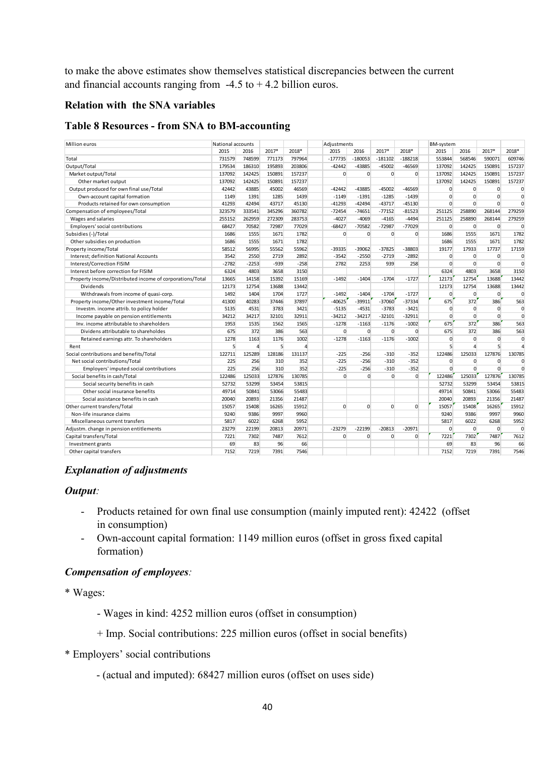to make the above estimates show themselves statistical discrepancies between the current and financial accounts ranging from -4.5 to + 4.2 billion euros.

### Relation with the SNA variables

### Table 8 Resources - from SNA to BM-accounting

| Million euros | National accounts | | | | Adjustments | | | | BM-system | | | |
|---|---|---|---|---|---|---|---|---|---|---|---|---|
| | 2015 | 2016 | 2017* | 2018* | 2015 | 2016 | 2017* | 2018* | 2015 | 2016 | 2017* | 2018* |
| Total | 731579 | 748599 | 771173 | 797964 | -177735 | -180053 | -181102 | -188218 | 553844 | 568546 | 590071 | 609746 |
| Output/Total | 179534 | 186310 | 195893 | 203806 | -42442 | -43885 | -45002 | -46569 | 137092 | 142425 | 150891 | 157237 |
| Market output/Total | 137092 | 142425 | 150891 | 157237 | 0 | 0 | 0 | 0 | 137092 | 142425 | 150891 | 157237 |
| Other market output | 137092 | 142425 | 150891 | 157237 | | | | | 137092 | 142425 | 150891 | 157237 |
| Output produced for own final use/Total | 42442 | 43885 | 45002 | 46569 | -42442 | -43885 | -45002 | -46569 | 0 | 0 | 0 | 0 |
| Own-account capital formation | 1149 | 1391 | 1285 | 1439 | -1149 | -1391 | -1285 | -1439 | 0 | 0 | 0 | 0 |
| Products retained for own consumption | 41293 | 42494 | 43717 | 45130 | -41293 | -42494 | -43717 | -45130 | 0 | 0 | 0 | 0 |
| Compensation of employees/Total | 323579 | 333541 | 345296 | 360782 | -72454 | -74651 | -77152 | -81523 | 251125 | 258890 | 268144 | 279259 |
| Wages and salaries | 255152 | 262959 | 272309 | 283753 | -4027 | -4069 | -4165 | -4494 | 251125 | 258890 | 268144 | 279259 |
| Employers' social contributions | 68427 | 70582 | 72987 | 77029 | -68427 | -70582 | -72987 | -77029 | 0 | 0 | 0 | 0 |
| Subsidies (-)/Total | 1686 | 1555 | 1671 | 1782 | 0 | 0 | 0 | 0 | 1686 | 1555 | 1671 | 1782 |
| Other subsidies on production | 1686 | 1555 | 1671 | 1782 | | | | | 1686 | 1555 | 1671 | 1782 |
| Property income/Total | 58512 | 56995 | 55562 | 55962 | -39335 | -39062 | -37825 | -38803 | 19177 | 17933 | 17737 | 17159 |
| Interest; definition National Accounts | 3542 | 2550 | 2719 | 2892 | -3542 | -2550 | -2719 | -2892 | 0 | 0 | 0 | 0 |
| Interest/Correction FISIM | -2782 | -2253 | -939 | -258 | 2782 | 2253 | 939 | 258 | 0 | 0 | 0 | 0 |
| Interest before correction for FISIM | 6324 | 4803 | 3658 | 3150 | | | | | 6324 | 4803 | 3658 | 3150 |
| Property income/Distributed income of corporations/Total | 13665 | 14158 | 15392 | 15169 | -1492 | -1404 | -1704 | -1727 | 12173 | 12754 | 13688 | 13442 |
| Dividends | 12173 | 12754 | 13688 | 13442 | | | | | 12173 | 12754 | 13688 | 13442 |
| Withdrawals from income of quasi-corp. | 1492 | 1404 | 1704 | 1727 | -1492 | -1404 | -1704 | -1727 | 0 | 0 | 0 | 0 |
| Property income/Other investment income/Total | 41300 | 40283 | 37446 | 37897 | -40625 | -39911 | -37060 | -37334 | 675 | 372 | 386 | 563 |
| Investm. income attrib. to policy holder | 5135 | 4531 | 3783 | 3421 | -5135 | -4531 | -3783 | -3421 | 0 | 0 | 0 | 0 |
| Income payable on pension entitlements | 34212 | 34217 | 32101 | 32911 | -34212 | -34217 | -32101 | -32911 | 0 | 0 | 0 | 0 |
| Inv. income attributable to shareholders | 1953 | 1535 | 1562 | 1565 | -1278 | -1163 | -1176 | -1002 | 675 | 372 | 386 | 563 |
| Dividens attributable to shareholdes | 675 | 372 | 386 | 563 | 0 | 0 | 0 | 0 | 675 | 372 | 386 | 563 |
| Retained earnings attr. To shareholders | 1278 | 1163 | 1176 | 1002 | -1278 | -1163 | -1176 | -1002 | 0 | 0 | 0 | 0 |
| Rent | 5 | 4 | 5 | 4 | | | | | 5 | 4 | 5 | 4 |
| Social contributions and benefits/Total | 122711 | 125289 | 128186 | 131137 | -225 | -256 | -310 | -352 | 122486 | 125033 | 127876 | 130785 |
| Net social contributions/Total | 225 | 256 | 310 | 352 | -225 | -256 | -310 | -352 | 0 | 0 | 0 | 0 |
| Employers' imputed social contributions | 225 | 256 | 310 | 352 | -225 | -256 | -310 | -352 | 0 | 0 | 0 | 0 |
| Social benefits in cash/Total | 122486 | 125033 | 127876 | 130785 | 0 | 0 | 0 | 0 | 122486 | 125033 | 127876 | 130785 |
| Social security benefits in cash | 52732 | 53299 | 53454 | 53815 | | | | | 52732 | 53299 | 53454 | 53815 |
| Other social insurance benefits | 49714 | 50841 | 53066 | 55483 | | | | | 49714 | 50841 | 53066 | 55483 |
| Social assistance benefits in cash | 20040 | 20893 | 21356 | 21487 | | | | | 20040 | 20893 | 21356 | 21487 |
| Other current transfers/Total | 15057 | 15408 | 16265 | 15912 | 0 | 0 | 0 | 0 | 15057 | 15408 | 16265 | 15912 |
| Non-life insurance claims | 9240 | 9386 | 9997 | 9960 | | | | | 9240 | 9386 | 9997 | 9960 |
| Miscellaneous current transfers | 5817 | 6022 | 6268 | 5952 | | | | | 5817 | 6022 | 6268 | 5952 |
| Adjustm. change in pension entitlements | 23279 | 22199 | 20813 | 20971 | -23279 | -22199 | -20813 | -20971 | 0 | 0 | 0 | 0 |
| Capital transfers/Total | 7221 | 7302 | 7487 | 7612 | 0 | 0 | 0 | 0 | 7221 | 7302 | 7487 | 7612 |
| Investment grants | 69 | 83 | 96 | 66 | | | | | 69 | 83 | 96 | 66 |
| Other capital transfers | 7152 | 7219 | 7391 | 7546 | | | | | 7152 | 7219 | 7391 | 7546 |

### *Explanation of adjustments*

### *Output:*

- Products retained for own final use consumption (mainly imputed rent): 42422 (offset in consumption)
- Own-account capital formation: 1149 million euros (offset in gross fixed capital formation)

### *Compensation of employees:*

\* Wages:

- Wages in kind: 4252 million euros (offset in consumption)

+ Imp. Social contributions: 225 million euros (offset in social benefits)

\* Employers' social contributions

- (actual and imputed): 68427 million euros (offset on uses side)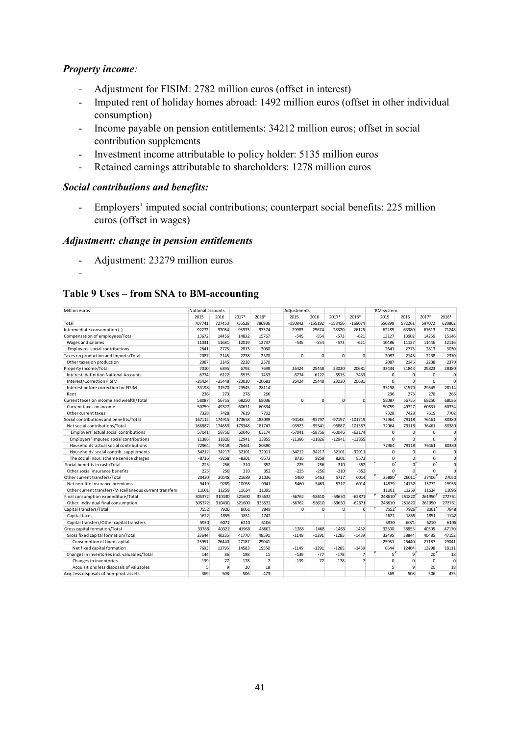### *Property income:*

- Adjustment for FISIM: 2782 million euros (offset in interest)
- Imputed rent of holiday homes abroad: 1492 million euros (offset in other individual consumption)
- Income payable on pension entitlements: 34212 million euros; offset in social contribution supplements
- Investment income attributable to policy holder: 5135 million euros
- Retained earnings attributable to shareholders: 1278 million euros

### *Social contributions and benefits:*

- Employers' imputed social contributions; counterpart social benefits: 225 million euros (offset in wages)

### *Adjustment: change in pension entitlements*

- Adjustment: 23279 million euros
-

## Table 9 Uses – from SNA to BM-accounting

| Million euros | National accounts | | | | Adjustments | | | | BM-system | | | |
|---|---|---|---|---|---|---|---|---|---|---|---|---|
| | 2015 | 2016 | 2017* | 2018* | 2015 | 2016 | 2017* | 2018* | 2015 | 2016 | 2017* | 2018* |
| Total | 707741 | 727453 | 755528 | 786936 | -150842 | -155192 | -158456 | -166074 | 556899 | 572261 | 597072 | 620862 |
| Intermediate consumption (-) | 92272 | 93054 | 95933 | 97374 | -29983 | -29674 | -28320 | -26126 | 62289 | 63380 | 67613 | 71248 |
| Compensation of employees/Total | 13672 | 14456 | 14832 | 15767 | -545 | -554 | -573 | -621 | 13127 | 13902 | 14259 | 15146 |
| Wages and salaries | 11031 | 11681 | 12019 | 12737 | -545 | -554 | -573 | -621 | 10486 | 11127 | 11446 | 12116 |
| Employers' social contributions | 2641 | 2775 | 2813 | 3030 | | | | | 2641 | 2775 | 2813 | 3030 |
| Taxes on production and imports/Total | 2087 | 2145 | 2238 | 2370 | 0 | 0 | 0 | 0 | 2087 | 2145 | 2238 | 2370 |
| Other taxes on production | 2087 | 2145 | 2238 | 2370 | | | | | 2087 | 2145 | 2238 | 2370 |
| Property income/Total | 7010 | 6395 | 6793 | 7699 | 26424 | 25448 | 23030 | 20681 | 33434 | 31843 | 29823 | 28380 |
| Interest; definition National Accounts | 6774 | 6122 | 6515 | 7433 | -6774 | -6122 | -6515 | -7433 | 0 | 0 | 0 | 0 |
| Interest/Correction FISIM | -26424 | -25448 | -23030 | -20681 | 26424 | 25448 | 23030 | 20681 | 0 | 0 | 0 | 0 |
| Interest before correction for FISIM | 33198 | 31570 | 29545 | 28114 | | | | | 33198 | 31570 | 29545 | 28114 |
| Rent | 236 | 273 | 278 | 266 | | | | | 236 | 273 | 278 | 266 |
| Current taxes on income and wealth/Total | 58087 | 56755 | 68250 | 68036 | 0 | 0 | 0 | 0 | 58087 | 56755 | 68250 | 68036 |
| Current taxes on income | 50759 | 49327 | 60631 | 60334 | | | | | 50759 | 49327 | 60631 | 60334 |
| Other current taxes | 7328 | 7428 | 7619 | 7702 | | | | | 7328 | 7428 | 7619 | 7702 |
| Social contributions and benefits/Total | 167112 | 174915 | 173658 | 182099 | -94148 | -95797 | -97197 | -101719 | 72964 | 79118 | 76461 | 80380 |
| Net social contributions/Total | 166887 | 174659 | 173348 | 181747 | -93923 | -95541 | -96887 | -101367 | 72964 | 79118 | 76461 | 80380 |
| Employers' actual social contributions | 57041 | 58756 | 60046 | 63174 | -57041 | -58756 | -60046 | -63174 | 0 | 0 | 0 | 0 |
| Employers' imputed social contributions | 11386 | 11826 | 12941 | 13855 | -11386 | -11826 | -12941 | -13855 | 0 | 0 | 0 | 0 |
| Households' actual social contributions | 72964 | 79118 | 76461 | 80380 | | | | | 72964 | 79118 | 76461 | 80380 |
| Households' social contrib. supplements | 34212 | 34217 | 32101 | 32911 | -34212 | -34217 | -32101 | -32911 | 0 | 0 | 0 | 0 |
| The social insur. scheme service charges | -8716 | -9258 | -8201 | -8573 | 8716 | 9258 | 8201 | 8573 | 0 | 0 | 0 | 0 |
| Social benefits in cash/Total | 225 | 256 | 310 | 352 | -225 | -256 | -310 | -352 | 0 | 0 | 0 | 0 |
| Other social insurance benefits | 225 | 256 | 310 | 352 | -225 | -256 | -310 | -352 | 0 | 0 | 0 | 0 |
| Other current transfers/Total | 20420 | 20548 | 21689 | 21036 | 5460 | 5463 | 5717 | 6014 | 25880 | 26011 | 27406 | 27050 |
| Net non-life insurance premiums | 9419 | 9289 | 10055 | 9941 | 5460 | 5463 | 5717 | 6014 | 14879 | 14752 | 15772 | 15955 |
| Other current transfers/Miscellaneous current transfers | 11001 | 11259 | 11634 | 11095 | | | | | 11001 | 11259 | 11634 | 11095 |
| Final consumption expenditure/Total | 305372 | 310430 | 321600 | 335632 | -56762 | -58610 | -59650 | -62871 | 248610 | 251820 | 261950 | 272761 |
| Other individual final consumption | 305372 | 310430 | 321600 | 335632 | -56762 | -58610 | -59650 | -62871 | 248610 | 251820 | 261950 | 272761 |
| Capital transfers/Total | 7552 | 7926 | 8061 | 7848 | 0 | 0 | 0 | 0 | 7552 | 7926 | 8061 | 7848 |
| Capital taxes | 1622 | 1855 | 1851 | 1742 | | | | | 1622 | 1855 | 1851 | 1742 |
| Capital transfers/Other capital transfers | 5930 | 6071 | 6210 | 6106 | | | | | 5930 | 6071 | 6210 | 6106 |
| Gross capital formation/Total | 33788 | 40321 | 41968 | 48602 | -1288 | -1468 | -1463 | -1432 | 32500 | 38853 | 40505 | 47170 |
| Gross fixed capital formation/Total | 33644 | 40235 | 41770 | 48591 | -1149 | -1391 | -1285 | -1439 | 32495 | 38844 | 40485 | 47152 |
| Consumption of fixed capital | 25951 | 26440 | 27187 | 29041 | | | | | 25951 | 26440 | 27187 | 29041 |
| Net fixed capital formation | 7693 | 13795 | 14583 | 19550 | -1149 | -1391 | -1285 | -1439 | 6544 | 12404 | 13298 | 18111 |
| Changes in inventories incl. valuables/Total | 144 | 86 | 198 | 11 | -139 | -77 | -178 | 7 | 5 | 9 | 20 | 18 |
| Changes in inventories | 139 | 77 | 178 | -7 | -139 | -77 | -178 | 7 | 0 | 0 | 0 | 0 |
| Acquisitions less disposals of valuables | 5 | 9 | 20 | 18 | | | | | 5 | 9 | 20 | 18 |
| Acq. less disposals of non-prod. assets | 369 | 508 | 506 | 473 | | | | | 369 | 508 | 506 | 473 |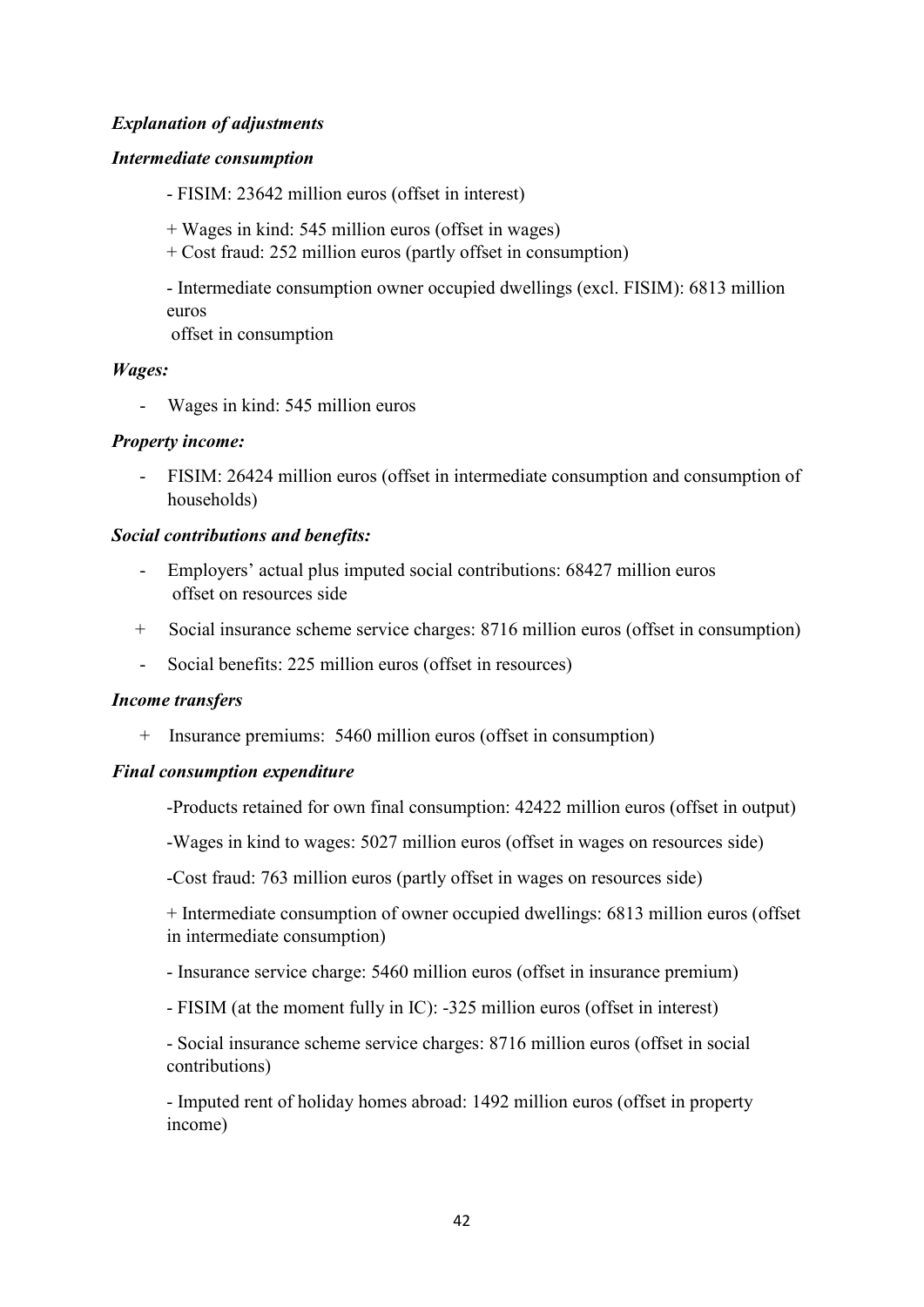*Explanation of adjustments*

*Intermediate consumption*

- FISIM: 23642 million euros (offset in interest)

+ Wages in kind: 545 million euros (offset in wages)
+ Cost fraud: 252 million euros (partly offset in consumption)

- Intermediate consumption owner occupied dwellings (excl. FISIM): 6813 million euros
offset in consumption

*Wages:*

- Wages in kind: 545 million euros

*Property income:*

- FISIM: 26424 million euros (offset in intermediate consumption and consumption of households)

*Social contributions and benefits:*

- Employers' actual plus imputed social contributions: 68427 million euros
offset on resources side

+ Social insurance scheme service charges: 8716 million euros (offset in consumption)

- Social benefits: 225 million euros (offset in resources)

*Income transfers*

+ Insurance premiums: 5460 million euros (offset in consumption)

*Final consumption expenditure*

-Products retained for own final consumption: 42422 million euros (offset in output)

-Wages in kind to wages: 5027 million euros (offset in wages on resources side)

-Cost fraud: 763 million euros (partly offset in wages on resources side)

+ Intermediate consumption of owner occupied dwellings: 6813 million euros (offset in intermediate consumption)

- Insurance service charge: 5460 million euros (offset in insurance premium)

- FISIM (at the moment fully in IC): -325 million euros (offset in interest)

- Social insurance scheme service charges: 8716 million euros (offset in social contributions)

- Imputed rent of holiday homes abroad: 1492 million euros (offset in property income)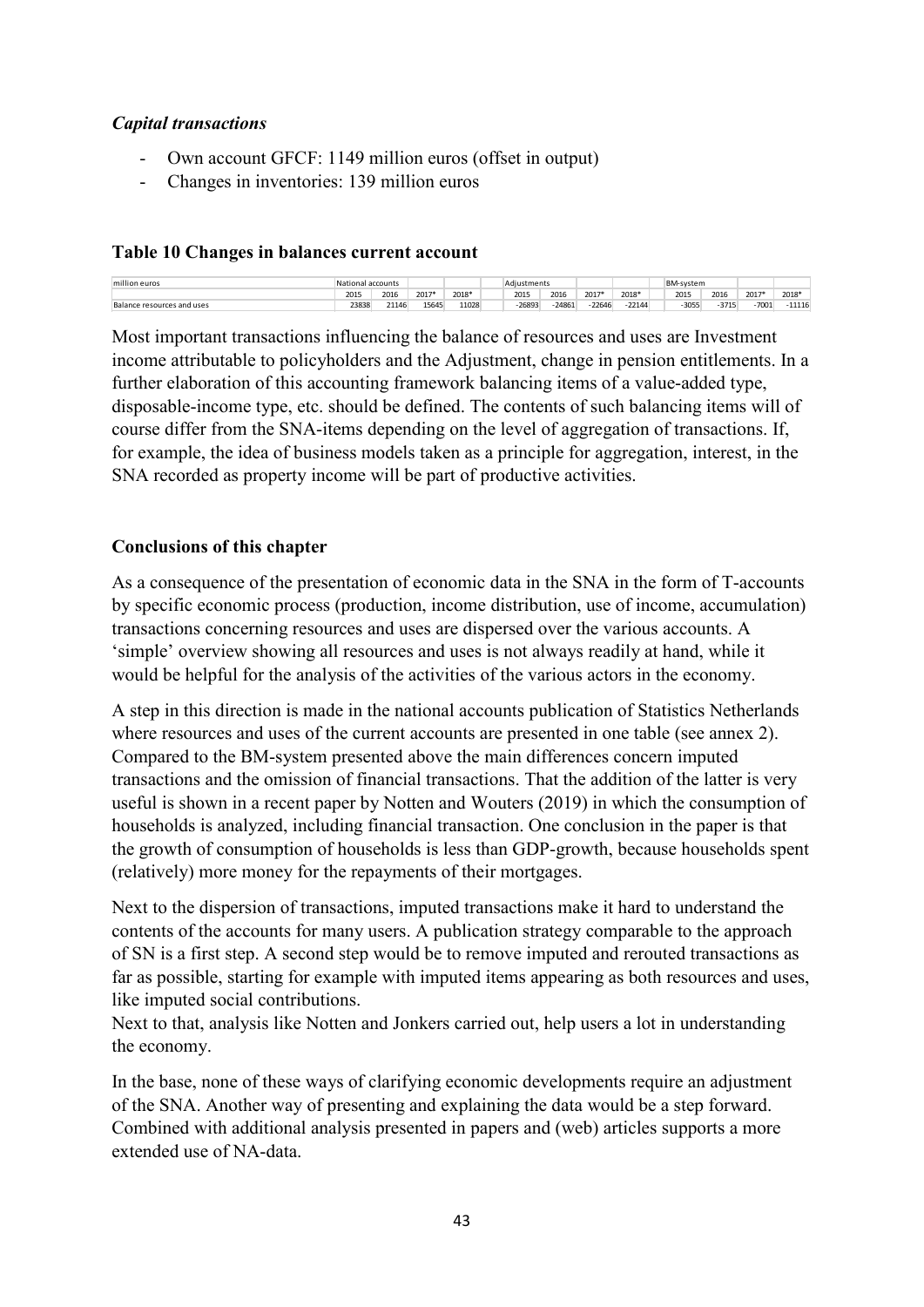***Capital transactions***

- Own account GFCF: 1149 million euros (offset in output)
- Changes in inventories: 139 million euros

**Table 10 Changes in balances current account**

| million euros | National accounts | | | | Adjustments | | | | BM-system | | | |
|---|---|---|---|---|---|---|---|---|---|---|---|---|
| | 2015 | 2016 | 2017* | 2018* | 2015 | 2016 | 2017* | 2018* | 2015 | 2016 | 2017* | 2018* |
| Balance resources and uses | 23838 | 21146 | 15645 | 11028 | -26893 | -24861 | -22646 | -22144 | -3055 | -3715 | -7001 | -11116 |

Most important transactions influencing the balance of resources and uses are Investment income attributable to policyholders and the Adjustment, change in pension entitlements. In a further elaboration of this accounting framework balancing items of a value-added type, disposable-income type, etc. should be defined. The contents of such balancing items will of course differ from the SNA-items depending on the level of aggregation of transactions. If, for example, the idea of business models taken as a principle for aggregation, interest, in the SNA recorded as property income will be part of productive activities.

**Conclusions of this chapter**

As a consequence of the presentation of economic data in the SNA in the form of T-accounts by specific economic process (production, income distribution, use of income, accumulation) transactions concerning resources and uses are dispersed over the various accounts. A 'simple' overview showing all resources and uses is not always readily at hand, while it would be helpful for the analysis of the activities of the various actors in the economy.

A step in this direction is made in the national accounts publication of Statistics Netherlands where resources and uses of the current accounts are presented in one table (see annex 2). Compared to the BM-system presented above the main differences concern imputed transactions and the omission of financial transactions. That the addition of the latter is very useful is shown in a recent paper by Notten and Wouters (2019) in which the consumption of households is analyzed, including financial transaction. One conclusion in the paper is that the growth of consumption of households is less than GDP-growth, because households spent (relatively) more money for the repayments of their mortgages.

Next to the dispersion of transactions, imputed transactions make it hard to understand the contents of the accounts for many users. A publication strategy comparable to the approach of SN is a first step. A second step would be to remove imputed and rerouted transactions as far as possible, starting for example with imputed items appearing as both resources and uses, like imputed social contributions.
Next to that, analysis like Notten and Jonkers carried out, help users a lot in understanding the economy.

In the base, none of these ways of clarifying economic developments require an adjustment of the SNA. Another way of presenting and explaining the data would be a step forward. Combined with additional analysis presented in papers and (web) articles supports a more extended use of NA-data.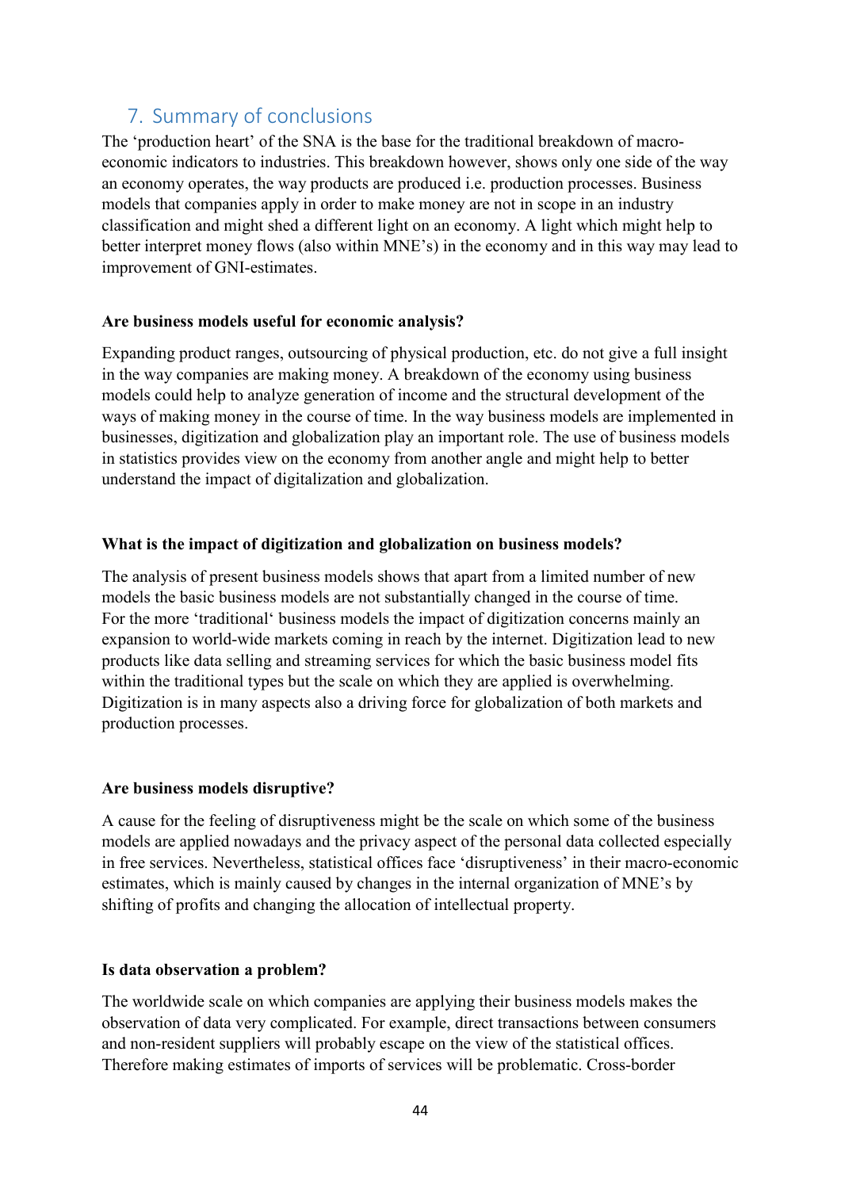## 7. Summary of conclusions

The 'production heart' of the SNA is the base for the traditional breakdown of macro-economic indicators to industries. This breakdown however, shows only one side of the way an economy operates, the way products are produced i.e. production processes. Business models that companies apply in order to make money are not in scope in an industry classification and might shed a different light on an economy. A light which might help to better interpret money flows (also within MNE's) in the economy and in this way may lead to improvement of GNI-estimates.

**Are business models useful for economic analysis?**

Expanding product ranges, outsourcing of physical production, etc. do not give a full insight in the way companies are making money. A breakdown of the economy using business models could help to analyze generation of income and the structural development of the ways of making money in the course of time. In the way business models are implemented in businesses, digitization and globalization play an important role. The use of business models in statistics provides view on the economy from another angle and might help to better understand the impact of digitalization and globalization.

**What is the impact of digitization and globalization on business models?**

The analysis of present business models shows that apart from a limited number of new models the basic business models are not substantially changed in the course of time. For the more 'traditional' business models the impact of digitization concerns mainly an expansion to world-wide markets coming in reach by the internet. Digitization lead to new products like data selling and streaming services for which the basic business model fits within the traditional types but the scale on which they are applied is overwhelming. Digitization is in many aspects also a driving force for globalization of both markets and production processes.

**Are business models disruptive?**

A cause for the feeling of disruptiveness might be the scale on which some of the business models are applied nowadays and the privacy aspect of the personal data collected especially in free services. Nevertheless, statistical offices face 'disruptiveness' in their macro-economic estimates, which is mainly caused by changes in the internal organization of MNE's by shifting of profits and changing the allocation of intellectual property.

**Is data observation a problem?**

The worldwide scale on which companies are applying their business models makes the observation of data very complicated. For example, direct transactions between consumers and non-resident suppliers will probably escape on the view of the statistical offices. Therefore making estimates of imports of services will be problematic. Cross-border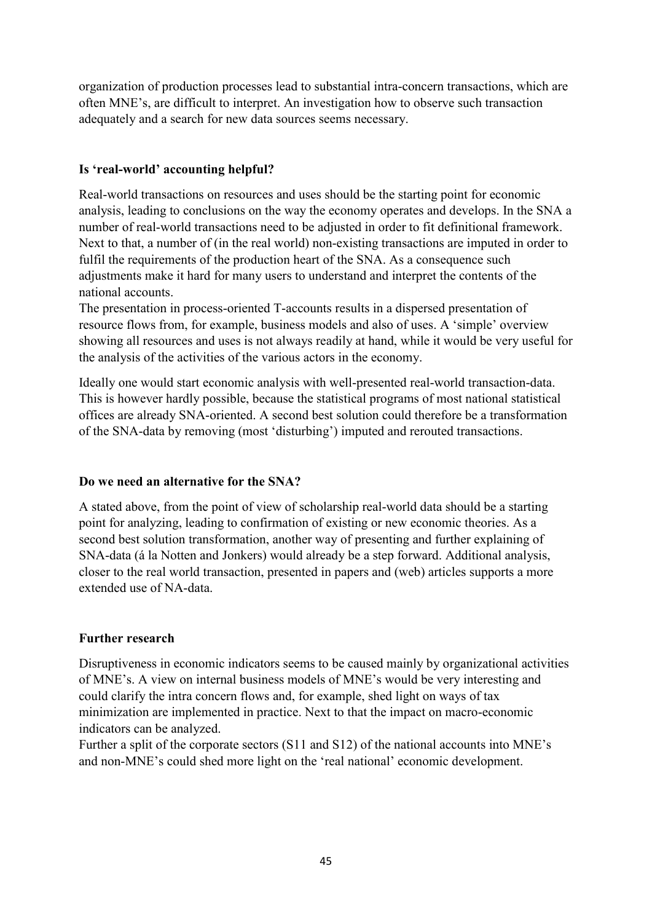organization of production processes lead to substantial intra-concern transactions, which are often MNE's, are difficult to interpret. An investigation how to observe such transaction adequately and a search for new data sources seems necessary.

**Is 'real-world' accounting helpful?**

Real-world transactions on resources and uses should be the starting point for economic analysis, leading to conclusions on the way the economy operates and develops. In the SNA a number of real-world transactions need to be adjusted in order to fit definitional framework. Next to that, a number of (in the real world) non-existing transactions are imputed in order to fulfil the requirements of the production heart of the SNA. As a consequence such adjustments make it hard for many users to understand and interpret the contents of the national accounts.
The presentation in process-oriented T-accounts results in a dispersed presentation of resource flows from, for example, business models and also of uses. A 'simple' overview showing all resources and uses is not always readily at hand, while it would be very useful for the analysis of the activities of the various actors in the economy.

Ideally one would start economic analysis with well-presented real-world transaction-data. This is however hardly possible, because the statistical programs of most national statistical offices are already SNA-oriented. A second best solution could therefore be a transformation of the SNA-data by removing (most 'disturbing') imputed and rerouted transactions.

**Do we need an alternative for the SNA?**

A stated above, from the point of view of scholarship real-world data should be a starting point for analyzing, leading to confirmation of existing or new economic theories. As a second best solution transformation, another way of presenting and further explaining of SNA-data (á la Notten and Jonkers) would already be a step forward. Additional analysis, closer to the real world transaction, presented in papers and (web) articles supports a more extended use of NA-data.

**Further research**

Disruptiveness in economic indicators seems to be caused mainly by organizational activities of MNE's. A view on internal business models of MNE's would be very interesting and could clarify the intra concern flows and, for example, shed light on ways of tax minimization are implemented in practice. Next to that the impact on macro-economic indicators can be analyzed.
Further a split of the corporate sectors (S11 and S12) of the national accounts into MNE's and non-MNE's could shed more light on the 'real national' economic development.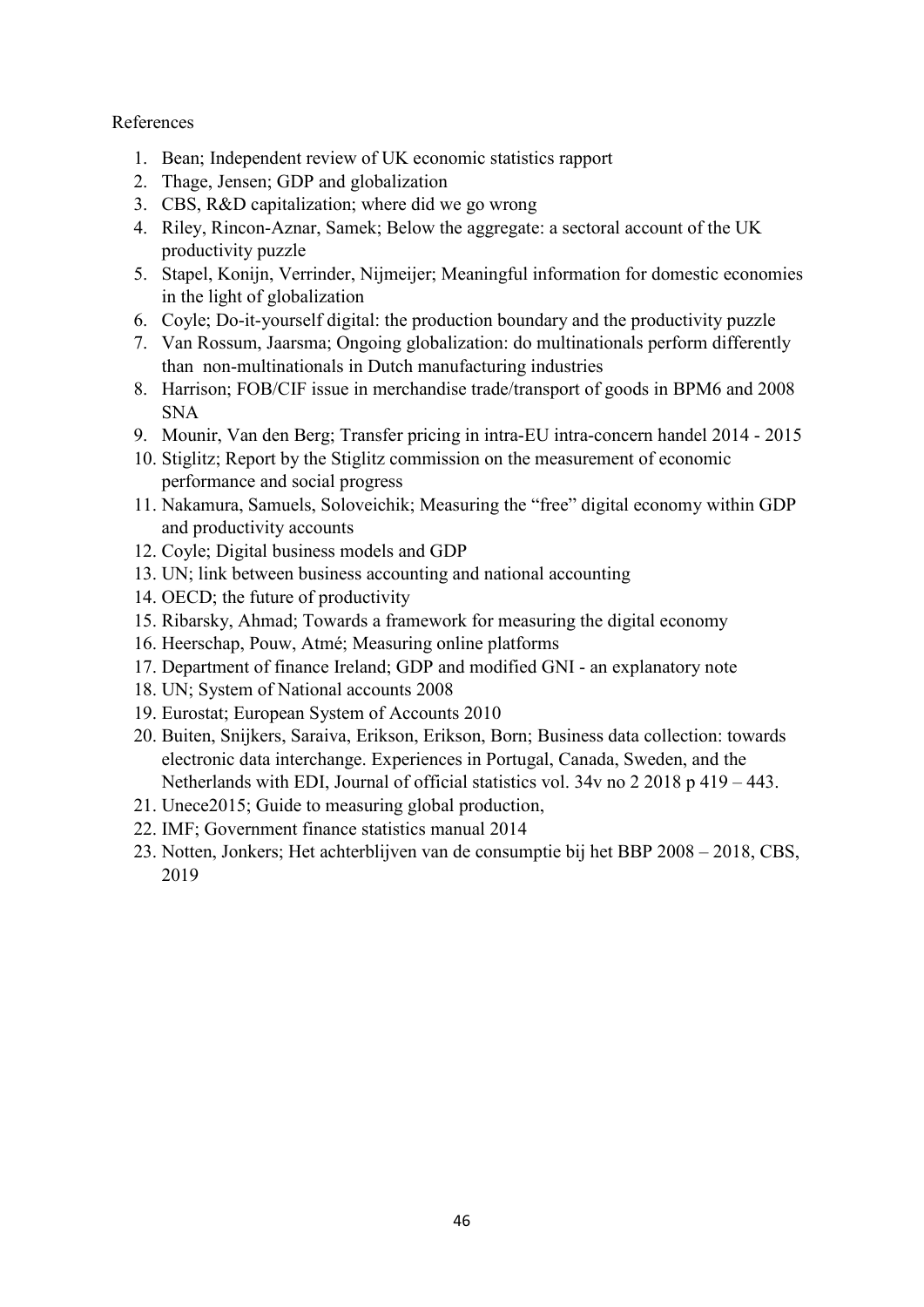References

1. Bean; Independent review of UK economic statistics rapport
2. Thage, Jensen; GDP and globalization
3. CBS, R&D capitalization; where did we go wrong
4. Riley, Rincon-Aznar, Samek; Below the aggregate: a sectoral account of the UK productivity puzzle
5. Stapel, Konijn, Verrinder, Nijmeijer; Meaningful information for domestic economies in the light of globalization
6. Coyle; Do-it-yourself digital: the production boundary and the productivity puzzle
7. Van Rossum, Jaarsma; Ongoing globalization: do multinationals perform differently than non-multinationals in Dutch manufacturing industries
8. Harrison; FOB/CIF issue in merchandise trade/transport of goods in BPM6 and 2008 SNA
9. Mounir, Van den Berg; Transfer pricing in intra-EU intra-concern handel 2014 - 2015
10. Stiglitz; Report by the Stiglitz commission on the measurement of economic performance and social progress
11. Nakamura, Samuels, Soloveichik; Measuring the "free" digital economy within GDP and productivity accounts
12. Coyle; Digital business models and GDP
13. UN; link between business accounting and national accounting
14. OECD; the future of productivity
15. Ribarsky, Ahmad; Towards a framework for measuring the digital economy
16. Heerschap, Pouw, Atmé; Measuring online platforms
17. Department of finance Ireland; GDP and modified GNI - an explanatory note
18. UN; System of National accounts 2008
19. Eurostat; European System of Accounts 2010
20. Buiten, Snijkers, Saraiva, Erikson, Erikson, Born; Business data collection: towards electronic data interchange. Experiences in Portugal, Canada, Sweden, and the Netherlands with EDI, Journal of official statistics vol. 34v no 2 2018 p 419 – 443.
21. Unece2015; Guide to measuring global production,
22. IMF; Government finance statistics manual 2014
23. Notten, Jonkers; Het achterblijven van de consumptie bij het BBP 2008 – 2018, CBS, 2019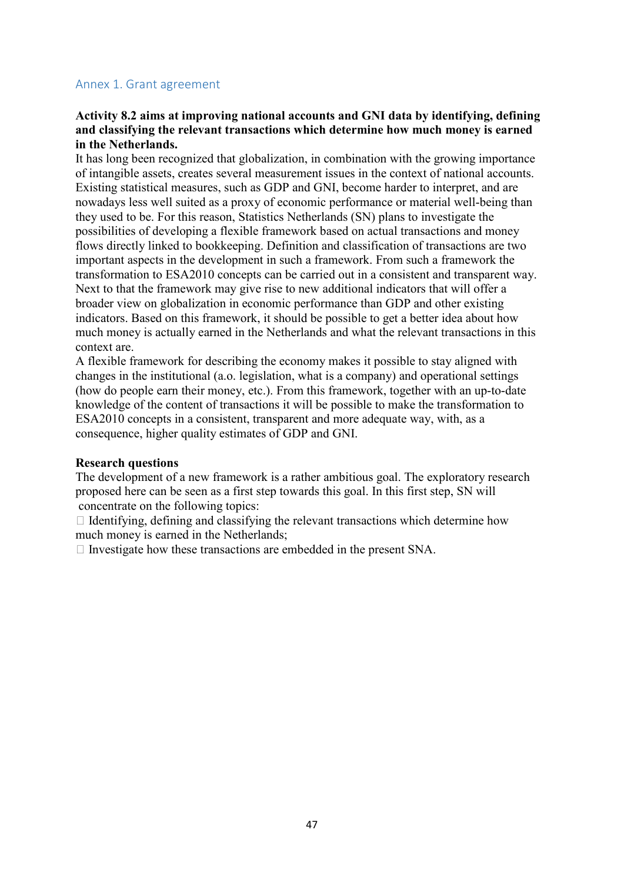## Annex 1. Grant agreement

**Activity 8.2 aims at improving national accounts and GNI data by identifying, defining and classifying the relevant transactions which determine how much money is earned in the Netherlands.**

It has long been recognized that globalization, in combination with the growing importance of intangible assets, creates several measurement issues in the context of national accounts. Existing statistical measures, such as GDP and GNI, become harder to interpret, and are nowadays less well suited as a proxy of economic performance or material well-being than they used to be. For this reason, Statistics Netherlands (SN) plans to investigate the possibilities of developing a flexible framework based on actual transactions and money flows directly linked to bookkeeping. Definition and classification of transactions are two important aspects in the development in such a framework. From such a framework the transformation to ESA2010 concepts can be carried out in a consistent and transparent way. Next to that the framework may give rise to new additional indicators that will offer a broader view on globalization in economic performance than GDP and other existing indicators. Based on this framework, it should be possible to get a better idea about how much money is actually earned in the Netherlands and what the relevant transactions in this context are.

A flexible framework for describing the economy makes it possible to stay aligned with changes in the institutional (a.o. legislation, what is a company) and operational settings (how do people earn their money, etc.). From this framework, together with an up-to-date knowledge of the content of transactions it will be possible to make the transformation to ESA2010 concepts in a consistent, transparent and more adequate way, with, as a consequence, higher quality estimates of GDP and GNI.

**Research questions**

The development of a new framework is a rather ambitious goal. The exploratory research proposed here can be seen as a first step towards this goal. In this first step, SN will concentrate on the following topics:

- Identifying, defining and classifying the relevant transactions which determine how much money is earned in the Netherlands;
- Investigate how these transactions are embedded in the present SNA.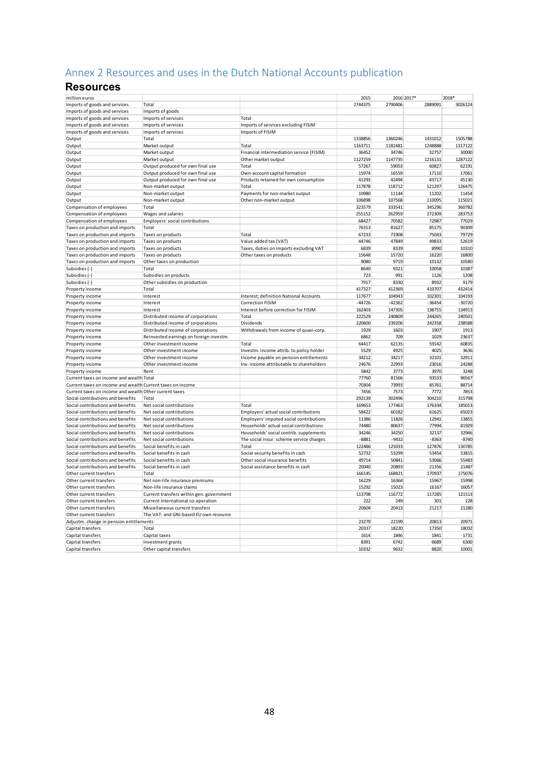# Annex 2 Resources and uses in the Dutch National Accounts publication

## Resources

| million euros | | | 2015 | 2016 | 2017* | 2018* |
|---|---|---|---|---|---|---|
| Imports of goods and services | Total | | 2744375 | 2790406 | 2889091 | 3026124 |
| Imports of goods and services | Imports of goods | | | | | |
| Imports of goods and services | Imports of services | Total | | | | |
| Imports of goods and services | Imports of services | Imports of services excluding FISIM | | | | |
| Imports of goods and services | Imports of services | Imports of FISIM | | | | |
| Output | Total | | 1338856 | 1360246 | 1431012 | 1505788 |
| Output | Market output | Total | 1163711 | 1182481 | 1248888 | 1317122 |
| Output | Market output | Financial intermediation service (FISIM) | 36452 | 34746 | 32757 | 30000 |
| Output | Market output | Other market output | 1127259 | 1147735 | 1216131 | 1287122 |
| Output | Output produced for own final use | Total | 57267 | 59053 | 60827 | 62191 |
| Output | Output produced for own final use | Own-account capital formation | 15974 | 16559 | 17110 | 17061 |
| Output | Output produced for own final use | Products retained for own consumption | 41293 | 42494 | 43717 | 45130 |
| Output | Non-market output | Total | 117878 | 118712 | 121297 | 126475 |
| Output | Non-market output | Payments for non-market output | 10980 | 11144 | 11202 | 11454 |
| Output | Non-market output | Other non-market output | 106898 | 107568 | 110095 | 115021 |
| Compensation of employees | Total | | 323579 | 333541 | 345296 | 360782 |
| Compensation of employees | Wages and salaries | | 255152 | 262959 | 272309 | 283753 |
| Compensation of employees | Employers' social contributions | | 68427 | 70582 | 72987 | 77029 |
| Taxes on production and imports | Total | | 76313 | 81627 | 85175 | 90309 |
| Taxes on production and imports | Taxes on products | Total | 67233 | 71908 | 75043 | 79729 |
| Taxes on production and imports | Taxes on products | Value added tax (VAT) | 44746 | 47849 | 49833 | 52619 |
| Taxes on production and imports | Taxes on products | Taxes, duties on imports excluding VAT | 6839 | 8339 | 8990 | 10310 |
| Taxes on production and imports | Taxes on products | Other taxes on products | 15648 | 15720 | 16220 | 16800 |
| Taxes on production and imports | Other taxes on production | | 9080 | 9719 | 10132 | 10580 |
| Subsidies (-) | Total | | 8640 | 9321 | 10058 | 10387 |
| Subsidies (-) | Subsidies on products | | 723 | 991 | 1126 | 1208 |
| Subsidies (-) | Other subsidies on production | | 7917 | 8330 | 8932 | 9179 |
| Property income | Total | | 417327 | 412369 | 410707 | 432414 |
| Property income | Interest | Interest; definition National Accounts | 117677 | 104943 | 102301 | 104193 |
| Property income | Interest | Correction FISIM | -44726 | -42362 | -36454 | -30720 |
| Property income | Interest | Interest before correction for FISIM | 162403 | 147305 | 138755 | 134913 |
| Property income | Distributed income of corporations | Total | 222529 | 240809 | 244265 | 240501 |
| Property income | Distributed income of corporations | Dividends | 220600 | 239206 | 242358 | 238588 |
| Property income | Distributed income of corporations | Withdrawals from income of quasi-corp. | 1929 | 1603 | 1907 | 1913 |
| Property income | Reinvested earnings on foreign investm. | | 6862 | 709 | 1029 | 23637 |
| Property income | Other investment income | Total | 64417 | 62135 | 59142 | 60835 |
| Property income | Other investment income | Investm. income attrib. to policy holder | 5529 | 4925 | 4025 | 3636 |
| Property income | Other investment income | Income payable on pension entitlements | 34212 | 34217 | 32101 | 32911 |
| Property income | Other investment income | Inv. income attributable to shareholders | 24676 | 22993 | 23016 | 24288 |
| Property income | Rent | | 5842 | 3773 | 3970 | 3248 |
| Current taxes on income and wealth | Total | | 77760 | 81566 | 93533 | 96567 |
| Current taxes on income and wealth | Current taxes on income | | 70304 | 73993 | 85761 | 88714 |
| Current taxes on income and wealth | Other current taxes | | 7456 | 7573 | 7772 | 7853 |
| Social contributions and benefits | Total | | 292139 | 302496 | 304210 | 315798 |
| Social contributions and benefits | Net social contributions | Total | 169653 | 177463 | 176334 | 185013 |
| Social contributions and benefits | Net social contributions | Employers' actual social contributions | 58422 | 60182 | 61625 | 65023 |
| Social contributions and benefits | Net social contributions | Employers' imputed social contributions | 11386 | 11826 | 12941 | 13855 |
| Social contributions and benefits | Net social contributions | Households' actual social contributions | 74480 | 80637 | 77994 | 81929 |
| Social contributions and benefits | Net social contributions | Households' social contrib. supplements | 34246 | 34250 | 32137 | 32946 |
| Social contributions and benefits | Net social contributions | The social insur. scheme service charges | -8881 | -9432 | -8363 | -8740 |
| Social contributions and benefits | Social benefits in cash | Total | 122486 | 125033 | 127876 | 130785 |
| Social contributions and benefits | Social benefits in cash | Social security benefits in cash | 52732 | 53299 | 53454 | 53815 |
| Social contributions and benefits | Social benefits in cash | Other social insurance benefits | 49714 | 50841 | 53066 | 55483 |
| Social contributions and benefits | Social benefits in cash | Social assistance benefits in cash | 20040 | 20893 | 21356 | 21487 |
| Other current transfers | Total | | 166145 | 168821 | 170937 | 175076 |
| Other current transfers | Net non-life insurance premiums | | 16229 | 16364 | 15967 | 15998 |
| Other current transfers | Non-life insurance claims | | 15292 | 15023 | 16167 | 16057 |
| Other current transfers | Current transfers within gen. government | | 113798 | 116772 | 117285 | 121513 |
| Other current transfers | Current international co-operation | | 222 | 249 | 301 | 228 |
| Other current transfers | Miscellaneous current transfers | | 20604 | 20413 | 21217 | 21280 |
| Other current transfers | The VAT- and GNI-based EU own resource | | | | | |
| Adjustm. change in pension entitlements | | | 23279 | 22199 | 20813 | 20971 |
| Capital transfers | Total | | 20337 | 18220 | 17350 | 18032 |
| Capital transfers | Capital taxes | | 1614 | 1846 | 1841 | 1731 |
| Capital transfers | Investment grants | | 8391 | 6742 | 6689 | 6300 |
| Capital transfers | Other capital transfers | | 10332 | 9632 | 8820 | 10001 |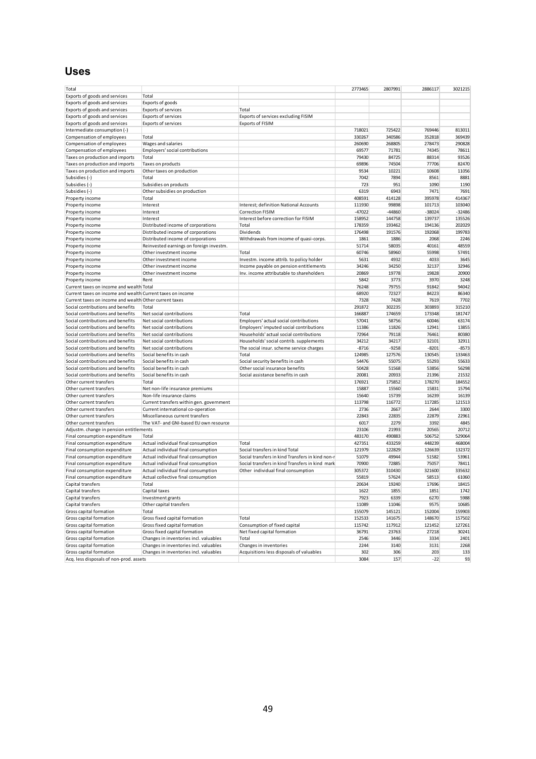## Uses

| | | | | | | |
|---|---|---|---|---|---|---|
| Total | | | 2773465 | 2807991 | 2886117 | 3021215 |
| Exports of goods and services | Total | | | | | |
| Exports of goods and services | Exports of goods | | | | | |
| Exports of goods and services | Exports of services | Total | | | | |
| Exports of goods and services | Exports of services | Exports of services excluding FISIM | | | | |
| Exports of goods and services | Exports of services | Exports of FISIM | | | | |
| Intermediate consumption (-) | | | 718021 | 725422 | 769446 | 813011 |
| Compensation of employees | Total | | 330267 | 340586 | 352818 | 369439 |
| Compensation of employees | Wages and salaries | | 260690 | 268805 | 278473 | 290828 |
| Compensation of employees | Employers' social contributions | | 69577 | 71781 | 74345 | 78611 |
| Taxes on production and imports | Total | | 79430 | 84725 | 88314 | 93526 |
| Taxes on production and imports | Taxes on products | | 69896 | 74504 | 77706 | 82470 |
| Taxes on production and imports | Other taxes on production | | 9534 | 10221 | 10608 | 11056 |
| Subsidies (-) | Total | | 7042 | 7894 | 8561 | 8881 |
| Subsidies (-) | Subsidies on products | | 723 | 951 | 1090 | 1190 |
| Subsidies (-) | Other subsidies on production | | 6319 | 6943 | 7471 | 7691 |
| Property income | Total | | 408591 | 414128 | 395978 | 414367 |
| Property income | Interest | Interest; definition National Accounts | 111930 | 99898 | 101713 | 103040 |
| Property income | Interest | Correction FISIM | -47022 | -44860 | -38024 | -32486 |
| Property income | Interest | Interest before correction for FISIM | 158952 | 144758 | 139737 | 135526 |
| Property income | Distributed income of corporations | Total | 178359 | 193462 | 194136 | 202029 |
| Property income | Distributed income of corporations | Dividends | 176498 | 191576 | 192068 | 199783 |
| Property income | Distributed income of corporations | Withdrawals from income of quasi-corps. | 1861 | 1886 | 2068 | 2246 |
| Property income | Reinvested earnings on foreign investm. | | 51714 | 58035 | 40161 | 48559 |
| Property income | Other investment income | Total | 60746 | 58960 | 55998 | 57491 |
| Property income | Other investment income | Investm. income attrib. to policy holder | 5631 | 4932 | 4033 | 3645 |
| Property income | Other investment income | Income payable on pension entitlements | 34246 | 34250 | 32137 | 32946 |
| Property income | Other investment income | Inv. income attributable to shareholders | 20869 | 19778 | 19828 | 20900 |
| Property income | Rent | | 5842 | 3773 | 3970 | 3248 |
| Current taxes on income and wealth | Total | | 76248 | 79755 | 91842 | 94042 |
| Current taxes on income and wealth | Current taxes on income | | 68920 | 72327 | 84223 | 86340 |
| Current taxes on income and wealth | Other current taxes | | 7328 | 7428 | 7619 | 7702 |
| Social contributions and benefits | Total | | 291872 | 302235 | 303893 | 315210 |
| Social contributions and benefits | Net social contributions | Total | 166887 | 174659 | 173348 | 181747 |
| Social contributions and benefits | Net social contributions | Employers' actual social contributions | 57041 | 58756 | 60046 | 63174 |
| Social contributions and benefits | Net social contributions | Employers' imputed social contributions | 11386 | 11826 | 12941 | 13855 |
| Social contributions and benefits | Net social contributions | Households' actual social contributions | 72964 | 79118 | 76461 | 80380 |
| Social contributions and benefits | Net social contributions | Households' social contrib. supplements | 34212 | 34217 | 32101 | 32911 |
| Social contributions and benefits | Net social contributions | The social insur. scheme service charges | -8716 | -9258 | -8201 | -8573 |
| Social contributions and benefits | Social benefits in cash | Total | 124985 | 127576 | 130545 | 133463 |
| Social contributions and benefits | Social benefits in cash | Social security benefits in cash | 54476 | 55075 | 55293 | 55633 |
| Social contributions and benefits | Social benefits in cash | Other social insurance benefits | 50428 | 51568 | 53856 | 56298 |
| Social contributions and benefits | Social benefits in cash | Social assistance benefits in cash | 20081 | 20933 | 21396 | 21532 |
| Other current transfers | Total | | 176921 | 175852 | 178270 | 184552 |
| Other current transfers | Net non-life insurance premiums | | 15887 | 15560 | 15831 | 15794 |
| Other current transfers | Non-life insurance claims | | 15640 | 15739 | 16239 | 16139 |
| Other current transfers | Current transfers within gen. government | | 113798 | 116772 | 117285 | 121513 |
| Other current transfers | Current international co-operation | | 2736 | 2667 | 2644 | 3300 |
| Other current transfers | Miscellaneous current transfers | | 22843 | 22835 | 22879 | 22961 |
| Other current transfers | The VAT- and GNI-based EU own resource | | 6017 | 2279 | 3392 | 4845 |
| Adjustm. change in pension entitlements | | | 23106 | 21993 | 20565 | 20712 |
| Final consumption expenditure | Total | | 483170 | 490883 | 506752 | 529064 |
| Final consumption expenditure | Actual individual final consumption | Total | 427351 | 433259 | 448239 | 468004 |
| Final consumption expenditure | Actual individual final consumption | Social transfers in kind Total | 121979 | 122829 | 126639 | 132372 |
| Final consumption expenditure | Actual individual final consumption | Social transfers in kind Transfers in kind non-r | 51079 | 49944 | 51582 | 53961 |
| Final consumption expenditure | Actual individual final consumption | Social transfers in kind Transfers in kind mark | 70900 | 72885 | 75057 | 78411 |
| Final consumption expenditure | Actual individual final consumption | Other individual final consumption | 305372 | 310430 | 321600 | 335632 |
| Final consumption expenditure | Actual collective final consumption | | 55819 | 57624 | 58513 | 61060 |
| Capital transfers | Total | | 20634 | 19240 | 17696 | 18415 |
| Capital transfers | Capital taxes | | 1622 | 1855 | 1851 | 1742 |
| Capital transfers | Investment grants | | 7923 | 6339 | 6270 | 5988 |
| Capital transfers | Other capital transfers | | 11089 | 11046 | 9575 | 10685 |
| Gross capital formation | Total | | 155079 | 145121 | 152004 | 159903 |
| Gross capital formation | Gross fixed capital formation | Total | 152533 | 141675 | 148670 | 157502 |
| Gross capital formation | Gross fixed capital formation | Consumption of fixed capital | 115742 | 117912 | 121452 | 127261 |
| Gross capital formation | Gross fixed capital formation | Net fixed capital formation | 36791 | 23763 | 27218 | 30241 |
| Gross capital formation | Changes in inventories incl. valuables | Total | 2546 | 3446 | 3334 | 2401 |
| Gross capital formation | Changes in inventories incl. valuables | Changes in inventories | 2244 | 3140 | 3131 | 2268 |
| Gross capital formation | Changes in inventories incl. valuables | Acquisitions less disposals of valuables | 302 | 306 | 203 | 133 |
| Acq. less disposals of non-prod. assets | | | 3084 | 157 | -22 | 93 |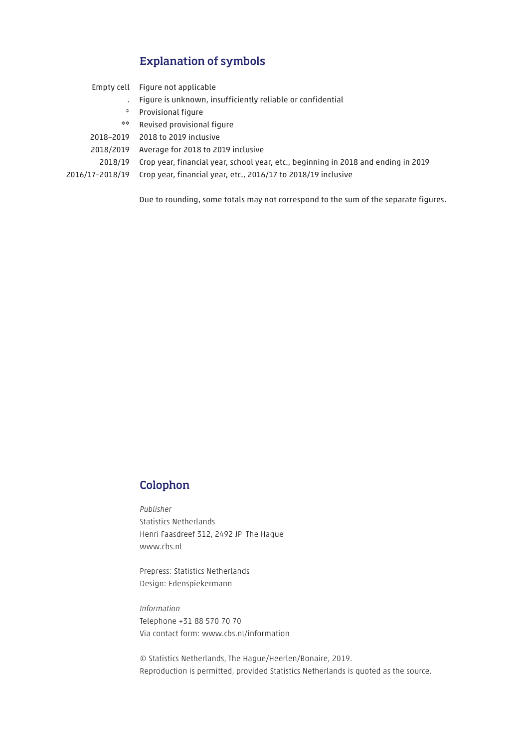## Explanation of symbols

| | |
|---|---|
| Empty cell | Figure not applicable |
| . | Figure is unknown, insufficiently reliable or confidential |
| * | Provisional figure |
| ** | Revised provisional figure |
| 2018–2019 | 2018 to 2019 inclusive |
| 2018/2019 | Average for 2018 to 2019 inclusive |
| 2018/19 | Crop year, financial year, school year, etc., beginning in 2018 and ending in 2019 |
| 2016/17–2018/19 | Crop year, financial year, etc., 2016/17 to 2018/19 inclusive |

Due to rounding, some totals may not correspond to the sum of the separate figures.

## Colophon

*Publisher*
Statistics Netherlands
Henri Faasdreef 312, 2492 JP The Hague
www.cbs.nl

Prepress: Statistics Netherlands
Design: Edenspiekermann

*Information*
Telephone +31 88 570 70 70
Via contact form: www.cbs.nl/information

© Statistics Netherlands, The Hague/Heerlen/Bonaire, 2019.
Reproduction is permitted, provided Statistics Netherlands is quoted as the source.